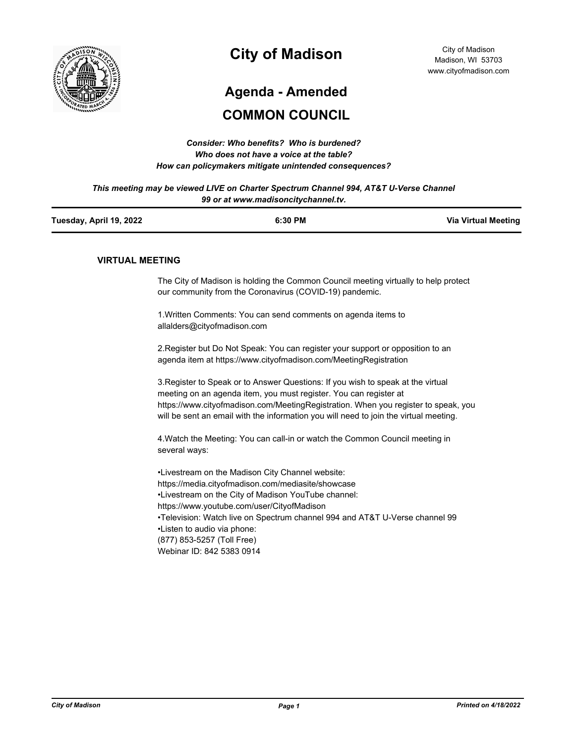# City of Madison

City of Madison
Madison, WI 53703
www.cityofmadison.com

## Agenda - Amended

## COMMON COUNCIL

***Consider: Who benefits? Who is burdened?***
***Who does not have a voice at the table?***
***How can policymakers mitigate unintended consequences?***

***This meeting may be viewed LIVE on Charter Spectrum Channel 994, AT&T U-Verse Channel 99 or at www.madisoncitychannel.tv.***

| **Tuesday, April 19, 2022** | **6:30 PM** | **Via Virtual Meeting** |
| --- | --- | --- |

### VIRTUAL MEETING

The City of Madison is holding the Common Council meeting virtually to help protect our community from the Coronavirus (COVID-19) pandemic.

1.Written Comments: You can send comments on agenda items to allalders@cityofmadison.com

2.Register but Do Not Speak: You can register your support or opposition to an agenda item at https://www.cityofmadison.com/MeetingRegistration

3.Register to Speak or to Answer Questions: If you wish to speak at the virtual meeting on an agenda item, you must register. You can register at https://www.cityofmadison.com/MeetingRegistration. When you register to speak, you will be sent an email with the information you will need to join the virtual meeting.

4.Watch the Meeting: You can call-in or watch the Common Council meeting in several ways:

•Livestream on the Madison City Channel website: https://media.cityofmadison.com/mediasite/showcase
•Livestream on the City of Madison YouTube channel: https://www.youtube.com/user/CityofMadison
•Television: Watch live on Spectrum channel 994 and AT&T U-Verse channel 99
•Listen to audio via phone:
(877) 853-5257 (Toll Free)
Webinar ID: 842 5383 0914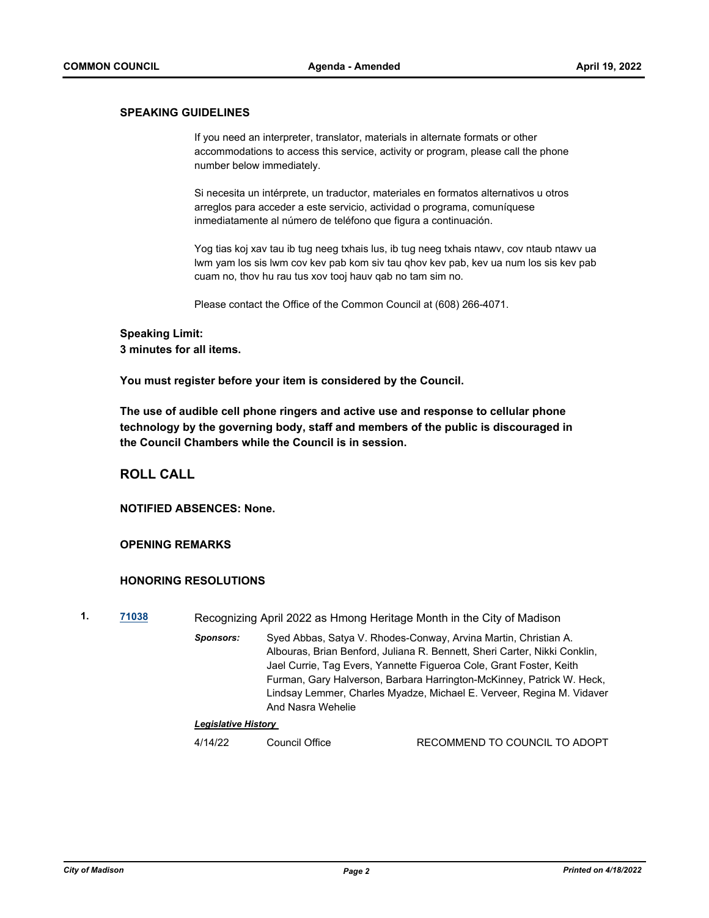### SPEAKING GUIDELINES

If you need an interpreter, translator, materials in alternate formats or other accommodations to access this service, activity or program, please call the phone number below immediately.

Si necesita un intérprete, un traductor, materiales en formatos alternativos u otros arreglos para acceder a este servicio, actividad o programa, comuníquese inmediatamente al número de teléfono que figura a continuación.

Yog tias koj xav tau ib tug neeg txhais lus, ib tug neeg txhais ntawv, cov ntaub ntawv ua lwm yam los sis lwm cov kev pab kom siv tau qhov kev pab, kev ua num los sis kev pab cuam no, thov hu rau tus xov tooj hauv qab no tam sim no.

Please contact the Office of the Common Council at (608) 266-4071.

**Speaking Limit:**
**3 minutes for all items.**

**You must register before your item is considered by the Council.**

**The use of audible cell phone ringers and active use and response to cellular phone technology by the governing body, staff and members of the public is discouraged in the Council Chambers while the Council is in session.**

## ROLL CALL

**NOTIFIED ABSENCES: None.**

### OPENING REMARKS

### HONORING RESOLUTIONS

**1.** **71038** Recognizing April 2022 as Hmong Heritage Month in the City of Madison

*Sponsors:* Syed Abbas, Satya V. Rhodes-Conway, Arvina Martin, Christian A. Albouras, Brian Benford, Juliana R. Bennett, Sheri Carter, Nikki Conklin, Jael Currie, Tag Evers, Yannette Figueroa Cole, Grant Foster, Keith Furman, Gary Halverson, Barbara Harrington-McKinney, Patrick W. Heck, Lindsay Lemmer, Charles Myadze, Michael E. Verveer, Regina M. Vidaver And Nasra Wehelie

***Legislative History***

4/14/22 Council Office RECOMMEND TO COUNCIL TO ADOPT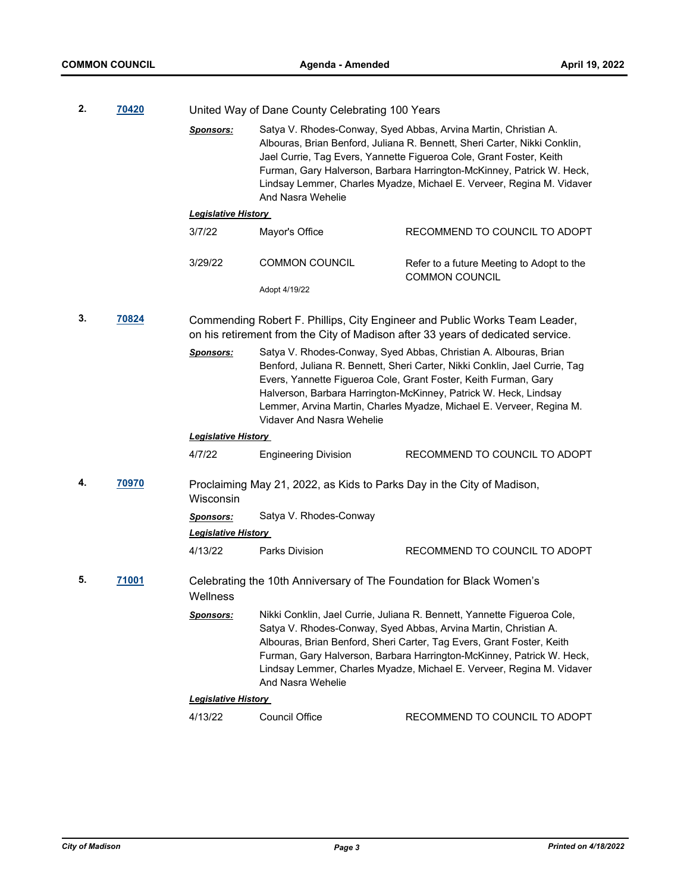**2.** **70420** United Way of Dane County Celebrating 100 Years

***Sponsors:*** Satya V. Rhodes-Conway, Syed Abbas, Arvina Martin, Christian A. Albouras, Brian Benford, Juliana R. Bennett, Sheri Carter, Nikki Conklin, Jael Currie, Tag Evers, Yannette Figueroa Cole, Grant Foster, Keith Furman, Gary Halverson, Barbara Harrington-McKinney, Patrick W. Heck, Lindsay Lemmer, Charles Myadze, Michael E. Verveer, Regina M. Vidaver And Nasra Wehelie

***Legislative History***

| | | |
|---|---|---|
| 3/7/22 | Mayor's Office | RECOMMEND TO COUNCIL TO ADOPT |
| 3/29/22 | COMMON COUNCIL<br>Adopt 4/19/22 | Refer to a future Meeting to Adopt to the COMMON COUNCIL |

**3.** **70824** Commending Robert F. Phillips, City Engineer and Public Works Team Leader, on his retirement from the City of Madison after 33 years of dedicated service.

***Sponsors:*** Satya V. Rhodes-Conway, Syed Abbas, Christian A. Albouras, Brian Benford, Juliana R. Bennett, Sheri Carter, Nikki Conklin, Jael Currie, Tag Evers, Yannette Figueroa Cole, Grant Foster, Keith Furman, Gary Halverson, Barbara Harrington-McKinney, Patrick W. Heck, Lindsay Lemmer, Arvina Martin, Charles Myadze, Michael E. Verveer, Regina M. Vidaver And Nasra Wehelie

***Legislative History***

| | | |
|---|---|---|
| 4/7/22 | Engineering Division | RECOMMEND TO COUNCIL TO ADOPT |

**4.** **70970** Proclaiming May 21, 2022, as Kids to Parks Day in the City of Madison, Wisconsin

***Sponsors:*** Satya V. Rhodes-Conway

***Legislative History***

| | | |
|---|---|---|
| 4/13/22 | Parks Division | RECOMMEND TO COUNCIL TO ADOPT |

**5.** **71001** Celebrating the 10th Anniversary of The Foundation for Black Women's Wellness

***Sponsors:*** Nikki Conklin, Jael Currie, Juliana R. Bennett, Yannette Figueroa Cole, Satya V. Rhodes-Conway, Syed Abbas, Arvina Martin, Christian A. Albouras, Brian Benford, Sheri Carter, Tag Evers, Grant Foster, Keith Furman, Gary Halverson, Barbara Harrington-McKinney, Patrick W. Heck, Lindsay Lemmer, Charles Myadze, Michael E. Verveer, Regina M. Vidaver And Nasra Wehelie

***Legislative History***

| | | |
|---|---|---|
| 4/13/22 | Council Office | RECOMMEND TO COUNCIL TO ADOPT |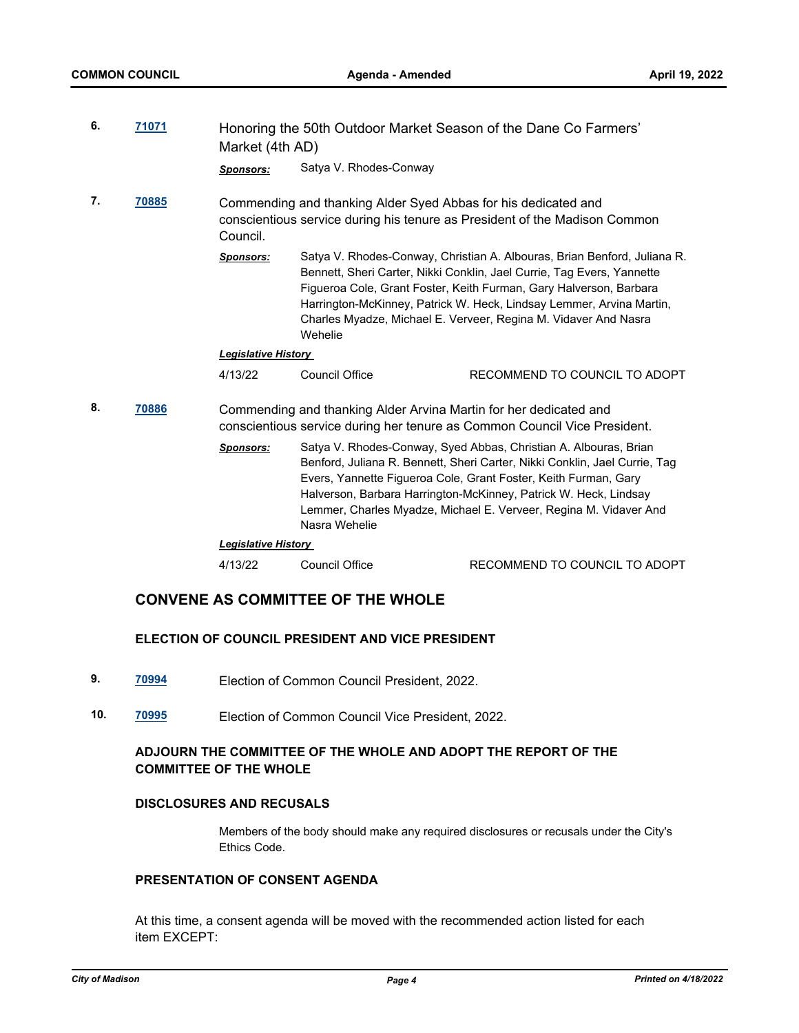**6.** **71071** Honoring the 50th Outdoor Market Season of the Dane Co Farmers' Market (4th AD)

***Sponsors:*** Satya V. Rhodes-Conway

**7.** **70885** Commending and thanking Alder Syed Abbas for his dedicated and conscientious service during his tenure as President of the Madison Common Council.

***Sponsors:*** Satya V. Rhodes-Conway, Christian A. Albouras, Brian Benford, Juliana R. Bennett, Sheri Carter, Nikki Conklin, Jael Currie, Tag Evers, Yannette Figueroa Cole, Grant Foster, Keith Furman, Gary Halverson, Barbara Harrington-McKinney, Patrick W. Heck, Lindsay Lemmer, Arvina Martin, Charles Myadze, Michael E. Verveer, Regina M. Vidaver And Nasra Wehelie

***Legislative History***

| | | |
|---|---|---|
| 4/13/22 | Council Office | RECOMMEND TO COUNCIL TO ADOPT |

**8.** **70886** Commending and thanking Alder Arvina Martin for her dedicated and conscientious service during her tenure as Common Council Vice President.

***Sponsors:*** Satya V. Rhodes-Conway, Syed Abbas, Christian A. Albouras, Brian Benford, Juliana R. Bennett, Sheri Carter, Nikki Conklin, Jael Currie, Tag Evers, Yannette Figueroa Cole, Grant Foster, Keith Furman, Gary Halverson, Barbara Harrington-McKinney, Patrick W. Heck, Lindsay Lemmer, Charles Myadze, Michael E. Verveer, Regina M. Vidaver And Nasra Wehelie

***Legislative History***

| | | |
|---|---|---|
| 4/13/22 | Council Office | RECOMMEND TO COUNCIL TO ADOPT |

## CONVENE AS COMMITTEE OF THE WHOLE

### ELECTION OF COUNCIL PRESIDENT AND VICE PRESIDENT

**9.** **70994** Election of Common Council President, 2022.

**10.** **70995** Election of Common Council Vice President, 2022.

### ADJOURN THE COMMITTEE OF THE WHOLE AND ADOPT THE REPORT OF THE COMMITTEE OF THE WHOLE

### DISCLOSURES AND RECUSALS

Members of the body should make any required disclosures or recusals under the City's Ethics Code.

### PRESENTATION OF CONSENT AGENDA

At this time, a consent agenda will be moved with the recommended action listed for each item EXCEPT: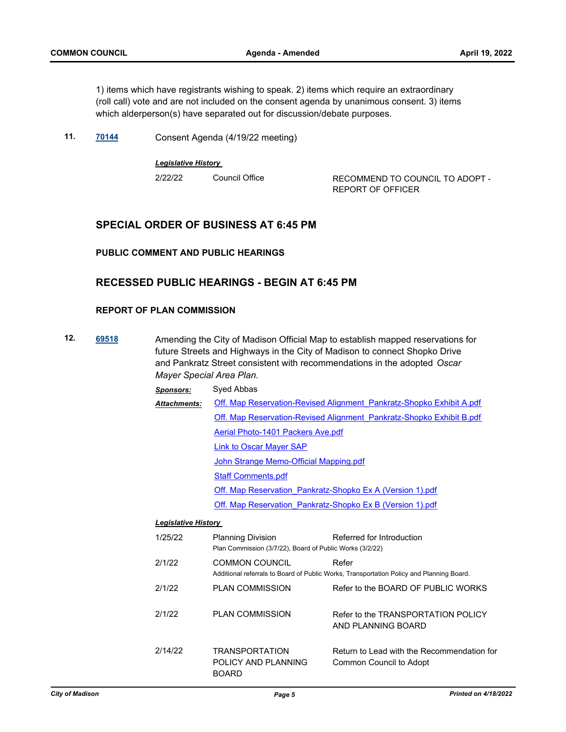1) items which have registrants wishing to speak. 2) items which require an extraordinary (roll call) vote and are not included on the consent agenda by unanimous consent. 3) items which alderperson(s) have separated out for discussion/debate purposes.

**11.** [70144](70144) Consent Agenda (4/19/22 meeting)

***Legislative History***

| | | |
|---|---|---|
| 2/22/22 | Council Office | RECOMMEND TO COUNCIL TO ADOPT - REPORT OF OFFICER |

## SPECIAL ORDER OF BUSINESS AT 6:45 PM

### PUBLIC COMMENT AND PUBLIC HEARINGS

## RECESSED PUBLIC HEARINGS - BEGIN AT 6:45 PM

### REPORT OF PLAN COMMISSION

**12.** [69518](69518) Amending the City of Madison Official Map to establish mapped reservations for future Streets and Highways in the City of Madison to connect Shopko Drive and Pankratz Street consistent with recommendations in the adopted *Oscar Mayer Special Area Plan*.

***Sponsors:*** Syed Abbas

***Attachments:***
- Off. Map Reservation-Revised Alignment_Pankratz-Shopko Exhibit A.pdf
- Off. Map Reservation-Revised Alignment_Pankratz-Shopko Exhibit B.pdf
- Aerial Photo-1401 Packers Ave.pdf
- Link to Oscar Mayer SAP
- John Strange Memo-Official Mapping.pdf
- Staff Comments.pdf
- Off. Map Reservation_Pankratz-Shopko Ex A (Version 1).pdf
- Off. Map Reservation_Pankratz-Shopko Ex B (Version 1).pdf

***Legislative History***

| | | |
|---|---|---|
| 1/25/22 | Planning Division<br>Plan Commission (3/7/22), Board of Public Works (3/2/22) | Referred for Introduction |
| 2/1/22 | COMMON COUNCIL<br>Additional referrals to Board of Public Works, Transportation Policy and Planning Board. | Refer |
| 2/1/22 | PLAN COMMISSION | Refer to the BOARD OF PUBLIC WORKS |
| 2/1/22 | PLAN COMMISSION | Refer to the TRANSPORTATION POLICY AND PLANNING BOARD |
| 2/14/22 | TRANSPORTATION POLICY AND PLANNING BOARD | Return to Lead with the Recommendation for Common Council to Adopt |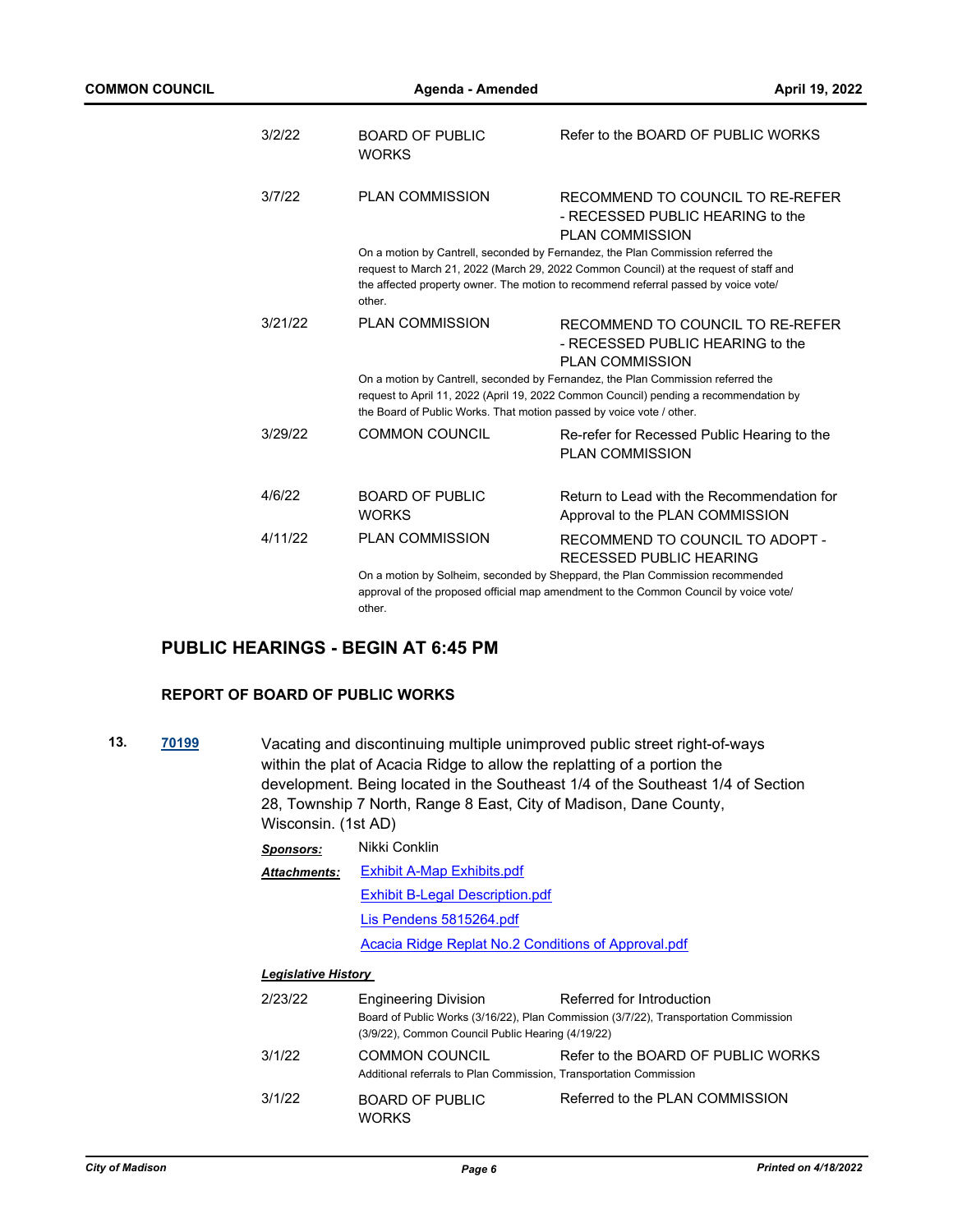| | | |
|---|---|---|
| 3/2/22 | BOARD OF PUBLIC WORKS | Refer to the BOARD OF PUBLIC WORKS |
| 3/7/22 | PLAN COMMISSION | RECOMMEND TO COUNCIL TO RE-REFER - RECESSED PUBLIC HEARING to the PLAN COMMISSION |
| | On a motion by Cantrell, seconded by Fernandez, the Plan Commission referred the request to March 21, 2022 (March 29, 2022 Common Council) at the request of staff and the affected property owner. The motion to recommend referral passed by voice vote/ other. | |
| 3/21/22 | PLAN COMMISSION | RECOMMEND TO COUNCIL TO RE-REFER - RECESSED PUBLIC HEARING to the PLAN COMMISSION |
| | On a motion by Cantrell, seconded by Fernandez, the Plan Commission referred the request to April 11, 2022 (April 19, 2022 Common Council) pending a recommendation by the Board of Public Works. That motion passed by voice vote / other. | |
| 3/29/22 | COMMON COUNCIL | Re-refer for Recessed Public Hearing to the PLAN COMMISSION |
| 4/6/22 | BOARD OF PUBLIC WORKS | Return to Lead with the Recommendation for Approval to the PLAN COMMISSION |
| 4/11/22 | PLAN COMMISSION | RECOMMEND TO COUNCIL TO ADOPT - RECESSED PUBLIC HEARING |
| | On a motion by Solheim, seconded by Sheppard, the Plan Commission recommended approval of the proposed official map amendment to the Common Council by voice vote/ other. | |

## PUBLIC HEARINGS - BEGIN AT 6:45 PM

### REPORT OF BOARD OF PUBLIC WORKS

**13.** **70199** Vacating and discontinuing multiple unimproved public street right-of-ways within the plat of Acacia Ridge to allow the replatting of a portion the development. Being located in the Southeast 1/4 of the Southeast 1/4 of Section 28, Township 7 North, Range 8 East, City of Madison, Dane County, Wisconsin. (1st AD)

***Sponsors:*** Nikki Conklin

***Attachments:*** Exhibit A-Map Exhibits.pdf
Exhibit B-Legal Description.pdf
Lis Pendens 5815264.pdf
Acacia Ridge Replat No.2 Conditions of Approval.pdf

***Legislative History***

| | | |
|---|---|---|
| 2/23/22 | Engineering Division | Referred for Introduction |
| | Board of Public Works (3/16/22), Plan Commission (3/7/22), Transportation Commission (3/9/22), Common Council Public Hearing (4/19/22) | |
| 3/1/22 | COMMON COUNCIL | Refer to the BOARD OF PUBLIC WORKS |
| | Additional referrals to Plan Commission, Transportation Commission | |
| 3/1/22 | BOARD OF PUBLIC WORKS | Referred to the PLAN COMMISSION |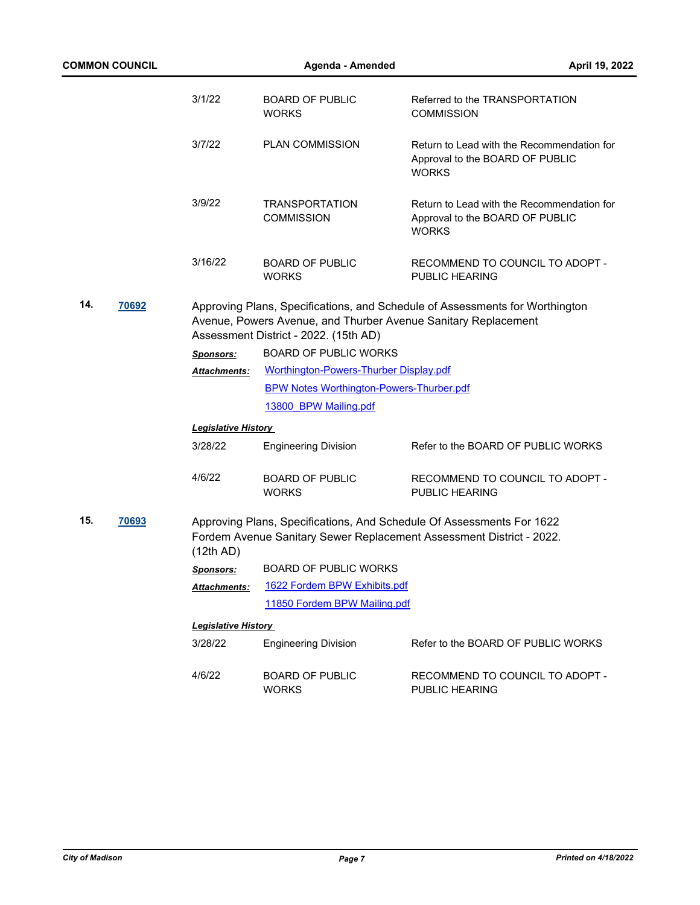| | | |
|---|---|---|
| 3/1/22 | BOARD OF PUBLIC WORKS | Referred to the TRANSPORTATION COMMISSION |
| 3/7/22 | PLAN COMMISSION | Return to Lead with the Recommendation for Approval to the BOARD OF PUBLIC WORKS |
| 3/9/22 | TRANSPORTATION COMMISSION | Return to Lead with the Recommendation for Approval to the BOARD OF PUBLIC WORKS |
| 3/16/22 | BOARD OF PUBLIC WORKS | RECOMMEND TO COUNCIL TO ADOPT - PUBLIC HEARING |

**14.** **70692** Approving Plans, Specifications, and Schedule of Assessments for Worthington Avenue, Powers Avenue, and Thurber Avenue Sanitary Replacement Assessment District - 2022. (15th AD)

***Sponsors:*** BOARD OF PUBLIC WORKS

***Attachments:*** Worthington-Powers-Thurber Display.pdf
BPW Notes Worthington-Powers-Thurber.pdf
13800_BPW Mailing.pdf

***Legislative History***

| | | |
|---|---|---|
| 3/28/22 | Engineering Division | Refer to the BOARD OF PUBLIC WORKS |
| 4/6/22 | BOARD OF PUBLIC WORKS | RECOMMEND TO COUNCIL TO ADOPT - PUBLIC HEARING |

**15.** **70693** Approving Plans, Specifications, And Schedule Of Assessments For 1622 Fordem Avenue Sanitary Sewer Replacement Assessment District - 2022. (12th AD)

***Sponsors:*** BOARD OF PUBLIC WORKS

***Attachments:*** 1622 Fordem BPW Exhibits.pdf
11850 Fordem BPW Mailing.pdf

***Legislative History***

| | | |
|---|---|---|
| 3/28/22 | Engineering Division | Refer to the BOARD OF PUBLIC WORKS |
| 4/6/22 | BOARD OF PUBLIC WORKS | RECOMMEND TO COUNCIL TO ADOPT - PUBLIC HEARING |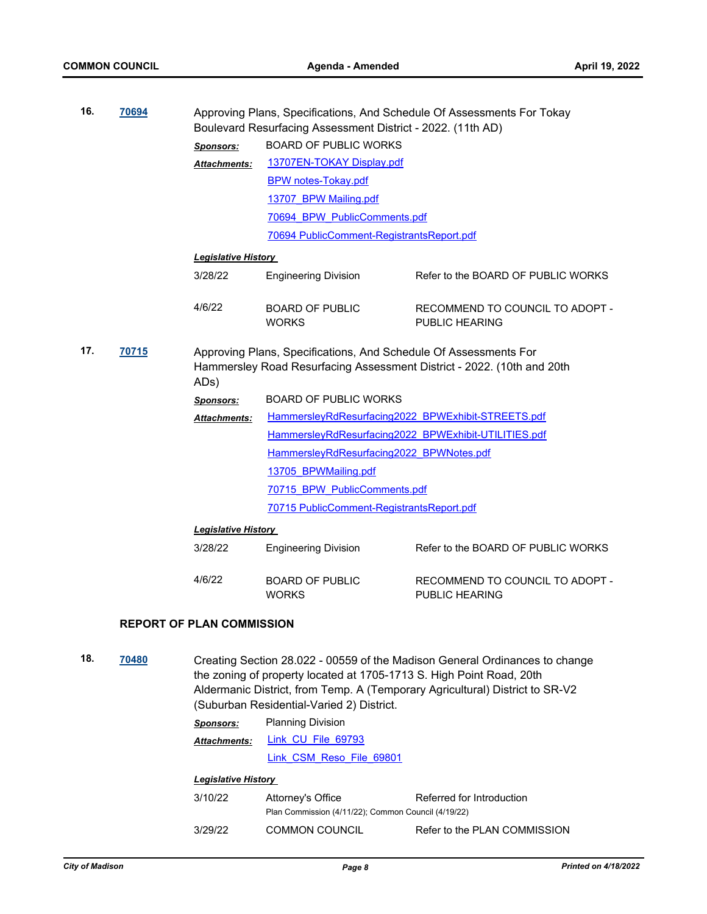16. **70694** Approving Plans, Specifications, And Schedule Of Assessments For Tokay Boulevard Resurfacing Assessment District - 2022. (11th AD)

***Sponsors:*** BOARD OF PUBLIC WORKS

***Attachments:*** 13707EN-TOKAY Display.pdf
BPW notes-Tokay.pdf
13707_BPW Mailing.pdf
70694_BPW_PublicComments.pdf
70694 PublicComment-RegistrantsReport.pdf

***Legislative History***

| | | |
|---|---|---|
| 3/28/22 | Engineering Division | Refer to the BOARD OF PUBLIC WORKS |
| 4/6/22 | BOARD OF PUBLIC WORKS | RECOMMEND TO COUNCIL TO ADOPT - PUBLIC HEARING |

17. **70715** Approving Plans, Specifications, And Schedule Of Assessments For Hammersley Road Resurfacing Assessment District - 2022. (10th and 20th ADs)

***Sponsors:*** BOARD OF PUBLIC WORKS

***Attachments:*** HammersleyRdResurfacing2022_BPWExhibit-STREETS.pdf
HammersleyRdResurfacing2022_BPWExhibit-UTILITIES.pdf
HammersleyRdResurfacing2022_BPWNotes.pdf
13705_BPWMailing.pdf
70715_BPW_PublicComments.pdf
70715 PublicComment-RegistrantsReport.pdf

***Legislative History***

| | | |
|---|---|---|
| 3/28/22 | Engineering Division | Refer to the BOARD OF PUBLIC WORKS |
| 4/6/22 | BOARD OF PUBLIC WORKS | RECOMMEND TO COUNCIL TO ADOPT - PUBLIC HEARING |

## REPORT OF PLAN COMMISSION

18. **70480** Creating Section 28.022 - 00559 of the Madison General Ordinances to change the zoning of property located at 1705-1713 S. High Point Road, 20th Aldermanic District, from Temp. A (Temporary Agricultural) District to SR-V2 (Suburban Residential-Varied 2) District.

***Sponsors:*** Planning Division

***Attachments:*** Link_CU_File_69793
Link_CSM_Reso_File_69801

***Legislative History***

| | | |
|---|---|---|
| 3/10/22 | Attorney's Office | Referred for Introduction |
| | Plan Commission (4/11/22); Common Council (4/19/22) | |
| 3/29/22 | COMMON COUNCIL | Refer to the PLAN COMMISSION |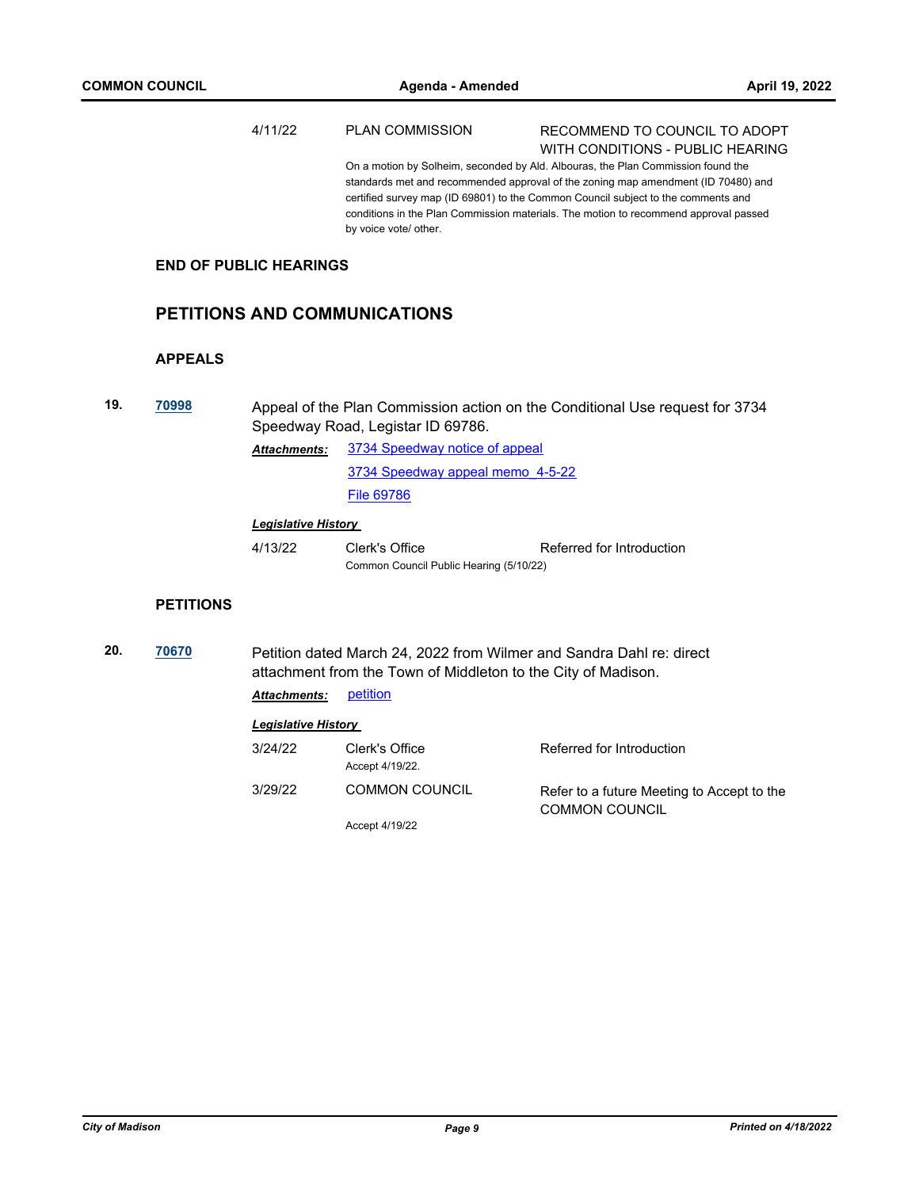| | | |
|---|---|---|
| 4/11/22 | PLAN COMMISSION | RECOMMEND TO COUNCIL TO ADOPT WITH CONDITIONS - PUBLIC HEARING |

On a motion by Solheim, seconded by Ald. Albouras, the Plan Commission found the standards met and recommended approval of the zoning map amendment (ID 70480) and certified survey map (ID 69801) to the Common Council subject to the comments and conditions in the Plan Commission materials. The motion to recommend approval passed by voice vote/ other.

### END OF PUBLIC HEARINGS

## PETITIONS AND COMMUNICATIONS

### APPEALS

**19.** **70998** Appeal of the Plan Commission action on the Conditional Use request for 3734 Speedway Road, Legistar ID 69786.

***Attachments:*** 3734 Speedway notice of appeal
3734 Speedway appeal memo_4-5-22
File 69786

***Legislative History***

| | | |
|---|---|---|
| 4/13/22 | Clerk's Office | Referred for Introduction |

Common Council Public Hearing (5/10/22)

### PETITIONS

**20.** **70670** Petition dated March 24, 2022 from Wilmer and Sandra Dahl re: direct attachment from the Town of Middleton to the City of Madison.

***Attachments:*** petition

***Legislative History***

| | | |
|---|---|---|
| 3/24/22 | Clerk's Office | Referred for Introduction |

Accept 4/19/22.

| | | |
|---|---|---|
| 3/29/22 | COMMON COUNCIL | Refer to a future Meeting to Accept to the COMMON COUNCIL |

Accept 4/19/22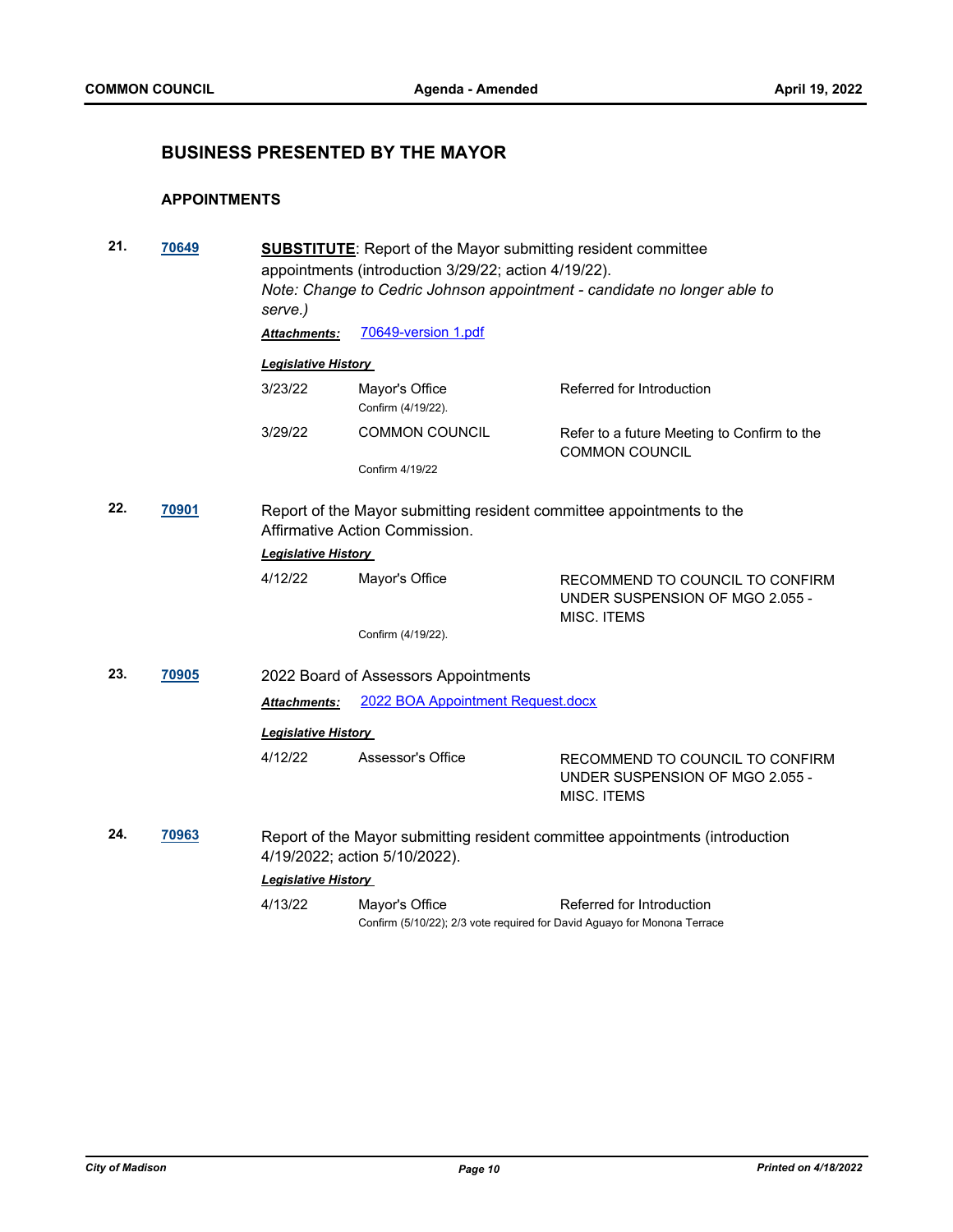## BUSINESS PRESENTED BY THE MAYOR

### APPOINTMENTS

**21.** **70649** **SUBSTITUTE**: Report of the Mayor submitting resident committee appointments (introduction 3/29/22; action 4/19/22).
*Note: Change to Cedric Johnson appointment - candidate no longer able to serve.)*

***Attachments:*** 70649-version 1.pdf

***Legislative History***

| | | |
|---|---|---|
| 3/23/22 | Mayor's Office<br>Confirm (4/19/22). | Referred for Introduction |
| 3/29/22 | COMMON COUNCIL<br>Confirm 4/19/22 | Refer to a future Meeting to Confirm to the COMMON COUNCIL |

**22.** **70901** Report of the Mayor submitting resident committee appointments to the Affirmative Action Commission.

***Legislative History***

| | | |
|---|---|---|
| 4/12/22 | Mayor's Office<br>Confirm (4/19/22). | RECOMMEND TO COUNCIL TO CONFIRM UNDER SUSPENSION OF MGO 2.055 - MISC. ITEMS |

**23.** **70905** 2022 Board of Assessors Appointments

***Attachments:*** 2022 BOA Appointment Request.docx

***Legislative History***

| | | |
|---|---|---|
| 4/12/22 | Assessor's Office | RECOMMEND TO COUNCIL TO CONFIRM UNDER SUSPENSION OF MGO 2.055 - MISC. ITEMS |

**24.** **70963** Report of the Mayor submitting resident committee appointments (introduction 4/19/2022; action 5/10/2022).

***Legislative History***

| | | |
|---|---|---|
| 4/13/22 | Mayor's Office<br>Confirm (5/10/22); 2/3 vote required for David Aguayo for Monona Terrace | Referred for Introduction |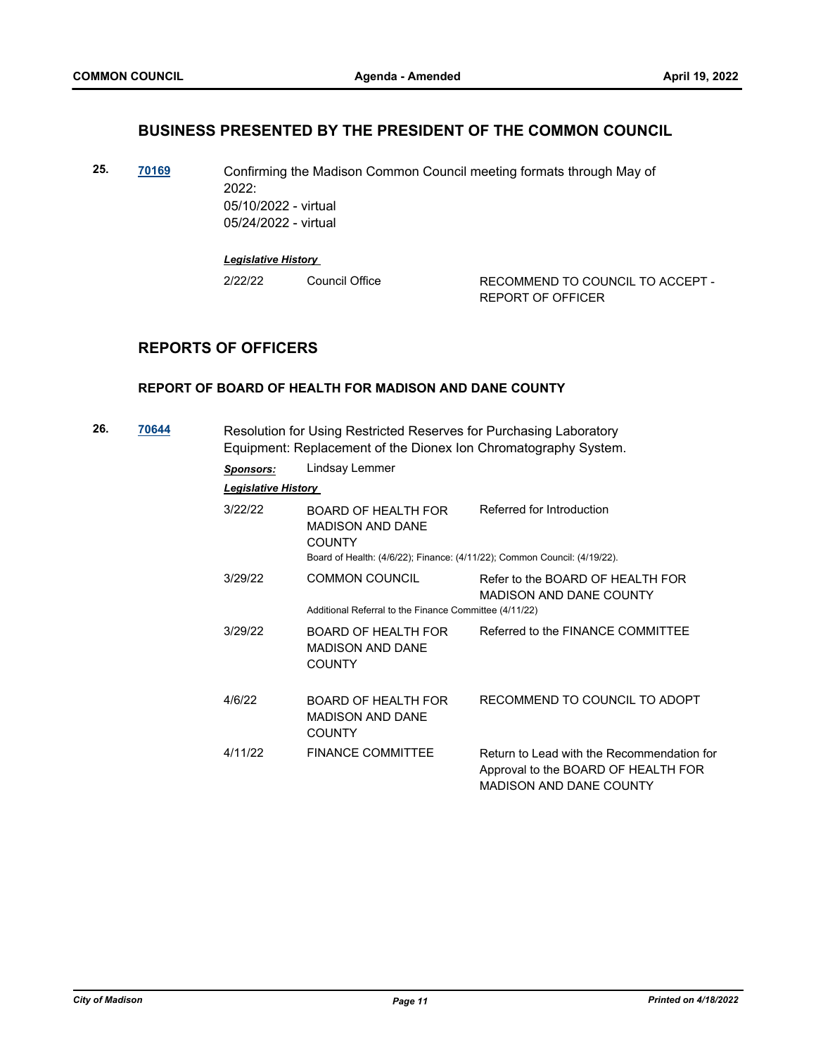## BUSINESS PRESENTED BY THE PRESIDENT OF THE COMMON COUNCIL

**25.** **70169** Confirming the Madison Common Council meeting formats through May of 2022:
05/10/2022 - virtual
05/24/2022 - virtual

***Legislative History***

| Date | Body | Action |
|---|---|---|
| 2/22/22 | Council Office | RECOMMEND TO COUNCIL TO ACCEPT - REPORT OF OFFICER |

## REPORTS OF OFFICERS

### REPORT OF BOARD OF HEALTH FOR MADISON AND DANE COUNTY

**26.** **70644** Resolution for Using Restricted Reserves for Purchasing Laboratory Equipment: Replacement of the Dionex Ion Chromatography System.

***Sponsors:*** Lindsay Lemmer

***Legislative History***

| Date | Body | Action |
|---|---|---|
| 3/22/22 | BOARD OF HEALTH FOR MADISON AND DANE COUNTY | Referred for Introduction |
| | Board of Health: (4/6/22); Finance: (4/11/22); Common Council: (4/19/22). | |
| 3/29/22 | COMMON COUNCIL | Refer to the BOARD OF HEALTH FOR MADISON AND DANE COUNTY |
| | Additional Referral to the Finance Committee (4/11/22) | |
| 3/29/22 | BOARD OF HEALTH FOR MADISON AND DANE COUNTY | Referred to the FINANCE COMMITTEE |
| 4/6/22 | BOARD OF HEALTH FOR MADISON AND DANE COUNTY | RECOMMEND TO COUNCIL TO ADOPT |
| 4/11/22 | FINANCE COMMITTEE | Return to Lead with the Recommendation for Approval to the BOARD OF HEALTH FOR MADISON AND DANE COUNTY |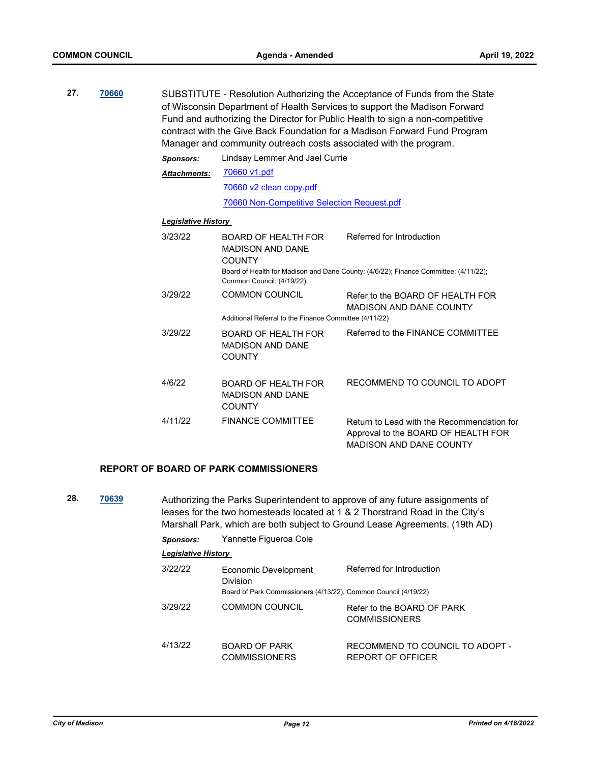**27.** **70660** SUBSTITUTE - Resolution Authorizing the Acceptance of Funds from the State of Wisconsin Department of Health Services to support the Madison Forward Fund and authorizing the Director for Public Health to sign a non-competitive contract with the Give Back Foundation for a Madison Forward Fund Program Manager and community outreach costs associated with the program.

***Sponsors:*** Lindsay Lemmer And Jael Currie

***Attachments:*** 70660 v1.pdf
70660 v2 clean copy.pdf
70660 Non-Competitive Selection Request.pdf

***Legislative History***

| Date | Body | Action |
|---|---|---|
| 3/23/22 | BOARD OF HEALTH FOR MADISON AND DANE COUNTY | Referred for Introduction |
| | Board of Health for Madison and Dane County: (4/6/22); Finance Committee: (4/11/22); Common Council: (4/19/22). | |
| 3/29/22 | COMMON COUNCIL | Refer to the BOARD OF HEALTH FOR MADISON AND DANE COUNTY |
| | Additional Referral to the Finance Committee (4/11/22) | |
| 3/29/22 | BOARD OF HEALTH FOR MADISON AND DANE COUNTY | Referred to the FINANCE COMMITTEE |
| 4/6/22 | BOARD OF HEALTH FOR MADISON AND DANE COUNTY | RECOMMEND TO COUNCIL TO ADOPT |
| 4/11/22 | FINANCE COMMITTEE | Return to Lead with the Recommendation for Approval to the BOARD OF HEALTH FOR MADISON AND DANE COUNTY |

**REPORT OF BOARD OF PARK COMMISSIONERS**

**28.** **70639** Authorizing the Parks Superintendent to approve of any future assignments of leases for the two homesteads located at 1 & 2 Thorstrand Road in the City's Marshall Park, which are both subject to Ground Lease Agreements. (19th AD)

***Sponsors:*** Yannette Figueroa Cole

***Legislative History***

| Date | Body | Action |
|---|---|---|
| 3/22/22 | Economic Development Division | Referred for Introduction |
| | Board of Park Commissioners (4/13/22), Common Council (4/19/22) | |
| 3/29/22 | COMMON COUNCIL | Refer to the BOARD OF PARK COMMISSIONERS |
| 4/13/22 | BOARD OF PARK COMMISSIONERS | RECOMMEND TO COUNCIL TO ADOPT - REPORT OF OFFICER |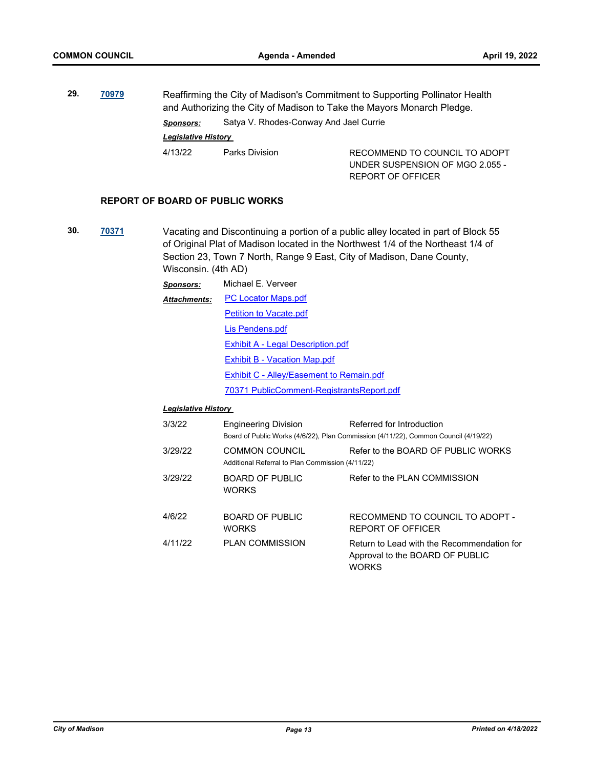**29.** **70979** Reaffirming the City of Madison's Commitment to Supporting Pollinator Health and Authorizing the City of Madison to Take the Mayors Monarch Pledge.

***Sponsors:*** Satya V. Rhodes-Conway And Jael Currie

***Legislative History***

| | | |
|---|---|---|
| 4/13/22 | Parks Division | RECOMMEND TO COUNCIL TO ADOPT UNDER SUSPENSION OF MGO 2.055 - REPORT OF OFFICER |

### REPORT OF BOARD OF PUBLIC WORKS

**30.** **70371** Vacating and Discontinuing a portion of a public alley located in part of Block 55 of Original Plat of Madison located in the Northwest 1/4 of the Northeast 1/4 of Section 23, Town 7 North, Range 9 East, City of Madison, Dane County, Wisconsin. (4th AD)

***Sponsors:*** Michael E. Verveer

***Attachments:***
- PC Locator Maps.pdf
- Petition to Vacate.pdf
- Lis Pendens.pdf
- Exhibit A - Legal Description.pdf
- Exhibit B - Vacation Map.pdf
- Exhibit C - Alley/Easement to Remain.pdf
- 70371 PublicComment-RegistrantsReport.pdf

***Legislative History***

| | | |
|---|---|---|
| 3/3/22 | Engineering Division | Referred for Introduction |
| | Board of Public Works (4/6/22), Plan Commission (4/11/22), Common Council (4/19/22) | |
| 3/29/22 | COMMON COUNCIL | Refer to the BOARD OF PUBLIC WORKS |
| | Additional Referral to Plan Commission (4/11/22) | |
| 3/29/22 | BOARD OF PUBLIC WORKS | Refer to the PLAN COMMISSION |
| 4/6/22 | BOARD OF PUBLIC WORKS | RECOMMEND TO COUNCIL TO ADOPT - REPORT OF OFFICER |
| 4/11/22 | PLAN COMMISSION | Return to Lead with the Recommendation for Approval to the BOARD OF PUBLIC WORKS |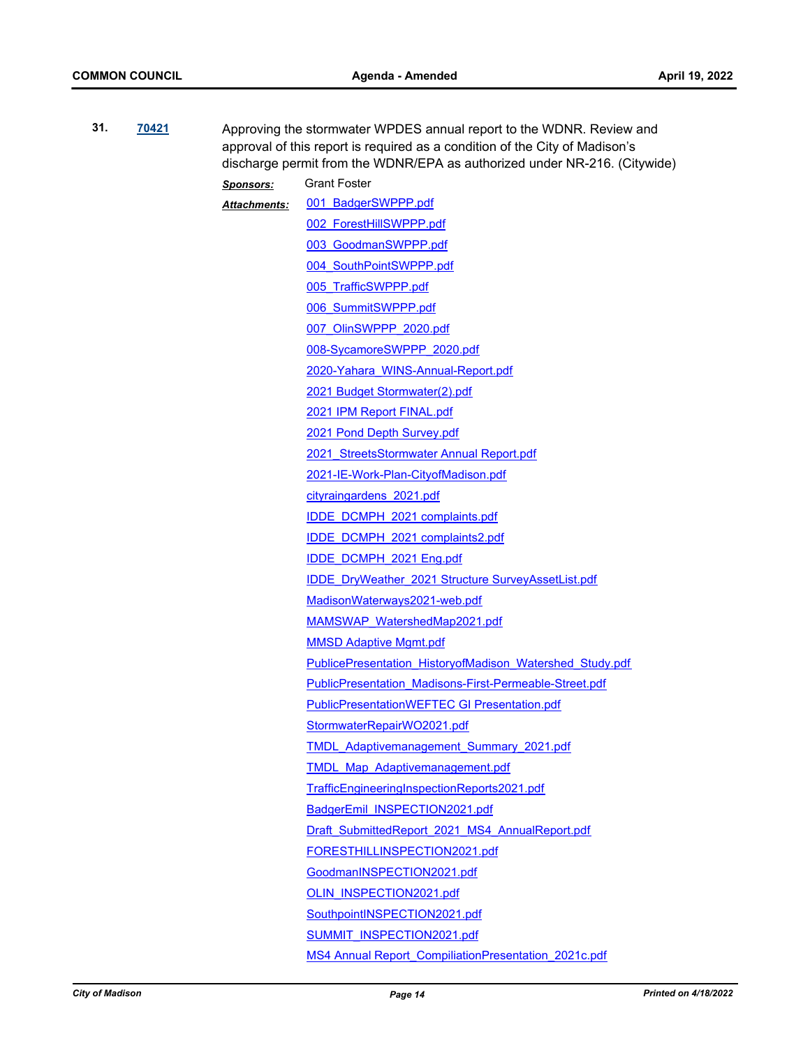**31.** **70421**

Approving the stormwater WPDES annual report to the WDNR. Review and approval of this report is required as a condition of the City of Madison's discharge permit from the WDNR/EPA as authorized under NR-216. (Citywide)

***Sponsors:*** Grant Foster

***Attachments:***
001_BadgerSWPPP.pdf
002_ForestHillSWPPP.pdf
003_GoodmanSWPPP.pdf
004_SouthPointSWPPP.pdf
005_TrafficSWPPP.pdf
006_SummitSWPPP.pdf
007_OlinSWPPP_2020.pdf
008-SycamoreSWPPP_2020.pdf
2020-Yahara_WINS-Annual-Report.pdf
2021 Budget Stormwater(2).pdf
2021 IPM Report FINAL.pdf
2021 Pond Depth Survey.pdf
2021_StreetsStormwater Annual Report.pdf
2021-IE-Work-Plan-CityofMadison.pdf
cityraingardens_2021.pdf
IDDE_DCMPH_2021 complaints.pdf
IDDE_DCMPH_2021 complaints2.pdf
IDDE_DCMPH_2021 Eng.pdf
IDDE_DryWeather_2021 Structure SurveyAssetList.pdf
MadisonWaterways2021-web.pdf
MAMSWAP_WatershedMap2021.pdf
MMSD Adaptive Mgmt.pdf
PublicePresentation_HistoryofMadison_Watershed_Study.pdf
PublicPresentation_Madisons-First-Permeable-Street.pdf
PublicPresentationWEFTEC GI Presentation.pdf
StormwaterRepairWO2021.pdf
TMDL_Adaptivemanagement_Summary_2021.pdf
TMDL_Map_Adaptivemanagement.pdf
TrafficEngineeringInspectionReports2021.pdf
BadgerEmil_INSPECTION2021.pdf
Draft_SubmittedReport_2021_MS4_AnnualReport.pdf
FORESTHILLINSPECTION2021.pdf
GoodmanINSPECTION2021.pdf
OLIN_INSPECTION2021.pdf
SouthpointINSPECTION2021.pdf
SUMMIT_INSPECTION2021.pdf
MS4 Annual Report_CompiliationPresentation_2021c.pdf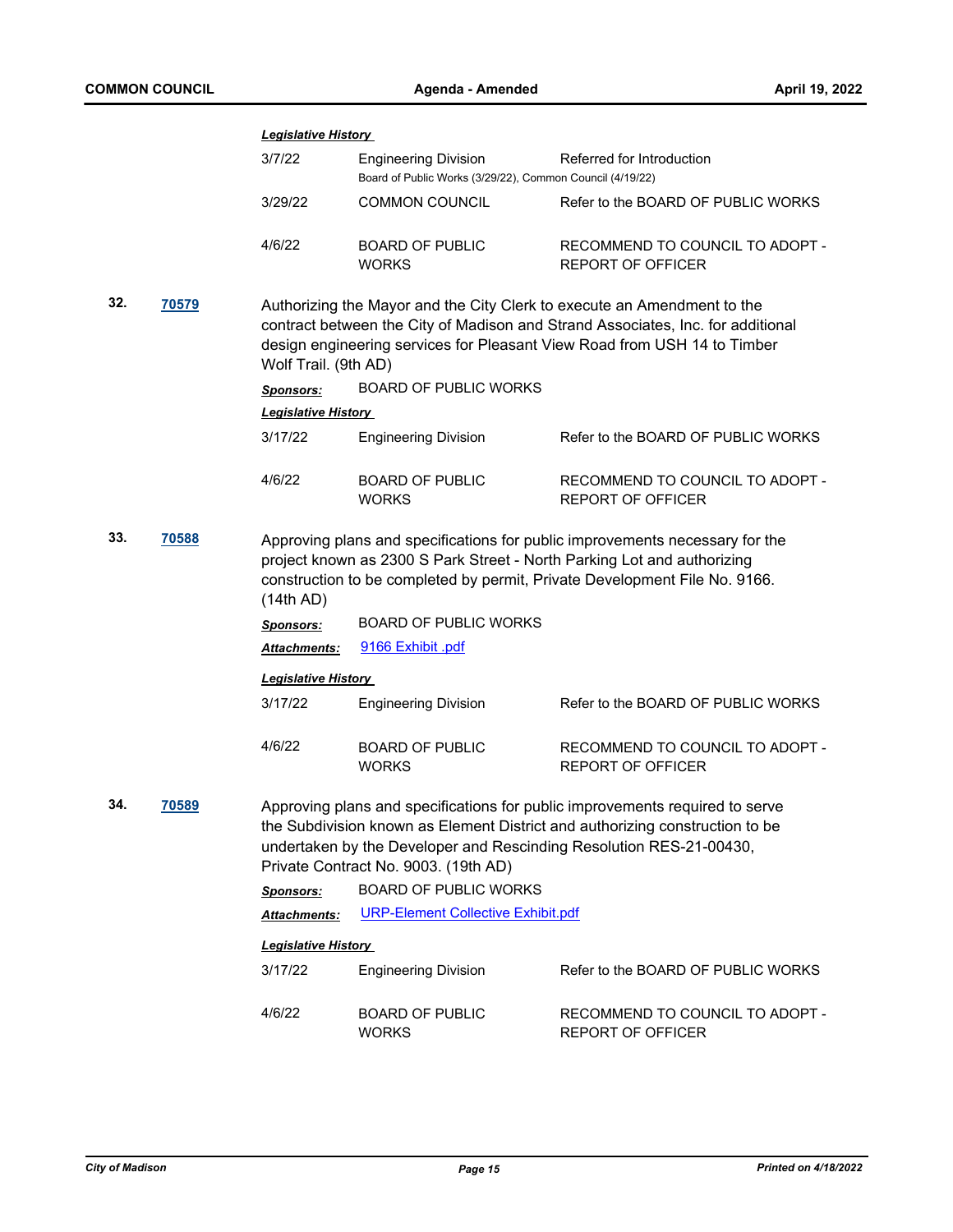***Legislative History***

| | | |
|---|---|---|
| 3/7/22 | Engineering Division<br>Board of Public Works (3/29/22), Common Council (4/19/22) | Referred for Introduction |
| 3/29/22 | COMMON COUNCIL | Refer to the BOARD OF PUBLIC WORKS |
| 4/6/22 | BOARD OF PUBLIC WORKS | RECOMMEND TO COUNCIL TO ADOPT - REPORT OF OFFICER |

**32.** **[70579]**

Authorizing the Mayor and the City Clerk to execute an Amendment to the contract between the City of Madison and Strand Associates, Inc. for additional design engineering services for Pleasant View Road from USH 14 to Timber Wolf Trail. (9th AD)

***Sponsors:*** BOARD OF PUBLIC WORKS

***Legislative History***

| | | |
|---|---|---|
| 3/17/22 | Engineering Division | Refer to the BOARD OF PUBLIC WORKS |
| 4/6/22 | BOARD OF PUBLIC WORKS | RECOMMEND TO COUNCIL TO ADOPT - REPORT OF OFFICER |

**33.** **[70588]**

Approving plans and specifications for public improvements necessary for the project known as 2300 S Park Street - North Parking Lot and authorizing construction to be completed by permit, Private Development File No. 9166. (14th AD)

***Sponsors:*** BOARD OF PUBLIC WORKS

***Attachments:*** [9166 Exhibit .pdf]

***Legislative History***

| | | |
|---|---|---|
| 3/17/22 | Engineering Division | Refer to the BOARD OF PUBLIC WORKS |
| 4/6/22 | BOARD OF PUBLIC WORKS | RECOMMEND TO COUNCIL TO ADOPT - REPORT OF OFFICER |

**34.** **[70589]**

Approving plans and specifications for public improvements required to serve the Subdivision known as Element District and authorizing construction to be undertaken by the Developer and Rescinding Resolution RES-21-00430, Private Contract No. 9003. (19th AD)

***Sponsors:*** BOARD OF PUBLIC WORKS

***Attachments:*** [URP-Element Collective Exhibit.pdf]

***Legislative History***

| | | |
|---|---|---|
| 3/17/22 | Engineering Division | Refer to the BOARD OF PUBLIC WORKS |
| 4/6/22 | BOARD OF PUBLIC WORKS | RECOMMEND TO COUNCIL TO ADOPT - REPORT OF OFFICER |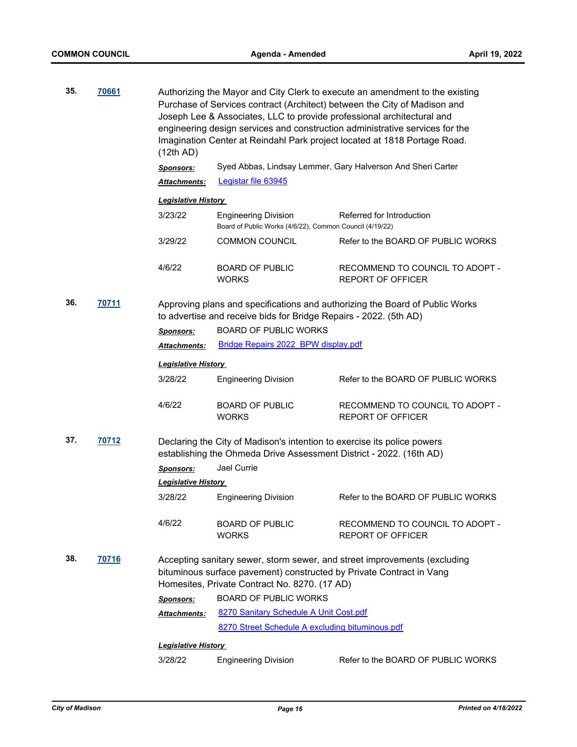**35.** **70661** Authorizing the Mayor and City Clerk to execute an amendment to the existing Purchase of Services contract (Architect) between the City of Madison and Joseph Lee & Associates, LLC to provide professional architectural and engineering design services and construction administrative services for the Imagination Center at Reindahl Park project located at 1818 Portage Road. (12th AD)

***Sponsors:*** Syed Abbas, Lindsay Lemmer, Gary Halverson And Sheri Carter

***Attachments:*** Legistar file 63945

***Legislative History***

| | | |
|---|---|---|
| 3/23/22 | Engineering Division<br>Board of Public Works (4/6/22), Common Council (4/19/22) | Referred for Introduction |
| 3/29/22 | COMMON COUNCIL | Refer to the BOARD OF PUBLIC WORKS |
| 4/6/22 | BOARD OF PUBLIC WORKS | RECOMMEND TO COUNCIL TO ADOPT - REPORT OF OFFICER |

**36.** **70711** Approving plans and specifications and authorizing the Board of Public Works to advertise and receive bids for Bridge Repairs - 2022. (5th AD)

***Sponsors:*** BOARD OF PUBLIC WORKS

***Attachments:*** Bridge Repairs 2022 BPW display.pdf

***Legislative History***

| | | |
|---|---|---|
| 3/28/22 | Engineering Division | Refer to the BOARD OF PUBLIC WORKS |
| 4/6/22 | BOARD OF PUBLIC WORKS | RECOMMEND TO COUNCIL TO ADOPT - REPORT OF OFFICER |

**37.** **70712** Declaring the City of Madison's intention to exercise its police powers establishing the Ohmeda Drive Assessment District - 2022. (16th AD)

***Sponsors:*** Jael Currie

***Legislative History***

| | | |
|---|---|---|
| 3/28/22 | Engineering Division | Refer to the BOARD OF PUBLIC WORKS |
| 4/6/22 | BOARD OF PUBLIC WORKS | RECOMMEND TO COUNCIL TO ADOPT - REPORT OF OFFICER |

**38.** **70716** Accepting sanitary sewer, storm sewer, and street improvements (excluding bituminous surface pavement) constructed by Private Contract in Vang Homesites, Private Contract No. 8270. (17 AD)

***Sponsors:*** BOARD OF PUBLIC WORKS

***Attachments:*** 8270 Sanitary Schedule A Unit Cost.pdf
8270 Street Schedule A excluding bituminous.pdf

***Legislative History***

| | | |
|---|---|---|
| 3/28/22 | Engineering Division | Refer to the BOARD OF PUBLIC WORKS |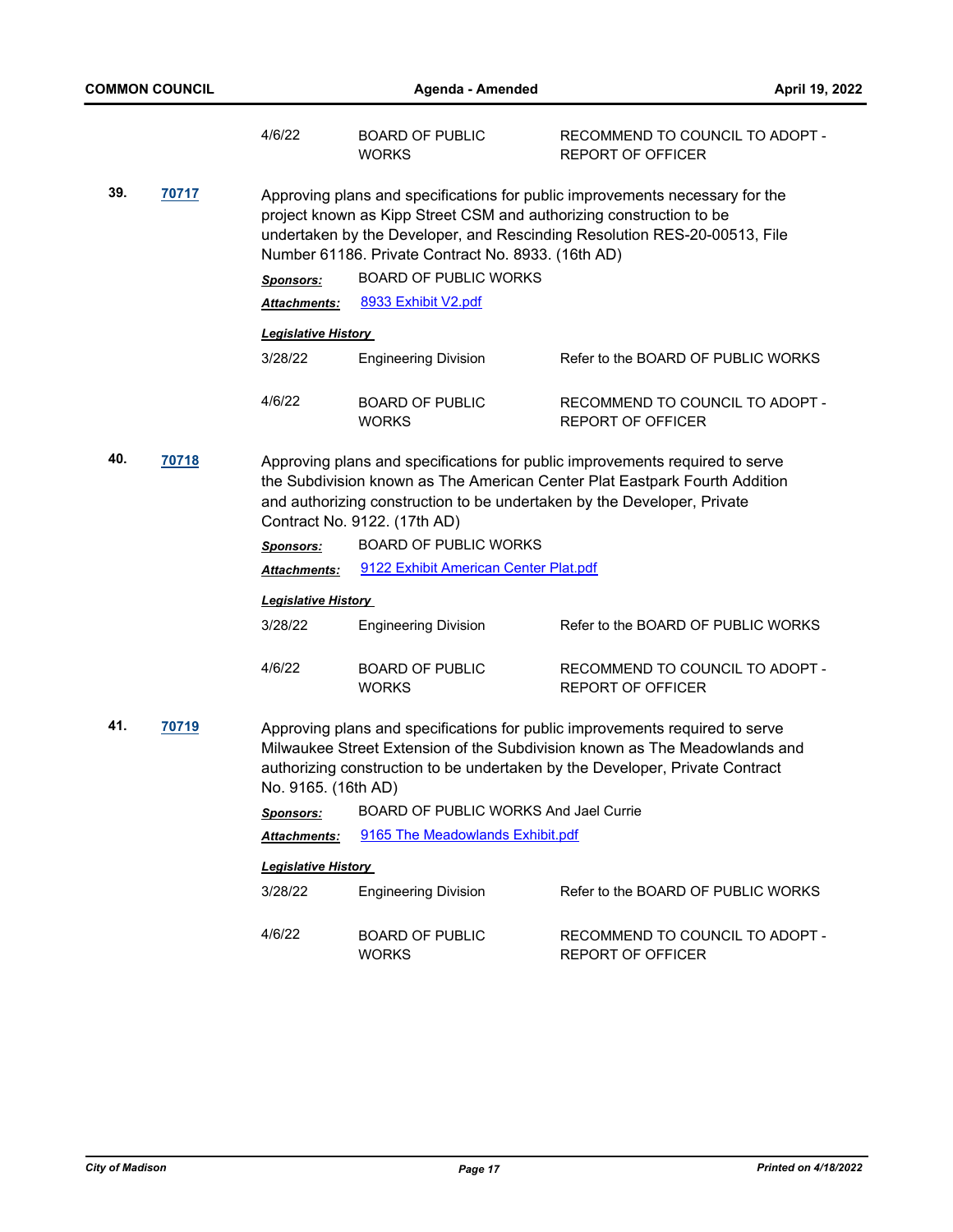| | | |
|---|---|---|
| 4/6/22 | BOARD OF PUBLIC WORKS | RECOMMEND TO COUNCIL TO ADOPT - REPORT OF OFFICER |

**39.** **70717**

Approving plans and specifications for public improvements necessary for the project known as Kipp Street CSM and authorizing construction to be undertaken by the Developer, and Rescinding Resolution RES-20-00513, File Number 61186. Private Contract No. 8933. (16th AD)

***Sponsors:*** BOARD OF PUBLIC WORKS

***Attachments:*** 8933 Exhibit V2.pdf

***Legislative History***

| | | |
|---|---|---|
| 3/28/22 | Engineering Division | Refer to the BOARD OF PUBLIC WORKS |
| 4/6/22 | BOARD OF PUBLIC WORKS | RECOMMEND TO COUNCIL TO ADOPT - REPORT OF OFFICER |

**40.** **70718**

Approving plans and specifications for public improvements required to serve the Subdivision known as The American Center Plat Eastpark Fourth Addition and authorizing construction to be undertaken by the Developer, Private Contract No. 9122. (17th AD)

***Sponsors:*** BOARD OF PUBLIC WORKS

***Attachments:*** 9122 Exhibit American Center Plat.pdf

***Legislative History***

| | | |
|---|---|---|
| 3/28/22 | Engineering Division | Refer to the BOARD OF PUBLIC WORKS |
| 4/6/22 | BOARD OF PUBLIC WORKS | RECOMMEND TO COUNCIL TO ADOPT - REPORT OF OFFICER |

**41.** **70719**

Approving plans and specifications for public improvements required to serve Milwaukee Street Extension of the Subdivision known as The Meadowlands and authorizing construction to be undertaken by the Developer, Private Contract No. 9165. (16th AD)

***Sponsors:*** BOARD OF PUBLIC WORKS And Jael Currie

***Attachments:*** 9165 The Meadowlands Exhibit.pdf

***Legislative History***

| | | |
|---|---|---|
| 3/28/22 | Engineering Division | Refer to the BOARD OF PUBLIC WORKS |
| 4/6/22 | BOARD OF PUBLIC WORKS | RECOMMEND TO COUNCIL TO ADOPT - REPORT OF OFFICER |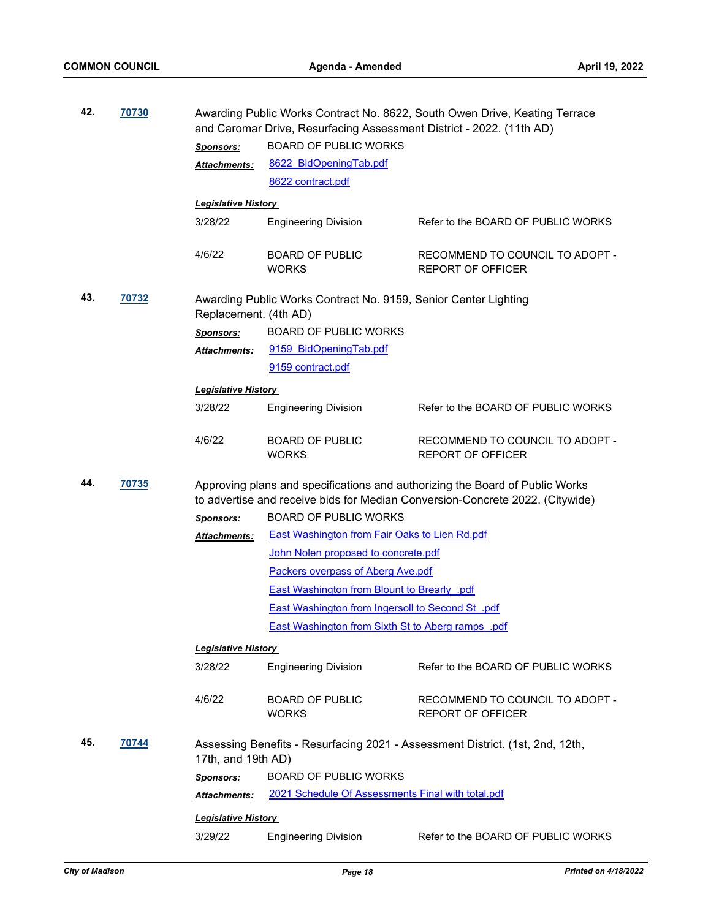**42.** **70730**

Awarding Public Works Contract No. 8622, South Owen Drive, Keating Terrace and Caromar Drive, Resurfacing Assessment District - 2022. (11th AD)

***Sponsors:*** BOARD OF PUBLIC WORKS

***Attachments:*** 8622_BidOpeningTab.pdf
8622 contract.pdf

***Legislative History***

| | | |
|---|---|---|
| 3/28/22 | Engineering Division | Refer to the BOARD OF PUBLIC WORKS |
| 4/6/22 | BOARD OF PUBLIC WORKS | RECOMMEND TO COUNCIL TO ADOPT - REPORT OF OFFICER |

**43.** **70732**

Awarding Public Works Contract No. 9159, Senior Center Lighting Replacement. (4th AD)

***Sponsors:*** BOARD OF PUBLIC WORKS

***Attachments:*** 9159_BidOpeningTab.pdf
9159 contract.pdf

***Legislative History***

| | | |
|---|---|---|
| 3/28/22 | Engineering Division | Refer to the BOARD OF PUBLIC WORKS |
| 4/6/22 | BOARD OF PUBLIC WORKS | RECOMMEND TO COUNCIL TO ADOPT - REPORT OF OFFICER |

**44.** **70735**

Approving plans and specifications and authorizing the Board of Public Works to advertise and receive bids for Median Conversion-Concrete 2022. (Citywide)

***Sponsors:*** BOARD OF PUBLIC WORKS

***Attachments:*** East Washington from Fair Oaks to Lien Rd.pdf
John Nolen proposed to concrete.pdf
Packers overpass of Aberg Ave.pdf
East Washington from Blount to Brearly_.pdf
East Washington from Ingersoll to Second St_.pdf
East Washington from Sixth St to Aberg ramps_.pdf

***Legislative History***

| | | |
|---|---|---|
| 3/28/22 | Engineering Division | Refer to the BOARD OF PUBLIC WORKS |
| 4/6/22 | BOARD OF PUBLIC WORKS | RECOMMEND TO COUNCIL TO ADOPT - REPORT OF OFFICER |

**45.** **70744**

Assessing Benefits - Resurfacing 2021 - Assessment District. (1st, 2nd, 12th, 17th, and 19th AD)

***Sponsors:*** BOARD OF PUBLIC WORKS

***Attachments:*** 2021 Schedule Of Assessments Final with total.pdf

***Legislative History***

| | | |
|---|---|---|
| 3/29/22 | Engineering Division | Refer to the BOARD OF PUBLIC WORKS |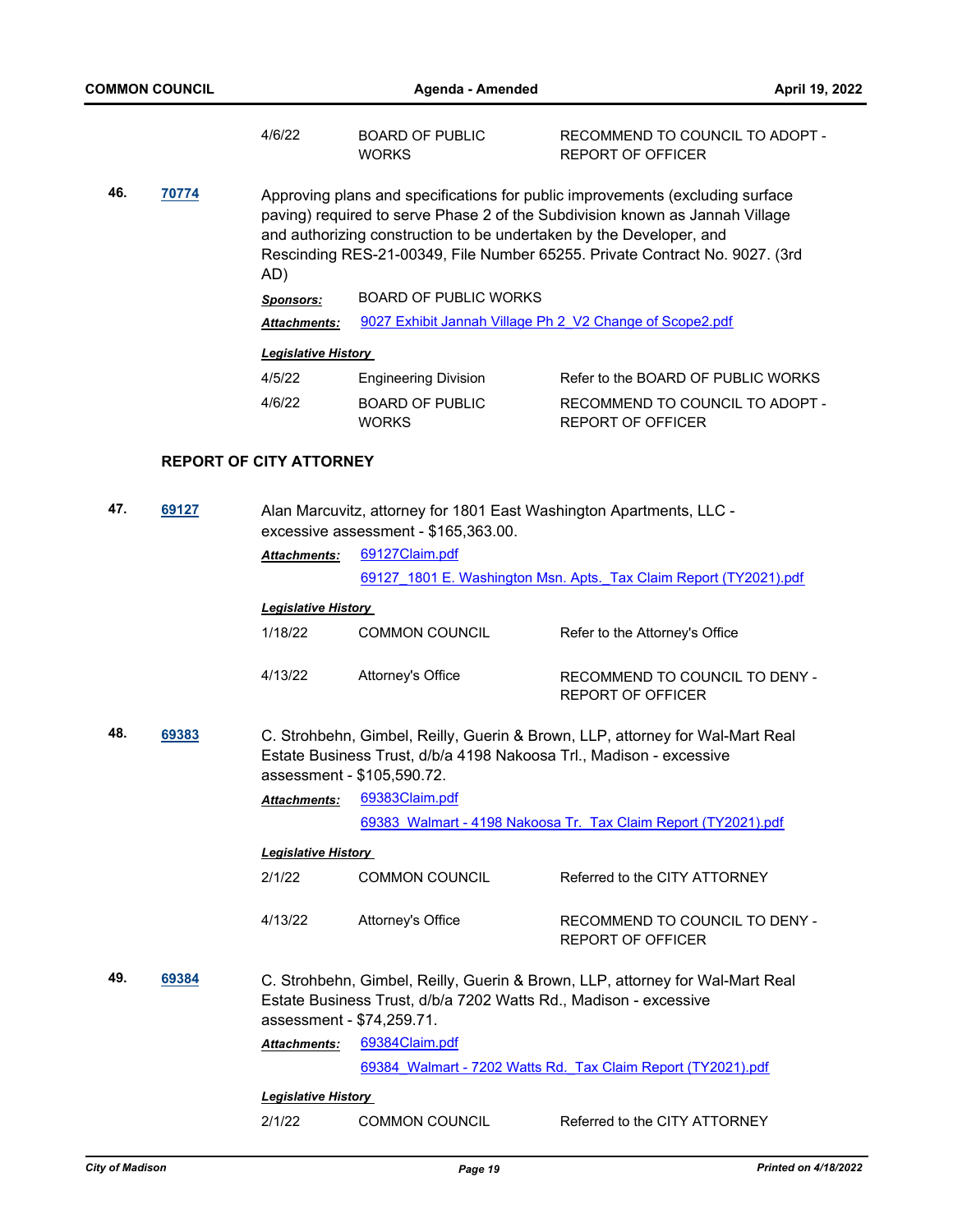| | | |
|---|---|---|
| 4/6/22 | BOARD OF PUBLIC WORKS | RECOMMEND TO COUNCIL TO ADOPT - REPORT OF OFFICER |

**46.** **70774**

Approving plans and specifications for public improvements (excluding surface paving) required to serve Phase 2 of the Subdivision known as Jannah Village and authorizing construction to be undertaken by the Developer, and Rescinding RES-21-00349, File Number 65255. Private Contract No. 9027. (3rd AD)

***Sponsors:*** BOARD OF PUBLIC WORKS

***Attachments:*** 9027 Exhibit Jannah Village Ph 2_V2 Change of Scope2.pdf

***Legislative History***

| | | |
|---|---|---|
| 4/5/22 | Engineering Division | Refer to the BOARD OF PUBLIC WORKS |
| 4/6/22 | BOARD OF PUBLIC WORKS | RECOMMEND TO COUNCIL TO ADOPT - REPORT OF OFFICER |

## REPORT OF CITY ATTORNEY

**47.** **69127**

Alan Marcuvitz, attorney for 1801 East Washington Apartments, LLC - excessive assessment - $165,363.00.

***Attachments:*** 69127Claim.pdf

69127_1801 E. Washington Msn. Apts._Tax Claim Report (TY2021).pdf

***Legislative History***

| | | |
|---|---|---|
| 1/18/22 | COMMON COUNCIL | Refer to the Attorney's Office |
| 4/13/22 | Attorney's Office | RECOMMEND TO COUNCIL TO DENY - REPORT OF OFFICER |

**48.** **69383**

C. Strohbehn, Gimbel, Reilly, Guerin & Brown, LLP, attorney for Wal-Mart Real Estate Business Trust, d/b/a 4198 Nakoosa Trl., Madison - excessive assessment - $105,590.72.

***Attachments:*** 69383Claim.pdf

69383_Walmart - 4198 Nakoosa Tr._Tax Claim Report (TY2021).pdf

***Legislative History***

| | | |
|---|---|---|
| 2/1/22 | COMMON COUNCIL | Referred to the CITY ATTORNEY |
| 4/13/22 | Attorney's Office | RECOMMEND TO COUNCIL TO DENY - REPORT OF OFFICER |

**49.** **69384**

C. Strohbehn, Gimbel, Reilly, Guerin & Brown, LLP, attorney for Wal-Mart Real Estate Business Trust, d/b/a 7202 Watts Rd., Madison - excessive assessment - $74,259.71.

***Attachments:*** 69384Claim.pdf

69384_Walmart - 7202 Watts Rd._Tax Claim Report (TY2021).pdf

***Legislative History***

| | | |
|---|---|---|
| 2/1/22 | COMMON COUNCIL | Referred to the CITY ATTORNEY |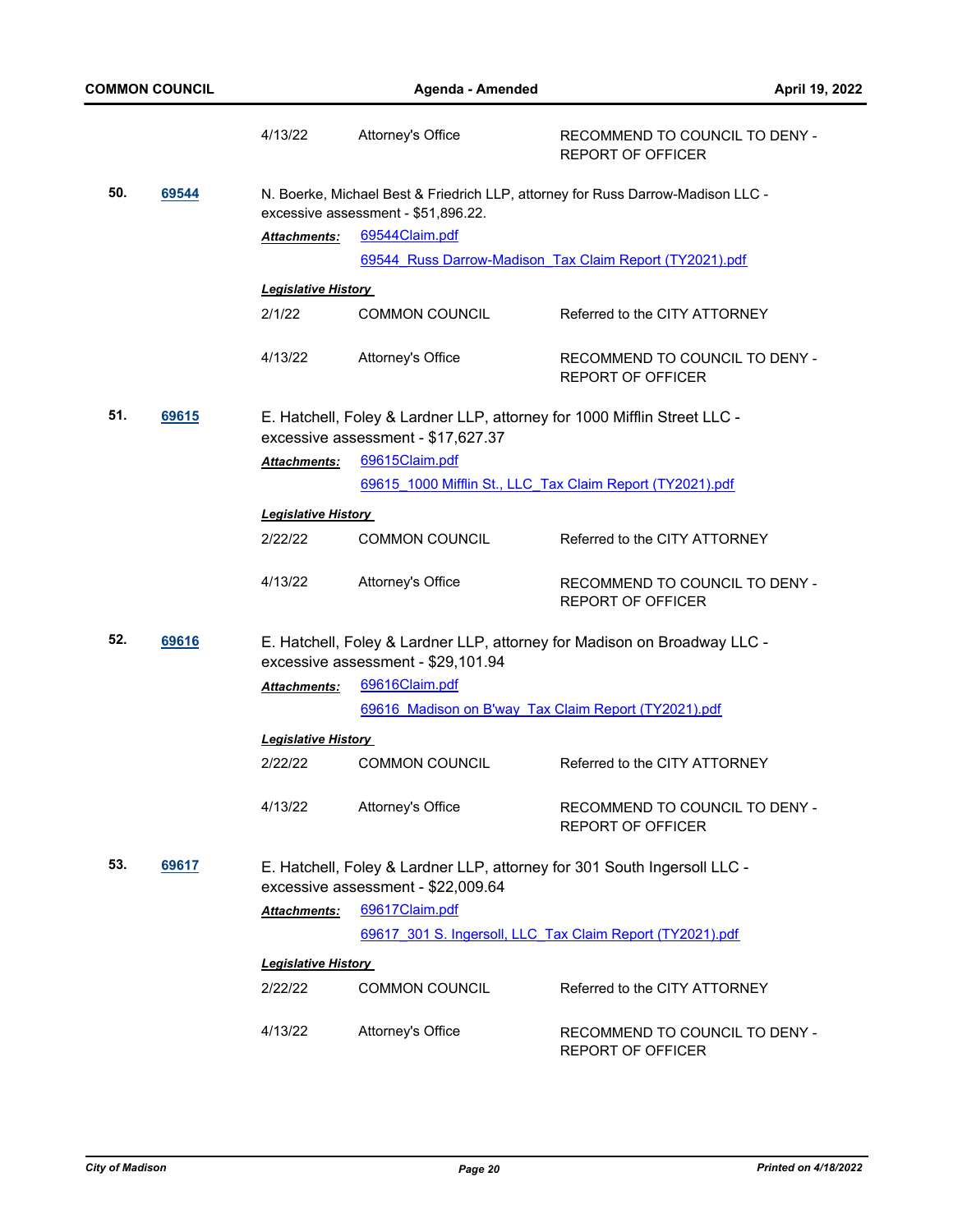| | | |
|---|---|---|
| 4/13/22 | Attorney's Office | RECOMMEND TO COUNCIL TO DENY - REPORT OF OFFICER |

**50.** **69544**

N. Boerke, Michael Best & Friedrich LLP, attorney for Russ Darrow-Madison LLC - excessive assessment - $51,896.22.

***Attachments:*** 69544Claim.pdf
69544_Russ Darrow-Madison_Tax Claim Report (TY2021).pdf

***Legislative History***

| | | |
|---|---|---|
| 2/1/22 | COMMON COUNCIL | Referred to the CITY ATTORNEY |
| 4/13/22 | Attorney's Office | RECOMMEND TO COUNCIL TO DENY - REPORT OF OFFICER |

**51.** **69615**

E. Hatchell, Foley & Lardner LLP, attorney for 1000 Mifflin Street LLC - excessive assessment - $17,627.37

***Attachments:*** 69615Claim.pdf
69615_1000 Mifflin St., LLC_Tax Claim Report (TY2021).pdf

***Legislative History***

| | | |
|---|---|---|
| 2/22/22 | COMMON COUNCIL | Referred to the CITY ATTORNEY |
| 4/13/22 | Attorney's Office | RECOMMEND TO COUNCIL TO DENY - REPORT OF OFFICER |

**52.** **69616**

E. Hatchell, Foley & Lardner LLP, attorney for Madison on Broadway LLC - excessive assessment - $29,101.94

***Attachments:*** 69616Claim.pdf
69616_Madison on B'way_Tax Claim Report (TY2021).pdf

***Legislative History***

| | | |
|---|---|---|
| 2/22/22 | COMMON COUNCIL | Referred to the CITY ATTORNEY |
| 4/13/22 | Attorney's Office | RECOMMEND TO COUNCIL TO DENY - REPORT OF OFFICER |

**53.** **69617**

E. Hatchell, Foley & Lardner LLP, attorney for 301 South Ingersoll LLC - excessive assessment - $22,009.64

***Attachments:*** 69617Claim.pdf
69617_301 S. Ingersoll, LLC_Tax Claim Report (TY2021).pdf

***Legislative History***

| | | |
|---|---|---|
| 2/22/22 | COMMON COUNCIL | Referred to the CITY ATTORNEY |
| 4/13/22 | Attorney's Office | RECOMMEND TO COUNCIL TO DENY - REPORT OF OFFICER |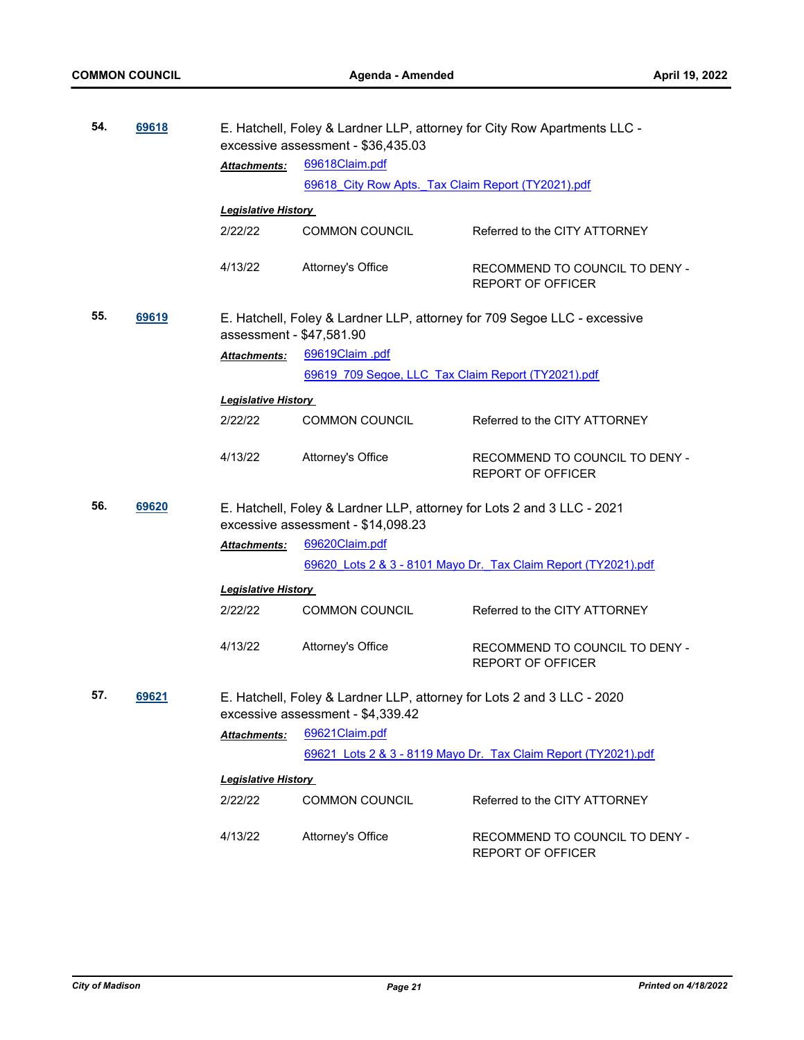**54.** **69618** E. Hatchell, Foley & Lardner LLP, attorney for City Row Apartments LLC - excessive assessment - $36,435.03

***Attachments:*** 69618Claim.pdf
69618_City Row Apts._Tax Claim Report (TY2021).pdf

***Legislative History***

| | | |
|---|---|---|
| 2/22/22 | COMMON COUNCIL | Referred to the CITY ATTORNEY |
| 4/13/22 | Attorney's Office | RECOMMEND TO COUNCIL TO DENY - REPORT OF OFFICER |

**55.** **69619** E. Hatchell, Foley & Lardner LLP, attorney for 709 Segoe LLC - excessive assessment - $47,581.90

***Attachments:*** 69619Claim .pdf
69619_709 Segoe, LLC_Tax Claim Report (TY2021).pdf

***Legislative History***

| | | |
|---|---|---|
| 2/22/22 | COMMON COUNCIL | Referred to the CITY ATTORNEY |
| 4/13/22 | Attorney's Office | RECOMMEND TO COUNCIL TO DENY - REPORT OF OFFICER |

**56.** **69620** E. Hatchell, Foley & Lardner LLP, attorney for Lots 2 and 3 LLC - 2021 excessive assessment - $14,098.23

***Attachments:*** 69620Claim.pdf
69620_Lots 2 & 3 - 8101 Mayo Dr._Tax Claim Report (TY2021).pdf

***Legislative History***

| | | |
|---|---|---|
| 2/22/22 | COMMON COUNCIL | Referred to the CITY ATTORNEY |
| 4/13/22 | Attorney's Office | RECOMMEND TO COUNCIL TO DENY - REPORT OF OFFICER |

**57.** **69621** E. Hatchell, Foley & Lardner LLP, attorney for Lots 2 and 3 LLC - 2020 excessive assessment - $4,339.42

***Attachments:*** 69621Claim.pdf
69621_Lots 2 & 3 - 8119 Mayo Dr._Tax Claim Report (TY2021).pdf

***Legislative History***

| | | |
|---|---|---|
| 2/22/22 | COMMON COUNCIL | Referred to the CITY ATTORNEY |
| 4/13/22 | Attorney's Office | RECOMMEND TO COUNCIL TO DENY - REPORT OF OFFICER |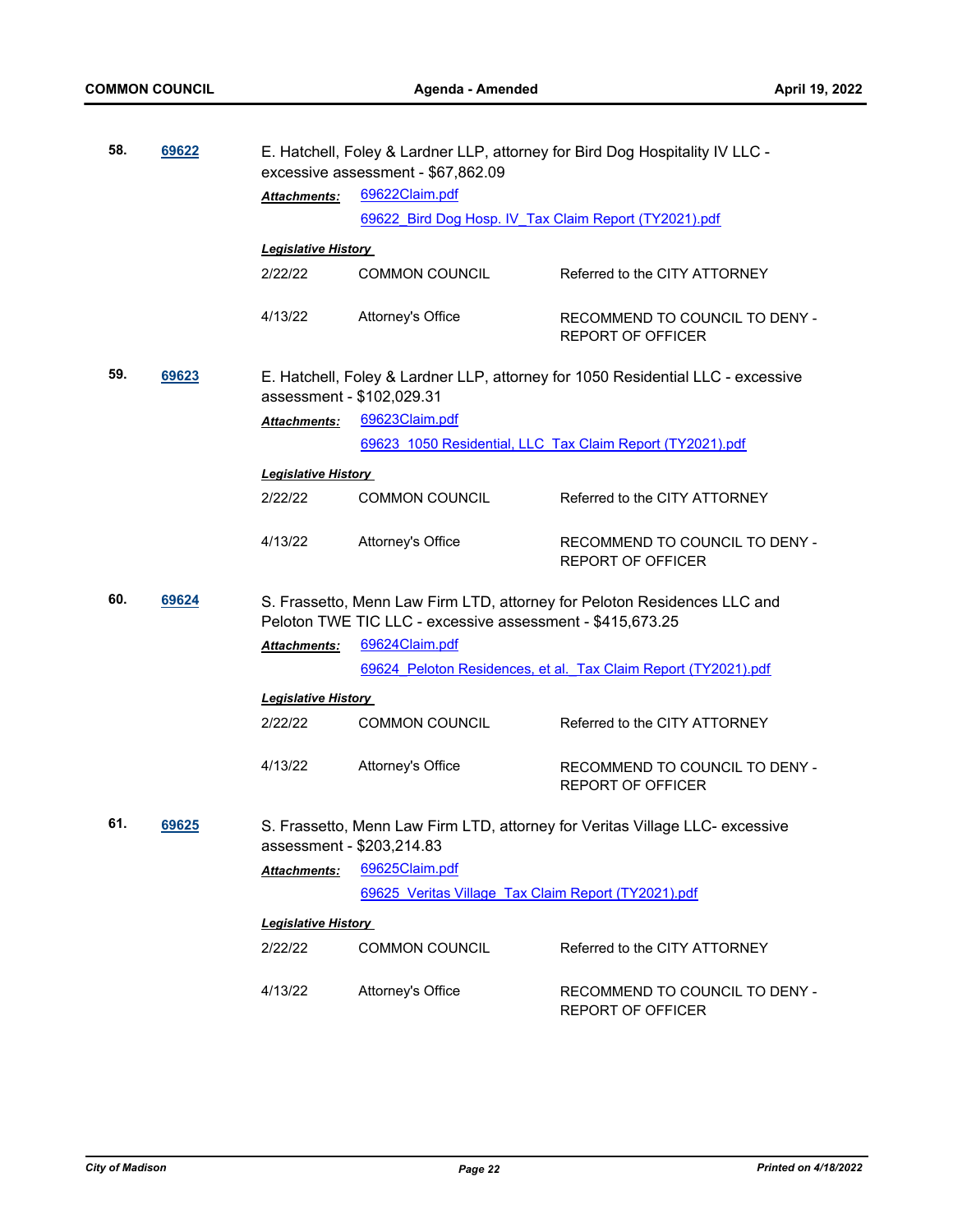**58.** **69622** E. Hatchell, Foley & Lardner LLP, attorney for Bird Dog Hospitality IV LLC - excessive assessment - $67,862.09

***Attachments:*** 69622Claim.pdf
69622_Bird Dog Hosp. IV_Tax Claim Report (TY2021).pdf

***Legislative History***

| | | |
|---|---|---|
| 2/22/22 | COMMON COUNCIL | Referred to the CITY ATTORNEY |
| 4/13/22 | Attorney's Office | RECOMMEND TO COUNCIL TO DENY - REPORT OF OFFICER |

**59.** **69623** E. Hatchell, Foley & Lardner LLP, attorney for 1050 Residential LLC - excessive assessment - $102,029.31

***Attachments:*** 69623Claim.pdf
69623_1050 Residential, LLC_Tax Claim Report (TY2021).pdf

***Legislative History***

| | | |
|---|---|---|
| 2/22/22 | COMMON COUNCIL | Referred to the CITY ATTORNEY |
| 4/13/22 | Attorney's Office | RECOMMEND TO COUNCIL TO DENY - REPORT OF OFFICER |

**60.** **69624** S. Frassetto, Menn Law Firm LTD, attorney for Peloton Residences LLC and Peloton TWE TIC LLC - excessive assessment - $415,673.25

***Attachments:*** 69624Claim.pdf
69624_Peloton Residences, et al._Tax Claim Report (TY2021).pdf

***Legislative History***

| | | |
|---|---|---|
| 2/22/22 | COMMON COUNCIL | Referred to the CITY ATTORNEY |
| 4/13/22 | Attorney's Office | RECOMMEND TO COUNCIL TO DENY - REPORT OF OFFICER |

**61.** **69625** S. Frassetto, Menn Law Firm LTD, attorney for Veritas Village LLC- excessive assessment - $203,214.83

***Attachments:*** 69625Claim.pdf
69625_Veritas Village_Tax Claim Report (TY2021).pdf

***Legislative History***

| | | |
|---|---|---|
| 2/22/22 | COMMON COUNCIL | Referred to the CITY ATTORNEY |
| 4/13/22 | Attorney's Office | RECOMMEND TO COUNCIL TO DENY - REPORT OF OFFICER |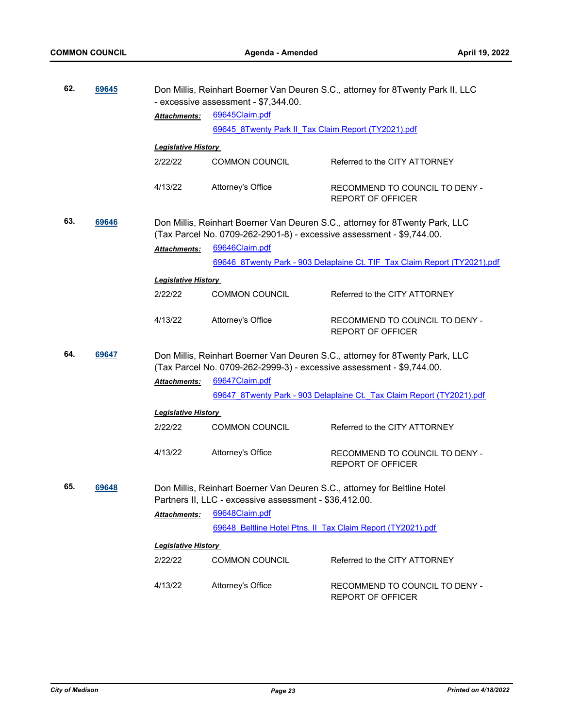**62.** **69645** Don Millis, Reinhart Boerner Van Deuren S.C., attorney for 8Twenty Park II, LLC - excessive assessment - $7,344.00.

***Attachments:*** 69645Claim.pdf
69645_8Twenty Park II_Tax Claim Report (TY2021).pdf

***Legislative History***

| | | |
|---|---|---|
| 2/22/22 | COMMON COUNCIL | Referred to the CITY ATTORNEY |
| 4/13/22 | Attorney's Office | RECOMMEND TO COUNCIL TO DENY - REPORT OF OFFICER |

**63.** **69646** Don Millis, Reinhart Boerner Van Deuren S.C., attorney for 8Twenty Park, LLC (Tax Parcel No. 0709-262-2901-8) - excessive assessment - $9,744.00.

***Attachments:*** 69646Claim.pdf
69646_8Twenty Park - 903 Delaplaine Ct. TIF_Tax Claim Report (TY2021).pdf

***Legislative History***

| | | |
|---|---|---|
| 2/22/22 | COMMON COUNCIL | Referred to the CITY ATTORNEY |
| 4/13/22 | Attorney's Office | RECOMMEND TO COUNCIL TO DENY - REPORT OF OFFICER |

**64.** **69647** Don Millis, Reinhart Boerner Van Deuren S.C., attorney for 8Twenty Park, LLC (Tax Parcel No. 0709-262-2999-3) - excessive assessment - $9,744.00.

***Attachments:*** 69647Claim.pdf
69647_8Twenty Park - 903 Delaplaine Ct._Tax Claim Report (TY2021).pdf

***Legislative History***

| | | |
|---|---|---|
| 2/22/22 | COMMON COUNCIL | Referred to the CITY ATTORNEY |
| 4/13/22 | Attorney's Office | RECOMMEND TO COUNCIL TO DENY - REPORT OF OFFICER |

**65.** **69648** Don Millis, Reinhart Boerner Van Deuren S.C., attorney for Beltline Hotel Partners II, LLC - excessive assessment - $36,412.00.

***Attachments:*** 69648Claim.pdf
69648_Beltline Hotel Ptns. II_Tax Claim Report (TY2021).pdf

***Legislative History***

| | | |
|---|---|---|
| 2/22/22 | COMMON COUNCIL | Referred to the CITY ATTORNEY |
| 4/13/22 | Attorney's Office | RECOMMEND TO COUNCIL TO DENY - REPORT OF OFFICER |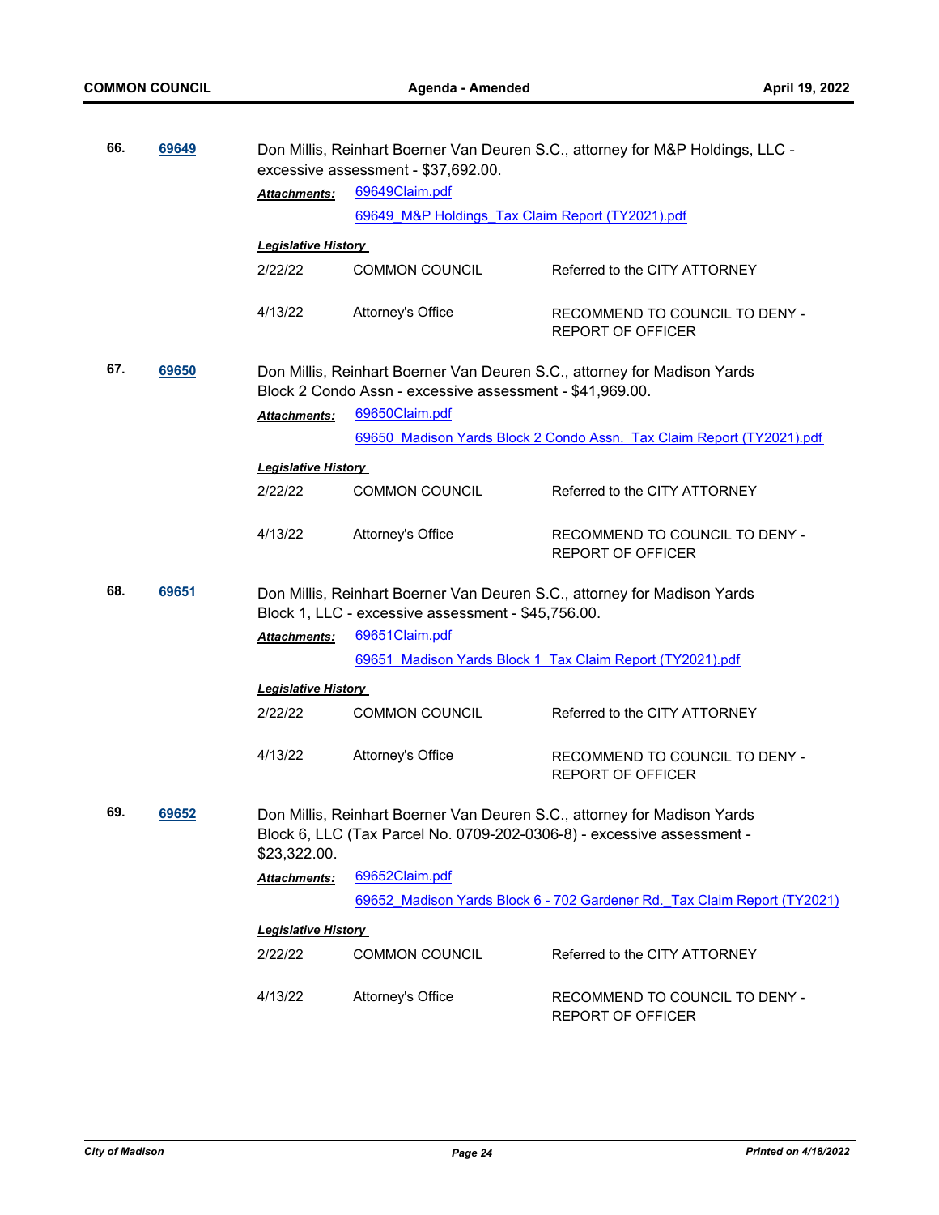**66.** **69649**

Don Millis, Reinhart Boerner Van Deuren S.C., attorney for M&P Holdings, LLC - excessive assessment - $37,692.00.

***Attachments:*** 69649Claim.pdf
69649_M&P Holdings_Tax Claim Report (TY2021).pdf

***Legislative History***

| | | |
|---|---|---|
| 2/22/22 | COMMON COUNCIL | Referred to the CITY ATTORNEY |
| 4/13/22 | Attorney's Office | RECOMMEND TO COUNCIL TO DENY - REPORT OF OFFICER |

**67.** **69650**

Don Millis, Reinhart Boerner Van Deuren S.C., attorney for Madison Yards Block 2 Condo Assn - excessive assessment - $41,969.00.

***Attachments:*** 69650Claim.pdf
69650_Madison Yards Block 2 Condo Assn._Tax Claim Report (TY2021).pdf

***Legislative History***

| | | |
|---|---|---|
| 2/22/22 | COMMON COUNCIL | Referred to the CITY ATTORNEY |
| 4/13/22 | Attorney's Office | RECOMMEND TO COUNCIL TO DENY - REPORT OF OFFICER |

**68.** **69651**

Don Millis, Reinhart Boerner Van Deuren S.C., attorney for Madison Yards Block 1, LLC - excessive assessment - $45,756.00.

***Attachments:*** 69651Claim.pdf
69651_Madison Yards Block 1_Tax Claim Report (TY2021).pdf

***Legislative History***

| | | |
|---|---|---|
| 2/22/22 | COMMON COUNCIL | Referred to the CITY ATTORNEY |
| 4/13/22 | Attorney's Office | RECOMMEND TO COUNCIL TO DENY - REPORT OF OFFICER |

**69.** **69652**

Don Millis, Reinhart Boerner Van Deuren S.C., attorney for Madison Yards Block 6, LLC (Tax Parcel No. 0709-202-0306-8) - excessive assessment - $23,322.00.

***Attachments:*** 69652Claim.pdf
69652_Madison Yards Block 6 - 702 Gardener Rd._Tax Claim Report (TY2021)

***Legislative History***

| | | |
|---|---|---|
| 2/22/22 | COMMON COUNCIL | Referred to the CITY ATTORNEY |
| 4/13/22 | Attorney's Office | RECOMMEND TO COUNCIL TO DENY - REPORT OF OFFICER |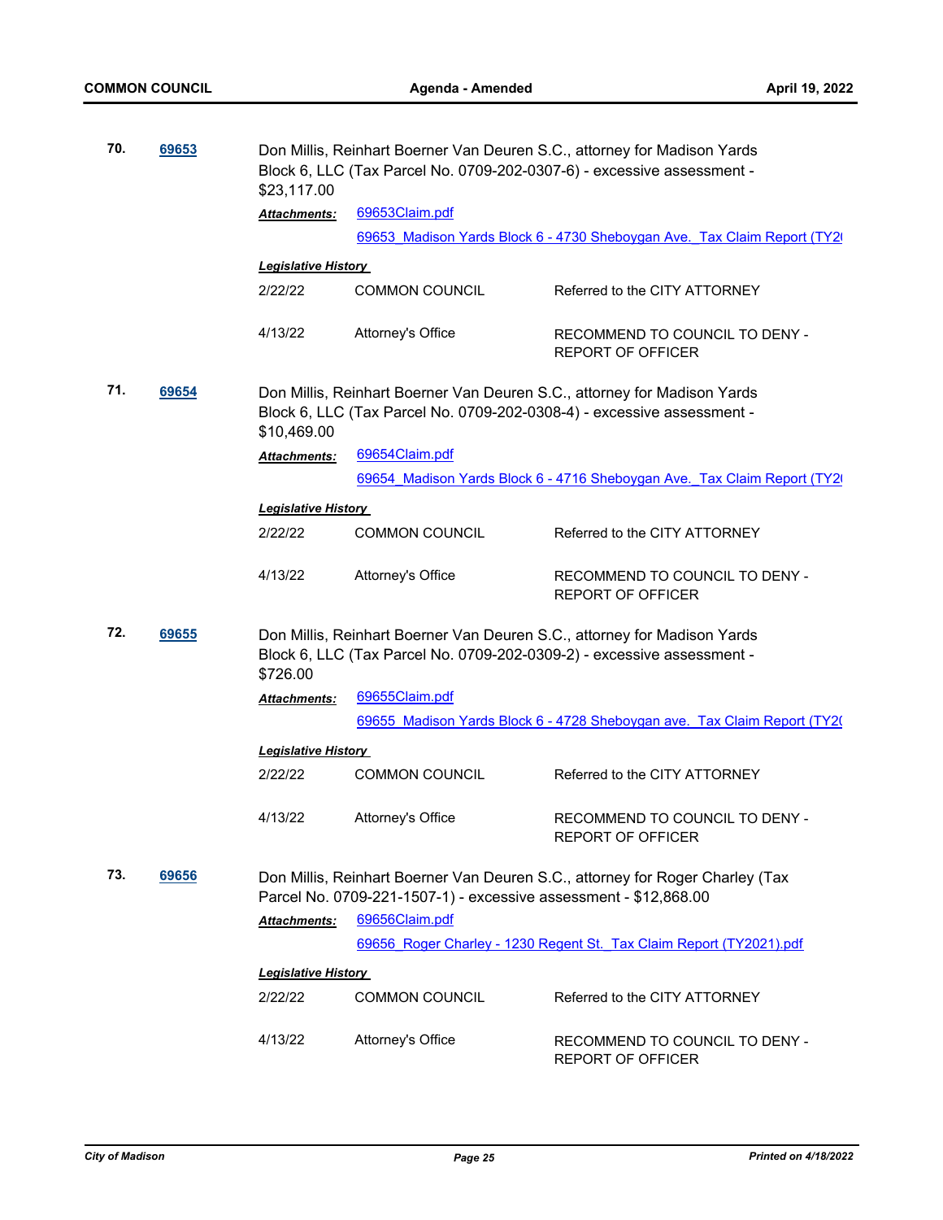**70.** **69653**

Don Millis, Reinhart Boerner Van Deuren S.C., attorney for Madison Yards Block 6, LLC (Tax Parcel No. 0709-202-0307-6) - excessive assessment - $23,117.00

***Attachments:*** 69653Claim.pdf

69653_Madison Yards Block 6 - 4730 Sheboygan Ave._Tax Claim Report (TY2(

***Legislative History***

| | | |
|---|---|---|
| 2/22/22 | COMMON COUNCIL | Referred to the CITY ATTORNEY |
| 4/13/22 | Attorney's Office | RECOMMEND TO COUNCIL TO DENY - REPORT OF OFFICER |

**71.** **69654**

Don Millis, Reinhart Boerner Van Deuren S.C., attorney for Madison Yards Block 6, LLC (Tax Parcel No. 0709-202-0308-4) - excessive assessment - $10,469.00

***Attachments:*** 69654Claim.pdf

69654_Madison Yards Block 6 - 4716 Sheboygan Ave._Tax Claim Report (TY2(

***Legislative History***

| | | |
|---|---|---|
| 2/22/22 | COMMON COUNCIL | Referred to the CITY ATTORNEY |
| 4/13/22 | Attorney's Office | RECOMMEND TO COUNCIL TO DENY - REPORT OF OFFICER |

**72.** **69655**

Don Millis, Reinhart Boerner Van Deuren S.C., attorney for Madison Yards Block 6, LLC (Tax Parcel No. 0709-202-0309-2) - excessive assessment - $726.00

***Attachments:*** 69655Claim.pdf

69655_Madison Yards Block 6 - 4728 Sheboygan ave._Tax Claim Report (TY2(

***Legislative History***

| | | |
|---|---|---|
| 2/22/22 | COMMON COUNCIL | Referred to the CITY ATTORNEY |
| 4/13/22 | Attorney's Office | RECOMMEND TO COUNCIL TO DENY - REPORT OF OFFICER |

**73.** **69656**

Don Millis, Reinhart Boerner Van Deuren S.C., attorney for Roger Charley (Tax Parcel No. 0709-221-1507-1) - excessive assessment - $12,868.00

***Attachments:*** 69656Claim.pdf

69656_Roger Charley - 1230 Regent St._Tax Claim Report (TY2021).pdf

***Legislative History***

| | | |
|---|---|---|
| 2/22/22 | COMMON COUNCIL | Referred to the CITY ATTORNEY |
| 4/13/22 | Attorney's Office | RECOMMEND TO COUNCIL TO DENY - REPORT OF OFFICER |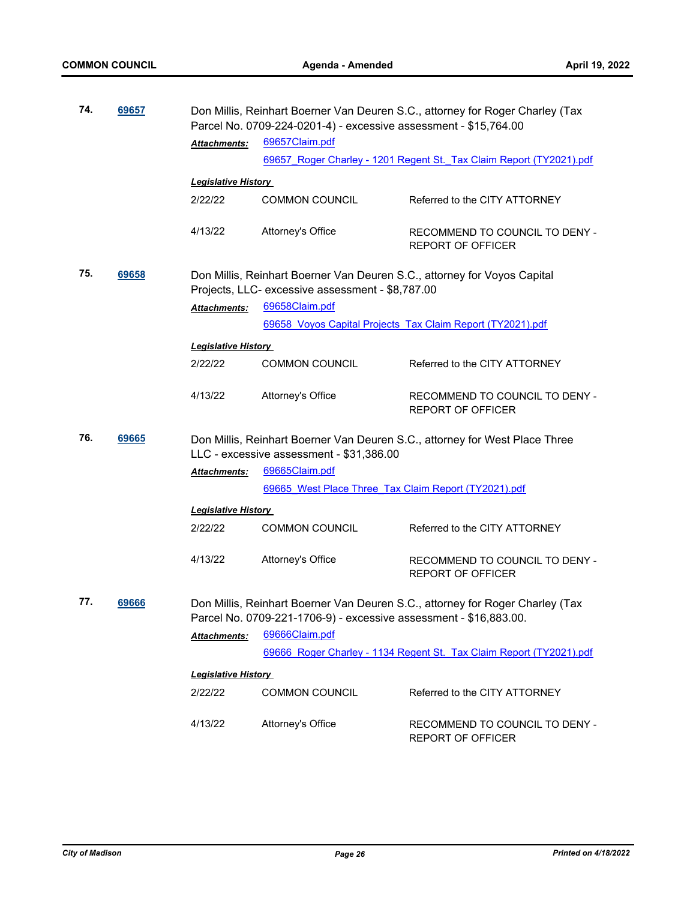**74.** **69657** Don Millis, Reinhart Boerner Van Deuren S.C., attorney for Roger Charley (Tax Parcel No. 0709-224-0201-4) - excessive assessment - $15,764.00

***Attachments:*** 69657Claim.pdf
69657_Roger Charley - 1201 Regent St._Tax Claim Report (TY2021).pdf

***Legislative History***

| | | |
|---|---|---|
| 2/22/22 | COMMON COUNCIL | Referred to the CITY ATTORNEY |
| 4/13/22 | Attorney's Office | RECOMMEND TO COUNCIL TO DENY - REPORT OF OFFICER |

**75.** **69658** Don Millis, Reinhart Boerner Van Deuren S.C., attorney for Voyos Capital Projects, LLC- excessive assessment - $8,787.00

***Attachments:*** 69658Claim.pdf
69658_Voyos Capital Projects_Tax Claim Report (TY2021).pdf

***Legislative History***

| | | |
|---|---|---|
| 2/22/22 | COMMON COUNCIL | Referred to the CITY ATTORNEY |
| 4/13/22 | Attorney's Office | RECOMMEND TO COUNCIL TO DENY - REPORT OF OFFICER |

**76.** **69665** Don Millis, Reinhart Boerner Van Deuren S.C., attorney for West Place Three LLC - excessive assessment - $31,386.00

***Attachments:*** 69665Claim.pdf
69665_West Place Three_Tax Claim Report (TY2021).pdf

***Legislative History***

| | | |
|---|---|---|
| 2/22/22 | COMMON COUNCIL | Referred to the CITY ATTORNEY |
| 4/13/22 | Attorney's Office | RECOMMEND TO COUNCIL TO DENY - REPORT OF OFFICER |

**77.** **69666** Don Millis, Reinhart Boerner Van Deuren S.C., attorney for Roger Charley (Tax Parcel No. 0709-221-1706-9) - excessive assessment - $16,883.00.

***Attachments:*** 69666Claim.pdf
69666_Roger Charley - 1134 Regent St._Tax Claim Report (TY2021).pdf

***Legislative History***

| | | |
|---|---|---|
| 2/22/22 | COMMON COUNCIL | Referred to the CITY ATTORNEY |
| 4/13/22 | Attorney's Office | RECOMMEND TO COUNCIL TO DENY - REPORT OF OFFICER |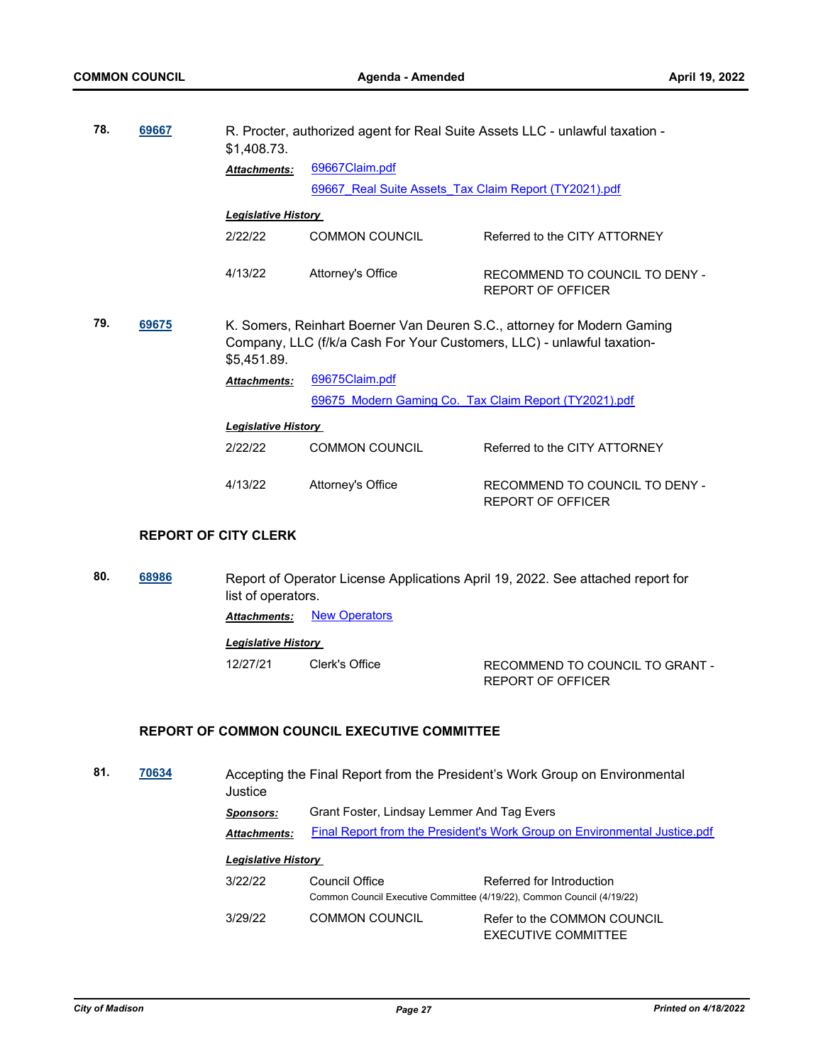**78.** **69667** R. Procter, authorized agent for Real Suite Assets LLC - unlawful taxation - $1,408.73.

***Attachments:*** 69667Claim.pdf
69667_Real Suite Assets_Tax Claim Report (TY2021).pdf

***Legislative History***

| | | |
|---|---|---|
| 2/22/22 | COMMON COUNCIL | Referred to the CITY ATTORNEY |
| 4/13/22 | Attorney's Office | RECOMMEND TO COUNCIL TO DENY - REPORT OF OFFICER |

**79.** **69675** K. Somers, Reinhart Boerner Van Deuren S.C., attorney for Modern Gaming Company, LLC (f/k/a Cash For Your Customers, LLC) - unlawful taxation- $5,451.89.

***Attachments:*** 69675Claim.pdf
69675_Modern Gaming Co._Tax Claim Report (TY2021).pdf

***Legislative History***

| | | |
|---|---|---|
| 2/22/22 | COMMON COUNCIL | Referred to the CITY ATTORNEY |
| 4/13/22 | Attorney's Office | RECOMMEND TO COUNCIL TO DENY - REPORT OF OFFICER |

## REPORT OF CITY CLERK

**80.** **68986** Report of Operator License Applications April 19, 2022. See attached report for list of operators.

***Attachments:*** New Operators

***Legislative History***

| | | |
|---|---|---|
| 12/27/21 | Clerk's Office | RECOMMEND TO COUNCIL TO GRANT - REPORT OF OFFICER |

## REPORT OF COMMON COUNCIL EXECUTIVE COMMITTEE

**81.** **70634** Accepting the Final Report from the President's Work Group on Environmental Justice

***Sponsors:*** Grant Foster, Lindsay Lemmer And Tag Evers

***Attachments:*** Final Report from the President's Work Group on Environmental Justice.pdf

***Legislative History***

| | | |
|---|---|---|
| 3/22/22 | Council Office | Referred for Introduction<br>Common Council Executive Committee (4/19/22), Common Council (4/19/22) |
| 3/29/22 | COMMON COUNCIL | Refer to the COMMON COUNCIL EXECUTIVE COMMITTEE |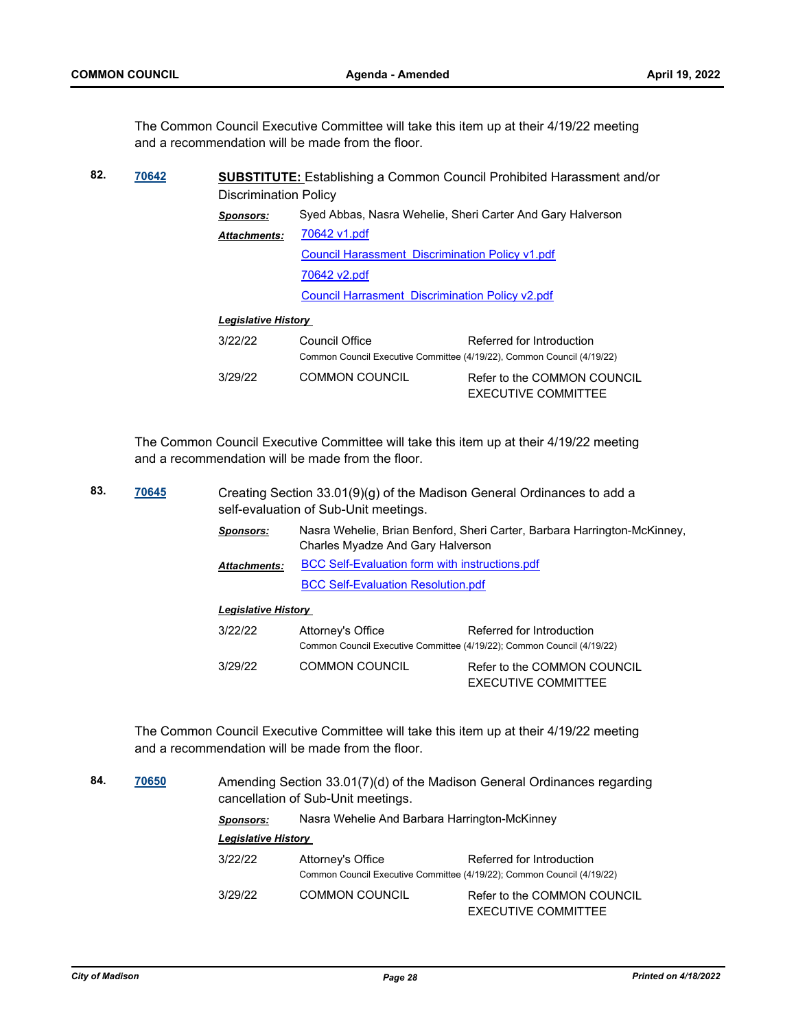The Common Council Executive Committee will take this item up at their 4/19/22 meeting and a recommendation will be made from the floor.

**82.** **70642** **SUBSTITUTE:** Establishing a Common Council Prohibited Harassment and/or Discrimination Policy

***Sponsors:*** Syed Abbas, Nasra Wehelie, Sheri Carter And Gary Halverson

***Attachments:*** 70642 v1.pdf
Council Harassment_Discrimination Policy v1.pdf
70642 v2.pdf
Council Harrasment_Discrimination Policy v2.pdf

***Legislative History***

| | | |
|---|---|---|
| 3/22/22 | Council Office | Referred for Introduction |
| | Common Council Executive Committee (4/19/22), Common Council (4/19/22) | |
| 3/29/22 | COMMON COUNCIL | Refer to the COMMON COUNCIL EXECUTIVE COMMITTEE |

The Common Council Executive Committee will take this item up at their 4/19/22 meeting and a recommendation will be made from the floor.

**83.** **70645** Creating Section 33.01(9)(g) of the Madison General Ordinances to add a self-evaluation of Sub-Unit meetings.

***Sponsors:*** Nasra Wehelie, Brian Benford, Sheri Carter, Barbara Harrington-McKinney, Charles Myadze And Gary Halverson

***Attachments:*** BCC Self-Evaluation form with instructions.pdf
BCC Self-Evaluation Resolution.pdf

***Legislative History***

| | | |
|---|---|---|
| 3/22/22 | Attorney's Office | Referred for Introduction |
| | Common Council Executive Committee (4/19/22); Common Council (4/19/22) | |
| 3/29/22 | COMMON COUNCIL | Refer to the COMMON COUNCIL EXECUTIVE COMMITTEE |

The Common Council Executive Committee will take this item up at their 4/19/22 meeting and a recommendation will be made from the floor.

**84.** **70650** Amending Section 33.01(7)(d) of the Madison General Ordinances regarding cancellation of Sub-Unit meetings.

***Sponsors:*** Nasra Wehelie And Barbara Harrington-McKinney

***Legislative History***

| | | |
|---|---|---|
| 3/22/22 | Attorney's Office | Referred for Introduction |
| | Common Council Executive Committee (4/19/22); Common Council (4/19/22) | |
| 3/29/22 | COMMON COUNCIL | Refer to the COMMON COUNCIL EXECUTIVE COMMITTEE |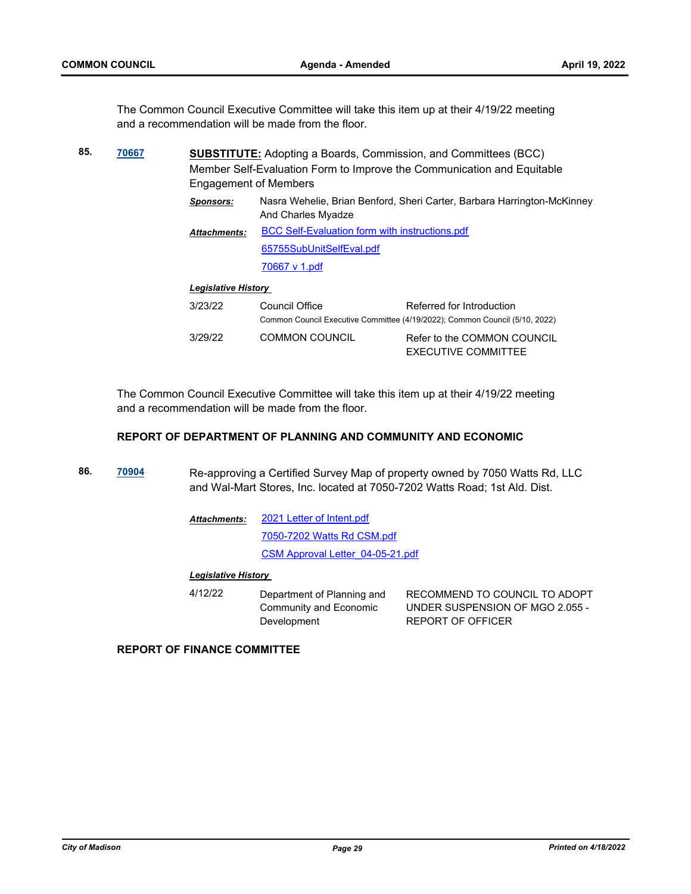The Common Council Executive Committee will take this item up at their 4/19/22 meeting and a recommendation will be made from the floor.

**85.** **70667** **SUBSTITUTE:** Adopting a Boards, Commission, and Committees (BCC) Member Self-Evaluation Form to Improve the Communication and Equitable Engagement of Members

***Sponsors:*** Nasra Wehelie, Brian Benford, Sheri Carter, Barbara Harrington-McKinney And Charles Myadze

***Attachments:*** BCC Self-Evaluation form with instructions.pdf
65755SubUnitSelfEval.pdf
70667 v 1.pdf

***Legislative History***

| | | |
|---|---|---|
| 3/23/22 | Council Office | Referred for Introduction |
| | Common Council Executive Committee (4/19/2022); Common Council (5/10, 2022) | |
| 3/29/22 | COMMON COUNCIL | Refer to the COMMON COUNCIL EXECUTIVE COMMITTEE |

The Common Council Executive Committee will take this item up at their 4/19/22 meeting and a recommendation will be made from the floor.

**REPORT OF DEPARTMENT OF PLANNING AND COMMUNITY AND ECONOMIC**

**86.** **70904** Re-approving a Certified Survey Map of property owned by 7050 Watts Rd, LLC and Wal-Mart Stores, Inc. located at 7050-7202 Watts Road; 1st Ald. Dist.

***Attachments:*** 2021 Letter of Intent.pdf
7050-7202 Watts Rd CSM.pdf
CSM Approval Letter_04-05-21.pdf

***Legislative History***

| | | |
|---|---|---|
| 4/12/22 | Department of Planning and Community and Economic Development | RECOMMEND TO COUNCIL TO ADOPT UNDER SUSPENSION OF MGO 2.055 - REPORT OF OFFICER |

**REPORT OF FINANCE COMMITTEE**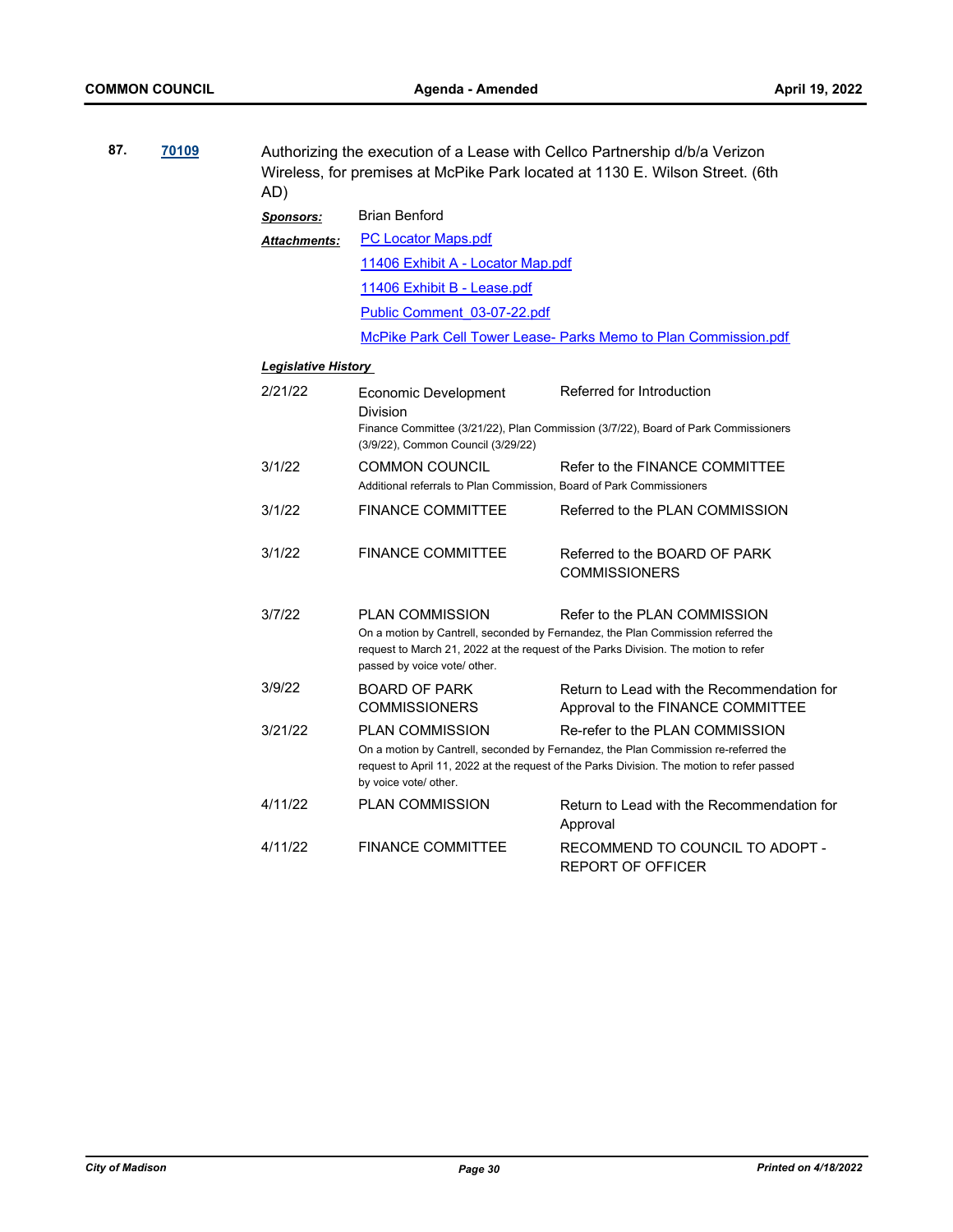**87.** **70109** Authorizing the execution of a Lease with Cellco Partnership d/b/a Verizon Wireless, for premises at McPike Park located at 1130 E. Wilson Street. (6th AD)

***Sponsors:*** Brian Benford

***Attachments:***
PC Locator Maps.pdf
11406 Exhibit A - Locator Map.pdf
11406 Exhibit B - Lease.pdf
Public Comment_03-07-22.pdf
McPike Park Cell Tower Lease- Parks Memo to Plan Commission.pdf

***Legislative History***

| Date | Body | Action |
|---|---|---|
| 2/21/22 | Economic Development Division | Referred for Introduction |
| | Finance Committee (3/21/22), Plan Commission (3/7/22), Board of Park Commissioners (3/9/22), Common Council (3/29/22) | |
| 3/1/22 | COMMON COUNCIL | Refer to the FINANCE COMMITTEE |
| | Additional referrals to Plan Commission, Board of Park Commissioners | |
| 3/1/22 | FINANCE COMMITTEE | Referred to the PLAN COMMISSION |
| 3/1/22 | FINANCE COMMITTEE | Referred to the BOARD OF PARK COMMISSIONERS |
| 3/7/22 | PLAN COMMISSION | Refer to the PLAN COMMISSION |
| | On a motion by Cantrell, seconded by Fernandez, the Plan Commission referred the request to March 21, 2022 at the request of the Parks Division. The motion to refer passed by voice vote/ other. | |
| 3/9/22 | BOARD OF PARK COMMISSIONERS | Return to Lead with the Recommendation for Approval to the FINANCE COMMITTEE |
| 3/21/22 | PLAN COMMISSION | Re-refer to the PLAN COMMISSION |
| | On a motion by Cantrell, seconded by Fernandez, the Plan Commission re-referred the request to April 11, 2022 at the request of the Parks Division. The motion to refer passed by voice vote/ other. | |
| 4/11/22 | PLAN COMMISSION | Return to Lead with the Recommendation for Approval |
| 4/11/22 | FINANCE COMMITTEE | RECOMMEND TO COUNCIL TO ADOPT - REPORT OF OFFICER |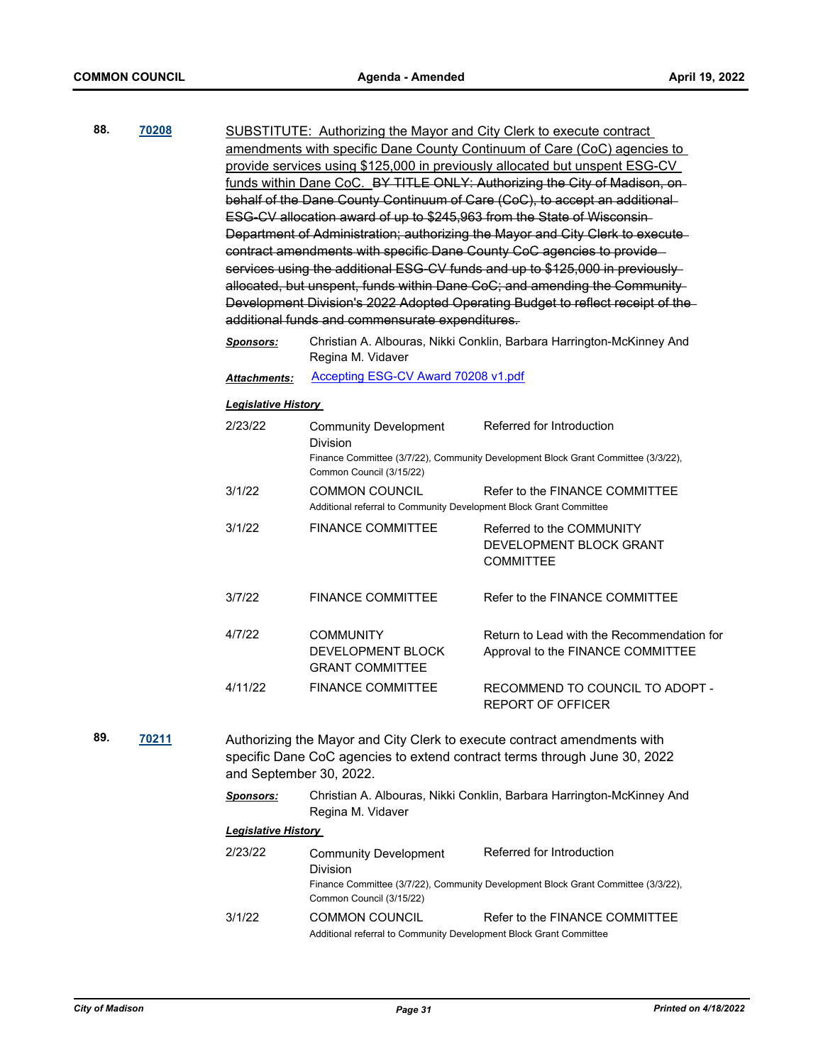**88.** **70208**

SUBSTITUTE: Authorizing the Mayor and City Clerk to execute contract amendments with specific Dane County Continuum of Care (CoC) agencies to provide services using $125,000 in previously allocated but unspent ESG-CV funds within Dane CoC. ~~BY TITLE ONLY: Authorizing the City of Madison, on behalf of the Dane County Continuum of Care (CoC), to accept an additional ESG-CV allocation award of up to $245,963 from the State of Wisconsin Department of Administration; authorizing the Mayor and City Clerk to execute contract amendments with specific Dane County CoC agencies to provide services using the additional ESG-CV funds and up to $125,000 in previously allocated, but unspent, funds within Dane CoC; and amending the Community Development Division's 2022 Adopted Operating Budget to reflect receipt of the additional funds and commensurate expenditures.~~

***Sponsors:*** Christian A. Albouras, Nikki Conklin, Barbara Harrington-McKinney And Regina M. Vidaver

***Attachments:*** Accepting ESG-CV Award 70208 v1.pdf

***Legislative History***

| Date | Body | Action |
|---|---|---|
| 2/23/22 | Community Development Division | Referred for Introduction |
| | Finance Committee (3/7/22), Community Development Block Grant Committee (3/3/22), Common Council (3/15/22) | |
| 3/1/22 | COMMON COUNCIL | Refer to the FINANCE COMMITTEE |
| | Additional referral to Community Development Block Grant Committee | |
| 3/1/22 | FINANCE COMMITTEE | Referred to the COMMUNITY DEVELOPMENT BLOCK GRANT COMMITTEE |
| 3/7/22 | FINANCE COMMITTEE | Refer to the FINANCE COMMITTEE |
| 4/7/22 | COMMUNITY DEVELOPMENT BLOCK GRANT COMMITTEE | Return to Lead with the Recommendation for Approval to the FINANCE COMMITTEE |
| 4/11/22 | FINANCE COMMITTEE | RECOMMEND TO COUNCIL TO ADOPT - REPORT OF OFFICER |

**89.** **70211**

Authorizing the Mayor and City Clerk to execute contract amendments with specific Dane CoC agencies to extend contract terms through June 30, 2022 and September 30, 2022.

***Sponsors:*** Christian A. Albouras, Nikki Conklin, Barbara Harrington-McKinney And Regina M. Vidaver

***Legislative History***

| Date | Body | Action |
|---|---|---|
| 2/23/22 | Community Development Division | Referred for Introduction |
| | Finance Committee (3/7/22), Community Development Block Grant Committee (3/3/22), Common Council (3/15/22) | |
| 3/1/22 | COMMON COUNCIL | Refer to the FINANCE COMMITTEE |
| | Additional referral to Community Development Block Grant Committee | |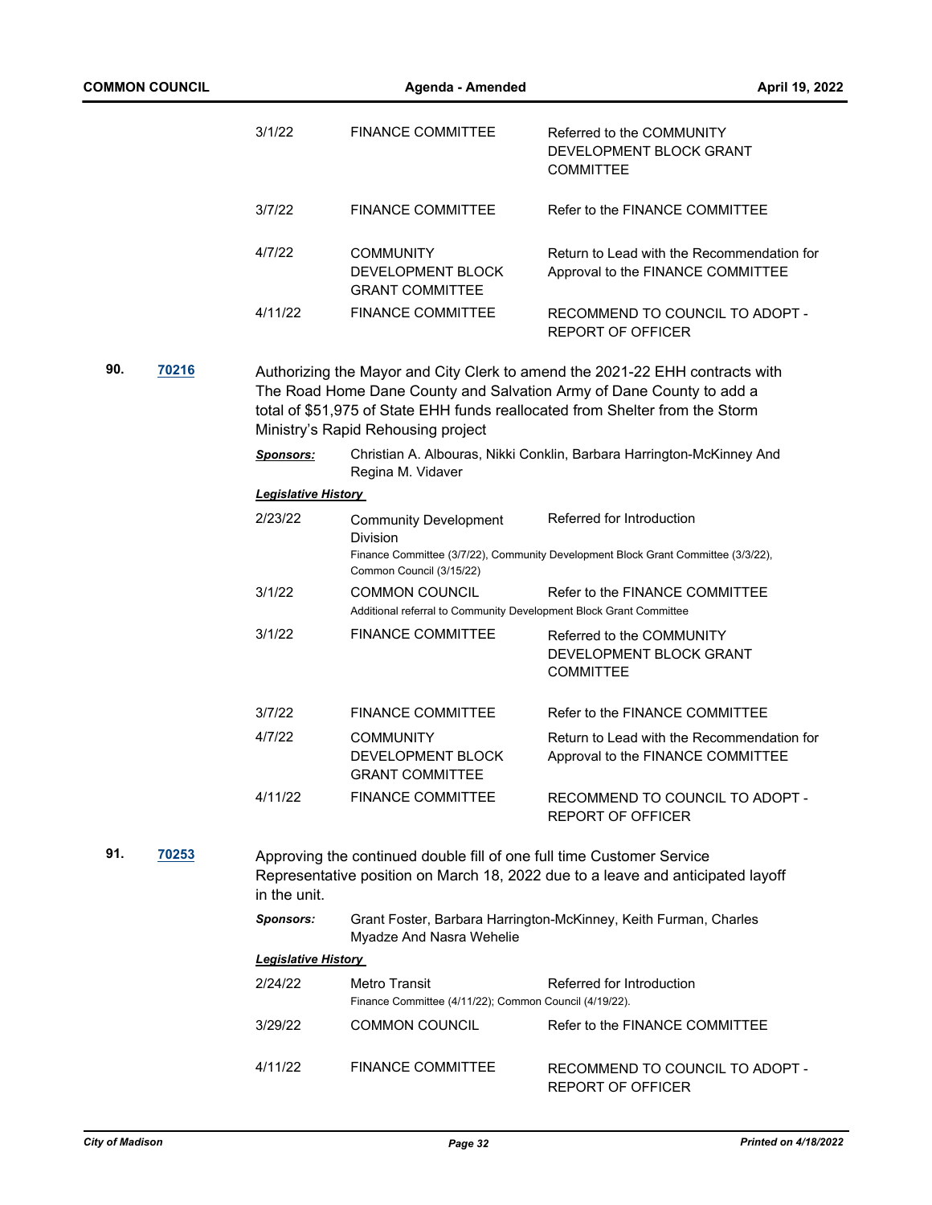| | | |
|---|---|---|
| 3/1/22 | FINANCE COMMITTEE | Referred to the COMMUNITY DEVELOPMENT BLOCK GRANT COMMITTEE |
| 3/7/22 | FINANCE COMMITTEE | Refer to the FINANCE COMMITTEE |
| 4/7/22 | COMMUNITY DEVELOPMENT BLOCK GRANT COMMITTEE | Return to Lead with the Recommendation for Approval to the FINANCE COMMITTEE |
| 4/11/22 | FINANCE COMMITTEE | RECOMMEND TO COUNCIL TO ADOPT - REPORT OF OFFICER |

**90.** **70216**

Authorizing the Mayor and City Clerk to amend the 2021-22 EHH contracts with The Road Home Dane County and Salvation Army of Dane County to add a total of $51,975 of State EHH funds reallocated from Shelter from the Storm Ministry's Rapid Rehousing project

***Sponsors:*** Christian A. Albouras, Nikki Conklin, Barbara Harrington-McKinney And Regina M. Vidaver

***Legislative History***

| | | |
|---|---|---|
| 2/23/22 | Community Development Division<br>Finance Committee (3/7/22), Community Development Block Grant Committee (3/3/22), Common Council (3/15/22) | Referred for Introduction |
| 3/1/22 | COMMON COUNCIL<br>Additional referral to Community Development Block Grant Committee | Refer to the FINANCE COMMITTEE |
| 3/1/22 | FINANCE COMMITTEE | Referred to the COMMUNITY DEVELOPMENT BLOCK GRANT COMMITTEE |
| 3/7/22 | FINANCE COMMITTEE | Refer to the FINANCE COMMITTEE |
| 4/7/22 | COMMUNITY DEVELOPMENT BLOCK GRANT COMMITTEE | Return to Lead with the Recommendation for Approval to the FINANCE COMMITTEE |
| 4/11/22 | FINANCE COMMITTEE | RECOMMEND TO COUNCIL TO ADOPT - REPORT OF OFFICER |

**91.** **70253**

Approving the continued double fill of one full time Customer Service Representative position on March 18, 2022 due to a leave and anticipated layoff in the unit.

***Sponsors:*** Grant Foster, Barbara Harrington-McKinney, Keith Furman, Charles Myadze And Nasra Wehelie

***Legislative History***

| | | |
|---|---|---|
| 2/24/22 | Metro Transit<br>Finance Committee (4/11/22); Common Council (4/19/22). | Referred for Introduction |
| 3/29/22 | COMMON COUNCIL | Refer to the FINANCE COMMITTEE |
| 4/11/22 | FINANCE COMMITTEE | RECOMMEND TO COUNCIL TO ADOPT - REPORT OF OFFICER |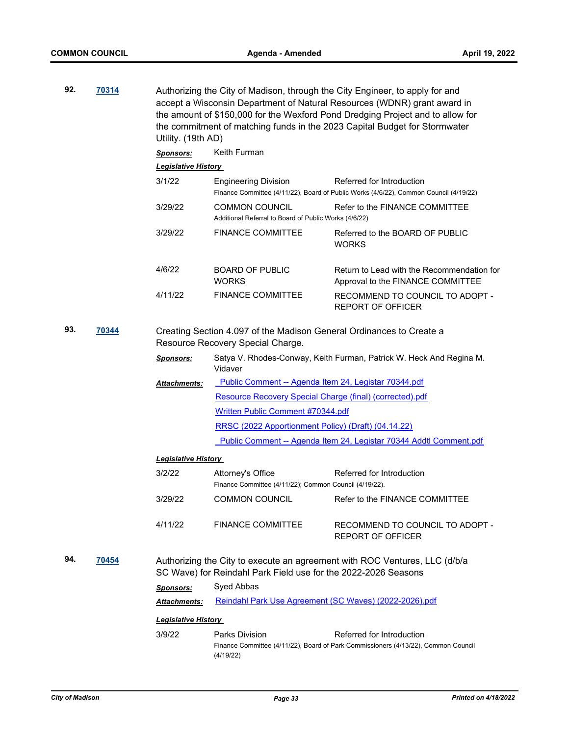**92.** **70314**

Authorizing the City of Madison, through the City Engineer, to apply for and accept a Wisconsin Department of Natural Resources (WDNR) grant award in the amount of $150,000 for the Wexford Pond Dredging Project and to allow for the commitment of matching funds in the 2023 Capital Budget for Stormwater Utility. (19th AD)

***Sponsors:*** Keith Furman

***Legislative History***

| Date | Body | Action |
|---|---|---|
| 3/1/22 | Engineering Division<br>Finance Committee (4/11/22), Board of Public Works (4/6/22), Common Council (4/19/22) | Referred for Introduction |
| 3/29/22 | COMMON COUNCIL<br>Additional Referral to Board of Public Works (4/6/22) | Refer to the FINANCE COMMITTEE |
| 3/29/22 | FINANCE COMMITTEE | Referred to the BOARD OF PUBLIC WORKS |
| 4/6/22 | BOARD OF PUBLIC WORKS | Return to Lead with the Recommendation for Approval to the FINANCE COMMITTEE |
| 4/11/22 | FINANCE COMMITTEE | RECOMMEND TO COUNCIL TO ADOPT - REPORT OF OFFICER |

**93.** **70344**

Creating Section 4.097 of the Madison General Ordinances to Create a Resource Recovery Special Charge.

***Sponsors:*** Satya V. Rhodes-Conway, Keith Furman, Patrick W. Heck And Regina M. Vidaver

***Attachments:***
- Public Comment -- Agenda Item 24, Legistar 70344.pdf
- Resource Recovery Special Charge (final) (corrected).pdf
- Written Public Comment #70344.pdf
- RRSC (2022 Apportionment Policy) (Draft) (04.14.22)
- Public Comment -- Agenda Item 24, Legistar 70344 Addtl Comment.pdf

***Legislative History***

| Date | Body | Action |
|---|---|---|
| 3/2/22 | Attorney's Office<br>Finance Committee (4/11/22); Common Council (4/19/22). | Referred for Introduction |
| 3/29/22 | COMMON COUNCIL | Refer to the FINANCE COMMITTEE |
| 4/11/22 | FINANCE COMMITTEE | RECOMMEND TO COUNCIL TO ADOPT - REPORT OF OFFICER |

**94.** **70454**

Authorizing the City to execute an agreement with ROC Ventures, LLC (d/b/a SC Wave) for Reindahl Park Field use for the 2022-2026 Seasons

***Sponsors:*** Syed Abbas

***Attachments:*** Reindahl Park Use Agreement (SC Waves) (2022-2026).pdf

***Legislative History***

| Date | Body | Action |
|---|---|---|
| 3/9/22 | Parks Division<br>Finance Committee (4/11/22), Board of Park Commissioners (4/13/22), Common Council (4/19/22) | Referred for Introduction |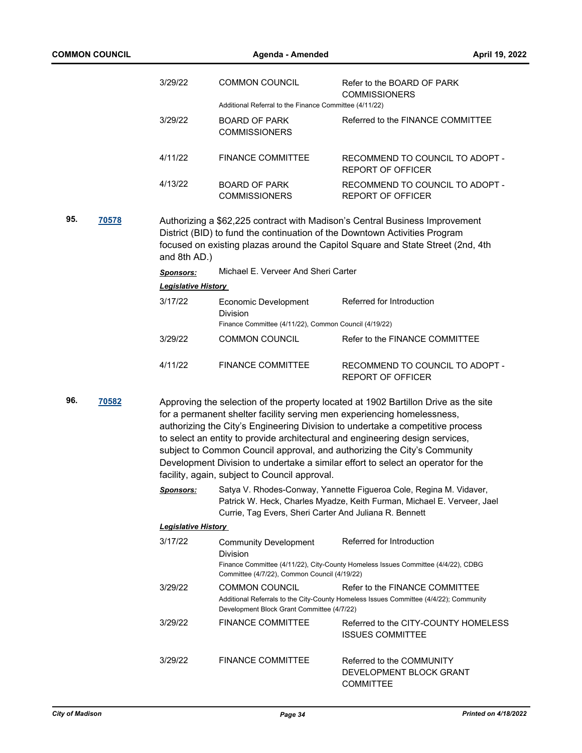| | | |
|---|---|---|
| 3/29/22 | COMMON COUNCIL | Refer to the BOARD OF PARK COMMISSIONERS |
| | Additional Referral to the Finance Committee (4/11/22) | |
| 3/29/22 | BOARD OF PARK COMMISSIONERS | Referred to the FINANCE COMMITTEE |
| 4/11/22 | FINANCE COMMITTEE | RECOMMEND TO COUNCIL TO ADOPT - REPORT OF OFFICER |
| 4/13/22 | BOARD OF PARK COMMISSIONERS | RECOMMEND TO COUNCIL TO ADOPT - REPORT OF OFFICER |

**95.** **70578**

Authorizing a $62,225 contract with Madison's Central Business Improvement District (BID) to fund the continuation of the Downtown Activities Program focused on existing plazas around the Capitol Square and State Street (2nd, 4th and 8th AD.)

***Sponsors:*** Michael E. Verveer And Sheri Carter

***Legislative History***

| | | |
|---|---|---|
| 3/17/22 | Economic Development Division | Referred for Introduction |
| | Finance Committee (4/11/22), Common Council (4/19/22) | |
| 3/29/22 | COMMON COUNCIL | Refer to the FINANCE COMMITTEE |
| 4/11/22 | FINANCE COMMITTEE | RECOMMEND TO COUNCIL TO ADOPT - REPORT OF OFFICER |

**96.** **70582**

Approving the selection of the property located at 1902 Bartillon Drive as the site for a permanent shelter facility serving men experiencing homelessness, authorizing the City's Engineering Division to undertake a competitive process to select an entity to provide architectural and engineering design services, subject to Common Council approval, and authorizing the City's Community Development Division to undertake a similar effort to select an operator for the facility, again, subject to Council approval.

***Sponsors:*** Satya V. Rhodes-Conway, Yannette Figueroa Cole, Regina M. Vidaver, Patrick W. Heck, Charles Myadze, Keith Furman, Michael E. Verveer, Jael Currie, Tag Evers, Sheri Carter And Juliana R. Bennett

***Legislative History***

| | | |
|---|---|---|
| 3/17/22 | Community Development Division | Referred for Introduction |
| | Finance Committee (4/11/22), City-County Homeless Issues Committee (4/4/22), CDBG Committee (4/7/22), Common Council (4/19/22) | |
| 3/29/22 | COMMON COUNCIL | Refer to the FINANCE COMMITTEE |
| | Additional Referrals to the City-County Homeless Issues Committee (4/4/22); Community Development Block Grant Committee (4/7/22) | |
| 3/29/22 | FINANCE COMMITTEE | Referred to the CITY-COUNTY HOMELESS ISSUES COMMITTEE |
| 3/29/22 | FINANCE COMMITTEE | Referred to the COMMUNITY DEVELOPMENT BLOCK GRANT COMMITTEE |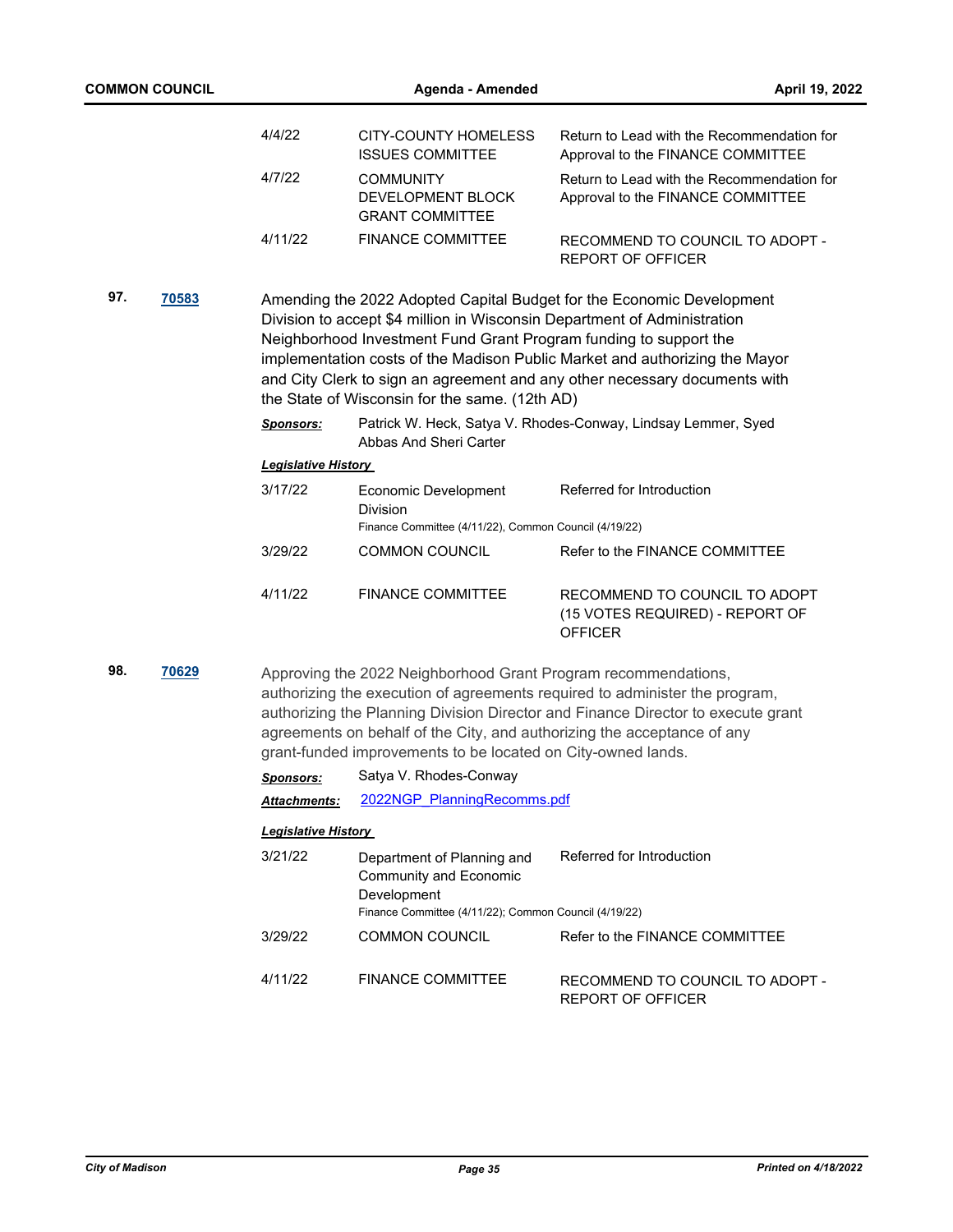| | | |
|---|---|---|
| 4/4/22 | CITY-COUNTY HOMELESS ISSUES COMMITTEE | Return to Lead with the Recommendation for Approval to the FINANCE COMMITTEE |
| 4/7/22 | COMMUNITY DEVELOPMENT BLOCK GRANT COMMITTEE | Return to Lead with the Recommendation for Approval to the FINANCE COMMITTEE |
| 4/11/22 | FINANCE COMMITTEE | RECOMMEND TO COUNCIL TO ADOPT - REPORT OF OFFICER |

**97.** **70583**

Amending the 2022 Adopted Capital Budget for the Economic Development Division to accept $4 million in Wisconsin Department of Administration Neighborhood Investment Fund Grant Program funding to support the implementation costs of the Madison Public Market and authorizing the Mayor and City Clerk to sign an agreement and any other necessary documents with the State of Wisconsin for the same. (12th AD)

***Sponsors:*** Patrick W. Heck, Satya V. Rhodes-Conway, Lindsay Lemmer, Syed Abbas And Sheri Carter

***Legislative History***

| | | |
|---|---|---|
| 3/17/22 | Economic Development Division<br>Finance Committee (4/11/22), Common Council (4/19/22) | Referred for Introduction |
| 3/29/22 | COMMON COUNCIL | Refer to the FINANCE COMMITTEE |
| 4/11/22 | FINANCE COMMITTEE | RECOMMEND TO COUNCIL TO ADOPT (15 VOTES REQUIRED) - REPORT OF OFFICER |

**98.** **70629**

Approving the 2022 Neighborhood Grant Program recommendations, authorizing the execution of agreements required to administer the program, authorizing the Planning Division Director and Finance Director to execute grant agreements on behalf of the City, and authorizing the acceptance of any grant-funded improvements to be located on City-owned lands.

***Sponsors:*** Satya V. Rhodes-Conway

***Attachments:*** 2022NGP_PlanningRecomms.pdf

***Legislative History***

| | | |
|---|---|---|
| 3/21/22 | Department of Planning and Community and Economic Development<br>Finance Committee (4/11/22); Common Council (4/19/22) | Referred for Introduction |
| 3/29/22 | COMMON COUNCIL | Refer to the FINANCE COMMITTEE |
| 4/11/22 | FINANCE COMMITTEE | RECOMMEND TO COUNCIL TO ADOPT - REPORT OF OFFICER |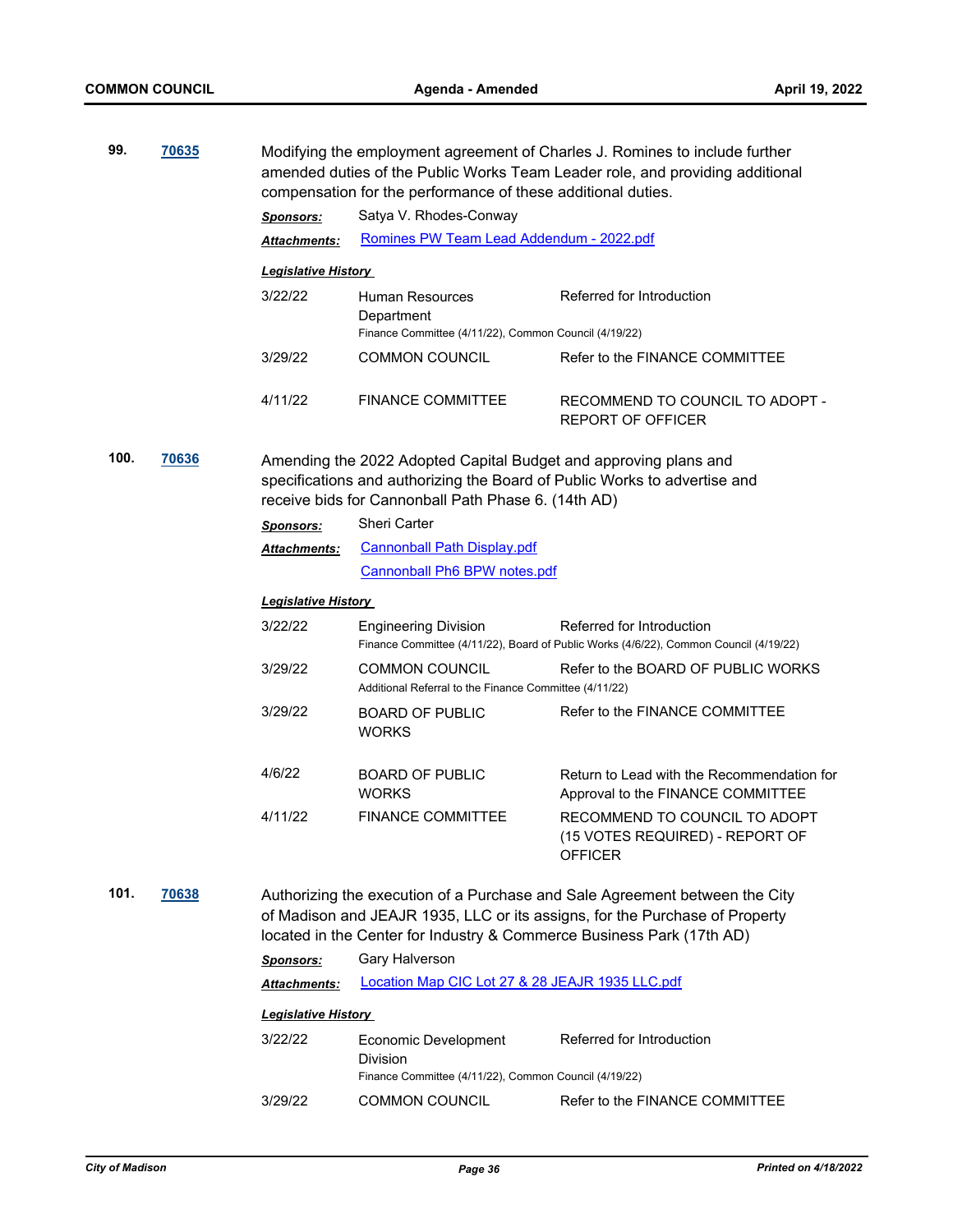**99.** **70635** Modifying the employment agreement of Charles J. Romines to include further amended duties of the Public Works Team Leader role, and providing additional compensation for the performance of these additional duties.

***Sponsors:*** Satya V. Rhodes-Conway

***Attachments:*** Romines PW Team Lead Addendum - 2022.pdf

***Legislative History***

| Date | Body | Action |
|---|---|---|
| 3/22/22 | Human Resources Department | Referred for Introduction |
| | Finance Committee (4/11/22), Common Council (4/19/22) | |
| 3/29/22 | COMMON COUNCIL | Refer to the FINANCE COMMITTEE |
| 4/11/22 | FINANCE COMMITTEE | RECOMMEND TO COUNCIL TO ADOPT - REPORT OF OFFICER |

**100.** **70636** Amending the 2022 Adopted Capital Budget and approving plans and specifications and authorizing the Board of Public Works to advertise and receive bids for Cannonball Path Phase 6. (14th AD)

***Sponsors:*** Sheri Carter

***Attachments:*** Cannonball Path Display.pdf
Cannonball Ph6 BPW notes.pdf

***Legislative History***

| Date | Body | Action |
|---|---|---|
| 3/22/22 | Engineering Division | Referred for Introduction |
| | Finance Committee (4/11/22), Board of Public Works (4/6/22), Common Council (4/19/22) | |
| 3/29/22 | COMMON COUNCIL | Refer to the BOARD OF PUBLIC WORKS |
| | Additional Referral to the Finance Committee (4/11/22) | |
| 3/29/22 | BOARD OF PUBLIC WORKS | Refer to the FINANCE COMMITTEE |
| 4/6/22 | BOARD OF PUBLIC WORKS | Return to Lead with the Recommendation for Approval to the FINANCE COMMITTEE |
| 4/11/22 | FINANCE COMMITTEE | RECOMMEND TO COUNCIL TO ADOPT (15 VOTES REQUIRED) - REPORT OF OFFICER |

**101.** **70638** Authorizing the execution of a Purchase and Sale Agreement between the City of Madison and JEAJR 1935, LLC or its assigns, for the Purchase of Property located in the Center for Industry & Commerce Business Park (17th AD)

***Sponsors:*** Gary Halverson

***Attachments:*** Location Map CIC Lot 27 & 28 JEAJR 1935 LLC.pdf

***Legislative History***

| Date | Body | Action |
|---|---|---|
| 3/22/22 | Economic Development Division | Referred for Introduction |
| | Finance Committee (4/11/22), Common Council (4/19/22) | |
| 3/29/22 | COMMON COUNCIL | Refer to the FINANCE COMMITTEE |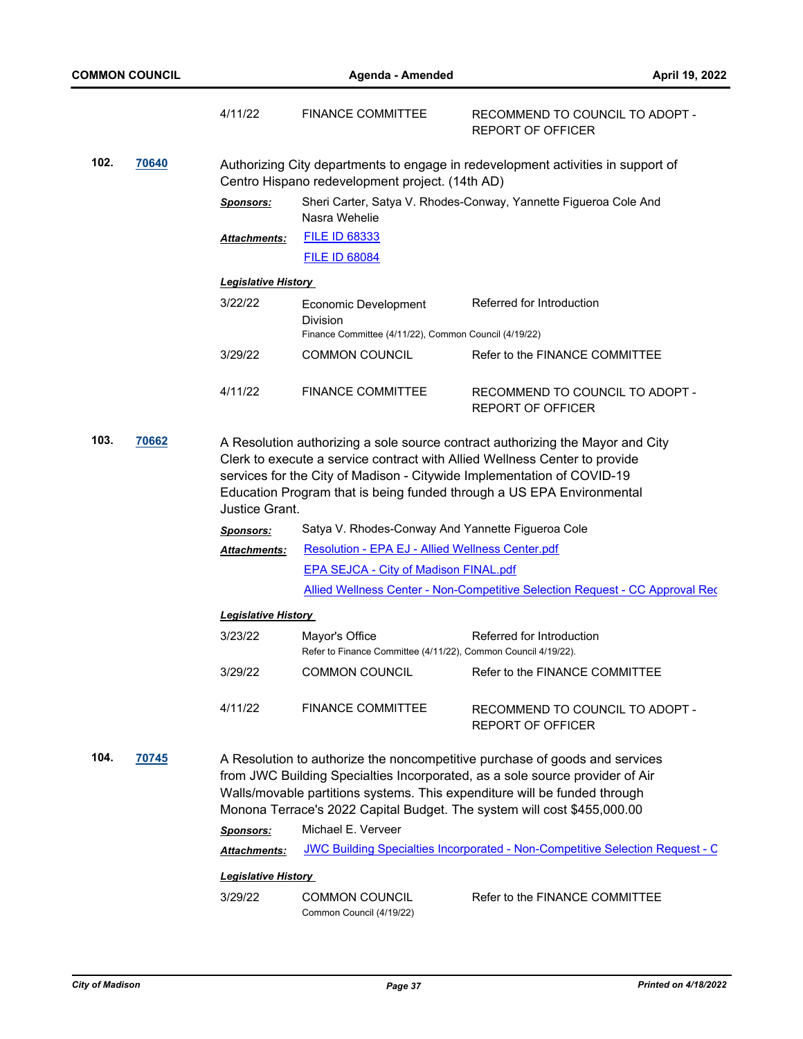| | | |
|---|---|---|
| 4/11/22 | FINANCE COMMITTEE | RECOMMEND TO COUNCIL TO ADOPT - REPORT OF OFFICER |

**102.** **70640**

Authorizing City departments to engage in redevelopment activities in support of Centro Hispano redevelopment project. (14th AD)

***Sponsors:*** Sheri Carter, Satya V. Rhodes-Conway, Yannette Figueroa Cole And Nasra Wehelie

***Attachments:*** FILE ID 68333
FILE ID 68084

***Legislative History***

| | | |
|---|---|---|
| 3/22/22 | Economic Development Division<br>Finance Committee (4/11/22), Common Council (4/19/22) | Referred for Introduction |
| 3/29/22 | COMMON COUNCIL | Refer to the FINANCE COMMITTEE |
| 4/11/22 | FINANCE COMMITTEE | RECOMMEND TO COUNCIL TO ADOPT - REPORT OF OFFICER |

**103.** **70662**

A Resolution authorizing a sole source contract authorizing the Mayor and City Clerk to execute a service contract with Allied Wellness Center to provide services for the City of Madison - Citywide Implementation of COVID-19 Education Program that is being funded through a US EPA Environmental Justice Grant.

***Sponsors:*** Satya V. Rhodes-Conway And Yannette Figueroa Cole

***Attachments:*** Resolution - EPA EJ - Allied Wellness Center.pdf
EPA SEJCA - City of Madison FINAL.pdf
Allied Wellness Center - Non-Competitive Selection Request - CC Approval Rec

***Legislative History***

| | | |
|---|---|---|
| 3/23/22 | Mayor's Office<br>Refer to Finance Committee (4/11/22), Common Council 4/19/22). | Referred for Introduction |
| 3/29/22 | COMMON COUNCIL | Refer to the FINANCE COMMITTEE |
| 4/11/22 | FINANCE COMMITTEE | RECOMMEND TO COUNCIL TO ADOPT - REPORT OF OFFICER |

**104.** **70745**

A Resolution to authorize the noncompetitive purchase of goods and services from JWC Building Specialties Incorporated, as a sole source provider of Air Walls/movable partitions systems. This expenditure will be funded through Monona Terrace's 2022 Capital Budget. The system will cost $455,000.00

***Sponsors:*** Michael E. Verveer

***Attachments:*** JWC Building Specialties Incorporated - Non-Competitive Selection Request - C

***Legislative History***

| | | |
|---|---|---|
| 3/29/22 | COMMON COUNCIL<br>Common Council (4/19/22) | Refer to the FINANCE COMMITTEE |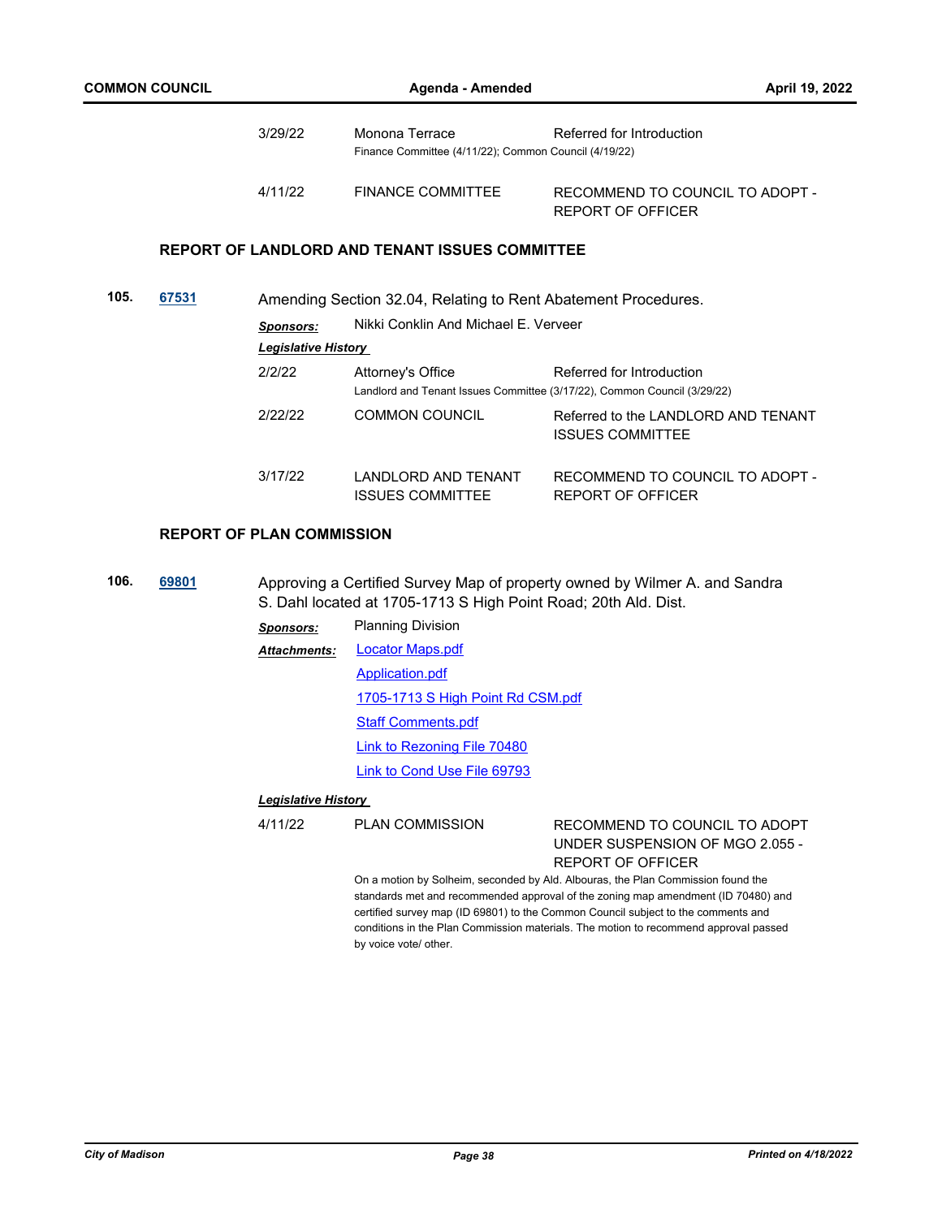| | | |
|---|---|---|
| 3/29/22 | Monona Terrace | Referred for Introduction |
| | Finance Committee (4/11/22); Common Council (4/19/22) | |
| 4/11/22 | FINANCE COMMITTEE | RECOMMEND TO COUNCIL TO ADOPT - REPORT OF OFFICER |

## REPORT OF LANDLORD AND TENANT ISSUES COMMITTEE

**105.** **67531** Amending Section 32.04, Relating to Rent Abatement Procedures.

***Sponsors:*** Nikki Conklin And Michael E. Verveer

***Legislative History***

| | | |
|---|---|---|
| 2/2/22 | Attorney's Office | Referred for Introduction |
| | Landlord and Tenant Issues Committee (3/17/22), Common Council (3/29/22) | |
| 2/22/22 | COMMON COUNCIL | Referred to the LANDLORD AND TENANT ISSUES COMMITTEE |
| 3/17/22 | LANDLORD AND TENANT ISSUES COMMITTEE | RECOMMEND TO COUNCIL TO ADOPT - REPORT OF OFFICER |

## REPORT OF PLAN COMMISSION

**106.** **69801** Approving a Certified Survey Map of property owned by Wilmer A. and Sandra S. Dahl located at 1705-1713 S High Point Road; 20th Ald. Dist.

***Sponsors:*** Planning Division

***Attachments:***
- Locator Maps.pdf
- Application.pdf
- 1705-1713 S High Point Rd CSM.pdf
- Staff Comments.pdf
- Link to Rezoning File 70480
- Link to Cond Use File 69793

***Legislative History***

| | | |
|---|---|---|
| 4/11/22 | PLAN COMMISSION | RECOMMEND TO COUNCIL TO ADOPT UNDER SUSPENSION OF MGO 2.055 - REPORT OF OFFICER |

On a motion by Solheim, seconded by Ald. Albouras, the Plan Commission found the standards met and recommended approval of the zoning map amendment (ID 70480) and certified survey map (ID 69801) to the Common Council subject to the comments and conditions in the Plan Commission materials. The motion to recommend approval passed by voice vote/ other.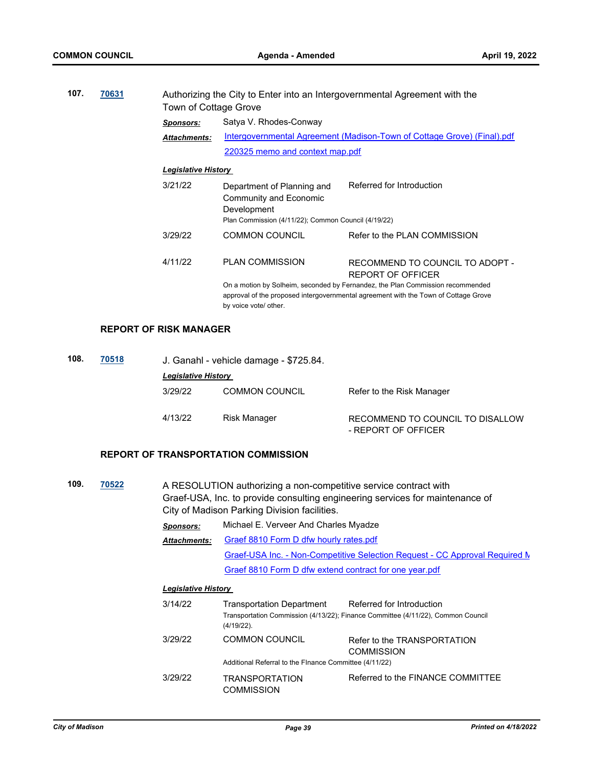**107.** **70631** Authorizing the City to Enter into an Intergovernmental Agreement with the Town of Cottage Grove

***Sponsors:*** Satya V. Rhodes-Conway

***Attachments:*** Intergovernmental Agreement (Madison-Town of Cottage Grove) (Final).pdf
220325 memo and context map.pdf

***Legislative History***

| | | |
|---|---|---|
| 3/21/22 | Department of Planning and Community and Economic Development | Referred for Introduction |
| | Plan Commission (4/11/22); Common Council (4/19/22) | |
| 3/29/22 | COMMON COUNCIL | Refer to the PLAN COMMISSION |
| 4/11/22 | PLAN COMMISSION | RECOMMEND TO COUNCIL TO ADOPT - REPORT OF OFFICER |
| | On a motion by Solheim, seconded by Fernandez, the Plan Commission recommended approval of the proposed intergovernmental agreement with the Town of Cottage Grove by voice vote/ other. | |

### REPORT OF RISK MANAGER

**108.** **70518** J. Ganahl - vehicle damage - $725.84.

***Legislative History***

| | | |
|---|---|---|
| 3/29/22 | COMMON COUNCIL | Refer to the Risk Manager |
| 4/13/22 | Risk Manager | RECOMMEND TO COUNCIL TO DISALLOW - REPORT OF OFFICER |

### REPORT OF TRANSPORTATION COMMISSION

**109.** **70522** A RESOLUTION authorizing a non-competitive service contract with Graef-USA, Inc. to provide consulting engineering services for maintenance of City of Madison Parking Division facilities.

***Sponsors:*** Michael E. Verveer And Charles Myadze

***Attachments:*** Graef 8810 Form D dfw hourly rates.pdf
Graef-USA Inc. - Non-Competitive Selection Request - CC Approval Required M
Graef 8810 Form D dfw extend contract for one year.pdf

***Legislative History***

| | | |
|---|---|---|
| 3/14/22 | Transportation Department | Referred for Introduction |
| | Transportation Commission (4/13/22); Finance Committee (4/11/22), Common Council (4/19/22). | |
| 3/29/22 | COMMON COUNCIL | Refer to the TRANSPORTATION COMMISSION |
| | Additional Referral to the FInance Committee (4/11/22) | |
| 3/29/22 | TRANSPORTATION COMMISSION | Referred to the FINANCE COMMITTEE |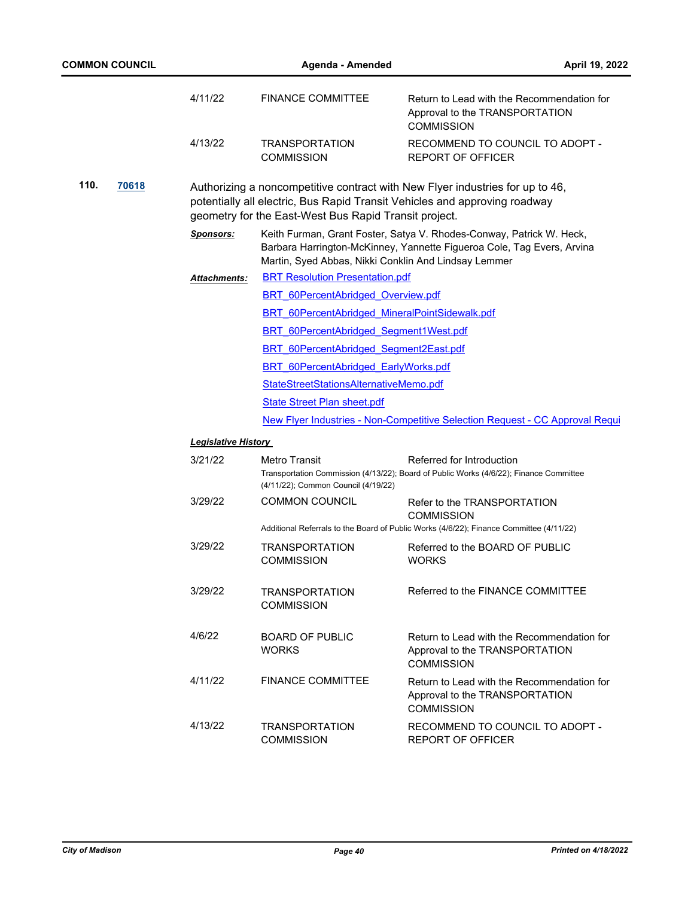| | | |
|---|---|---|
| 4/11/22 | FINANCE COMMITTEE | Return to Lead with the Recommendation for Approval to the TRANSPORTATION COMMISSION |
| 4/13/22 | TRANSPORTATION COMMISSION | RECOMMEND TO COUNCIL TO ADOPT - REPORT OF OFFICER |

**110.** **70618**

Authorizing a noncompetitive contract with New Flyer industries for up to 46, potentially all electric, Bus Rapid Transit Vehicles and approving roadway geometry for the East-West Bus Rapid Transit project.

***Sponsors:*** Keith Furman, Grant Foster, Satya V. Rhodes-Conway, Patrick W. Heck, Barbara Harrington-McKinney, Yannette Figueroa Cole, Tag Evers, Arvina Martin, Syed Abbas, Nikki Conklin And Lindsay Lemmer

***Attachments:***
- BRT Resolution Presentation.pdf
- BRT_60PercentAbridged_Overview.pdf
- BRT_60PercentAbridged_MineralPointSidewalk.pdf
- BRT_60PercentAbridged_Segment1West.pdf
- BRT_60PercentAbridged_Segment2East.pdf
- BRT_60PercentAbridged_EarlyWorks.pdf
- StateStreetStationsAlternativeMemo.pdf
- State Street Plan sheet.pdf
- New Flyer Industries - Non-Competitive Selection Request - CC Approval Requi

***Legislative History***

| | | |
|---|---|---|
| 3/21/22 | Metro Transit | Referred for Introduction |
| | Transportation Commission (4/13/22); Board of Public Works (4/6/22); Finance Committee (4/11/22); Common Council (4/19/22) | |
| 3/29/22 | COMMON COUNCIL | Refer to the TRANSPORTATION COMMISSION |
| | Additional Referrals to the Board of Public Works (4/6/22); Finance Committee (4/11/22) | |
| 3/29/22 | TRANSPORTATION COMMISSION | Referred to the BOARD OF PUBLIC WORKS |
| 3/29/22 | TRANSPORTATION COMMISSION | Referred to the FINANCE COMMITTEE |
| 4/6/22 | BOARD OF PUBLIC WORKS | Return to Lead with the Recommendation for Approval to the TRANSPORTATION COMMISSION |
| 4/11/22 | FINANCE COMMITTEE | Return to Lead with the Recommendation for Approval to the TRANSPORTATION COMMISSION |
| 4/13/22 | TRANSPORTATION COMMISSION | RECOMMEND TO COUNCIL TO ADOPT - REPORT OF OFFICER |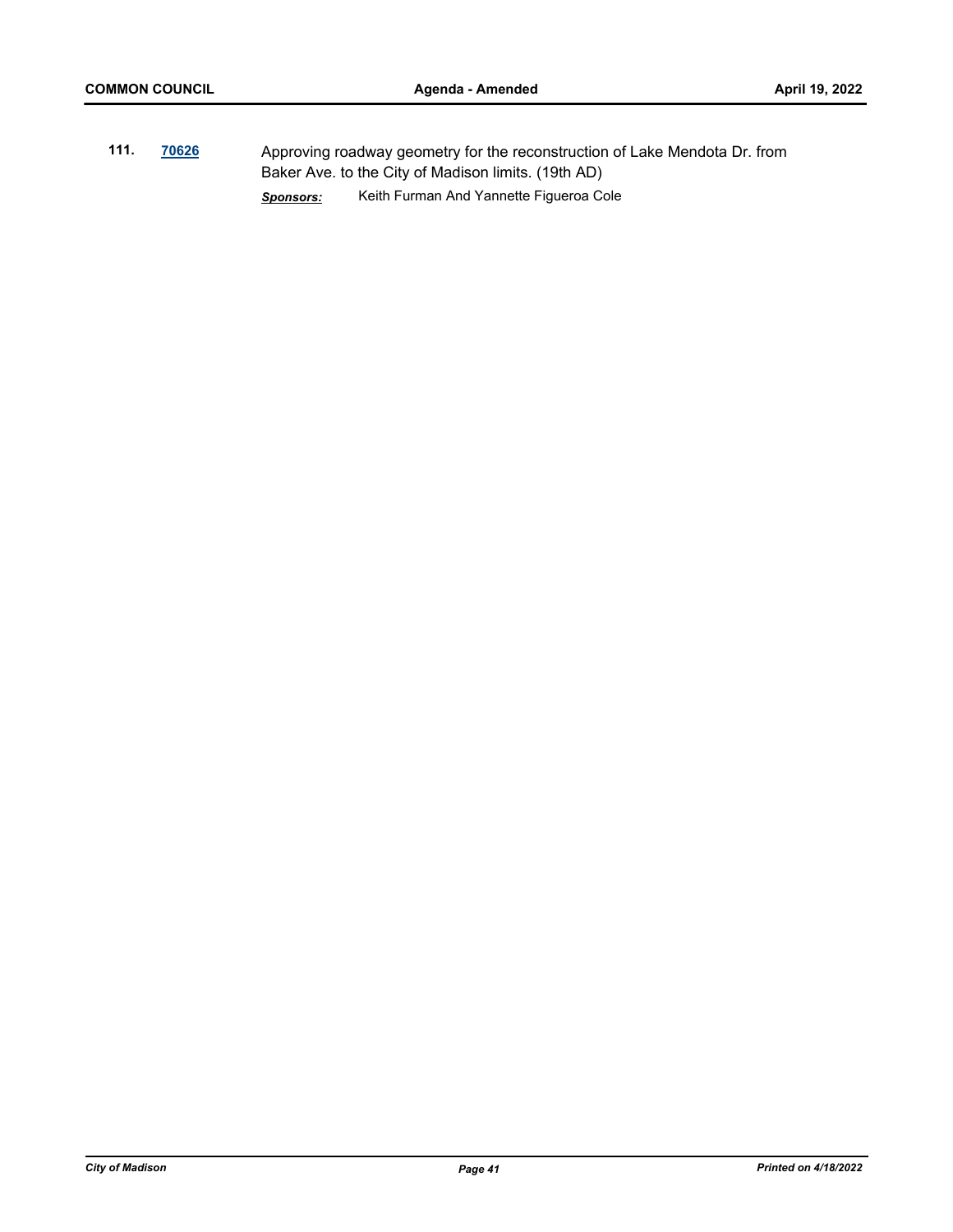**111.** **70626** Approving roadway geometry for the reconstruction of Lake Mendota Dr. from Baker Ave. to the City of Madison limits. (19th AD)

***Sponsors:*** Keith Furman And Yannette Figueroa Cole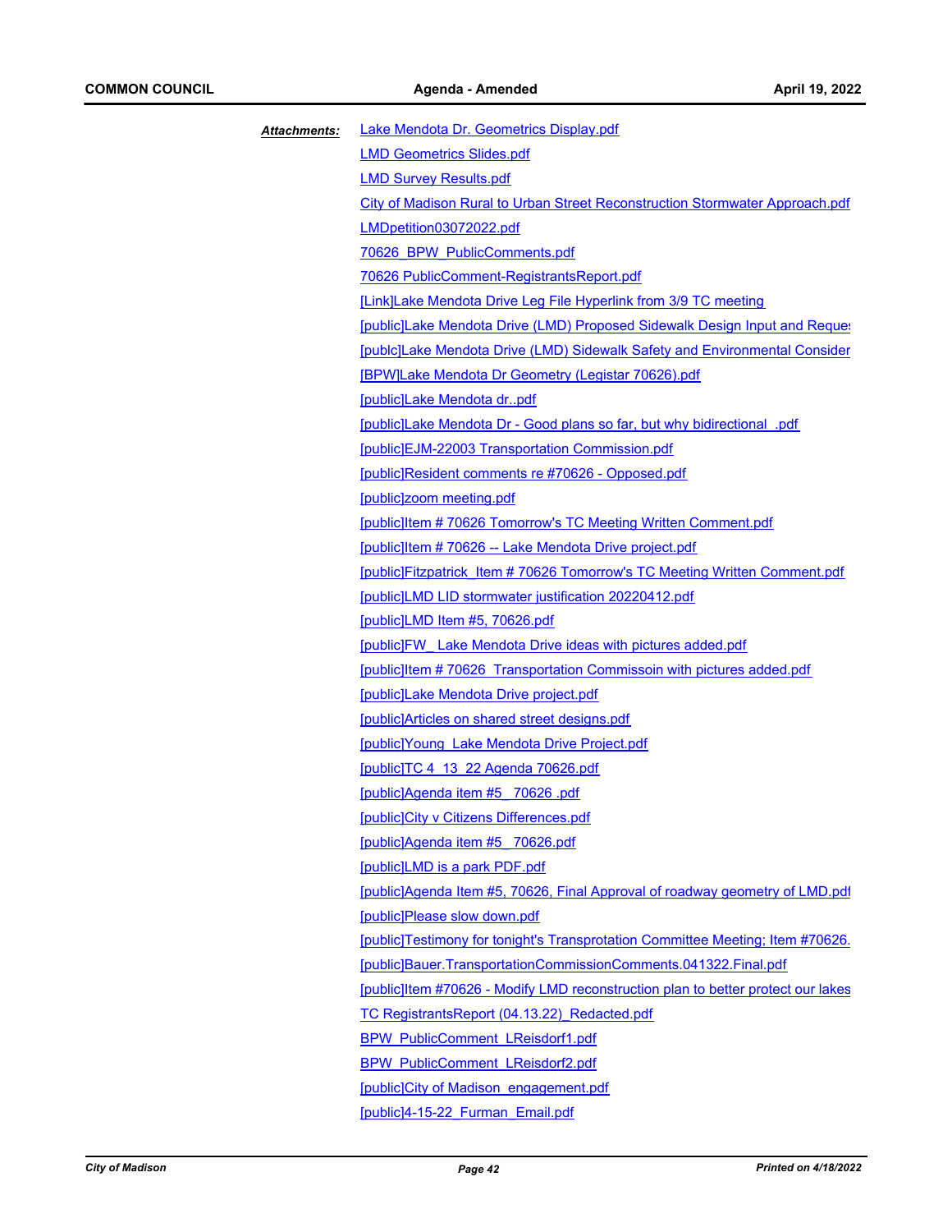***Attachments:***

Lake Mendota Dr. Geometrics Display.pdf

LMD Geometrics Slides.pdf

LMD Survey Results.pdf

City of Madison Rural to Urban Street Reconstruction Stormwater Approach.pdf

LMDpetition03072022.pdf

70626_BPW_PublicComments.pdf

70626 PublicComment-RegistrantsReport.pdf

[Link]Lake Mendota Drive Leg File Hyperlink from 3/9 TC meeting

[public]Lake Mendota Drive (LMD) Proposed Sidewalk Design Input and Reques

[publc]Lake Mendota Drive (LMD) Sidewalk Safety and Environmental Consider

[BPW]Lake Mendota Dr Geometry (Legistar 70626).pdf

[public]Lake Mendota dr..pdf

[public]Lake Mendota Dr - Good plans so far, but why bidirectional .pdf

[public]EJM-22003 Transportation Commission.pdf

[public]Resident comments re #70626 - Opposed.pdf

[public]zoom meeting.pdf

[public]Item # 70626 Tomorrow's TC Meeting Written Comment.pdf

[public]Item # 70626 -- Lake Mendota Drive project.pdf

[public]Fitzpatrick_Item # 70626 Tomorrow's TC Meeting Written Comment.pdf

[public]LMD LID stormwater justification 20220412.pdf

[public]LMD Item #5, 70626.pdf

[public]FW_ Lake Mendota Drive ideas with pictures added.pdf

[public]Item # 70626_Transportation Commissoin with pictures added.pdf

[public]Lake Mendota Drive project.pdf

[public]Articles on shared street designs.pdf

[public]Young_Lake Mendota Drive Project.pdf

[public]TC 4_13_22 Agenda 70626.pdf

[public]Agenda item #5_ 70626 .pdf

[public]City v Citizens Differences.pdf

[public]Agenda item #5_ 70626.pdf

[public]LMD is a park PDF.pdf

[public]Agenda Item #5, 70626, Final Approval of roadway geometry of LMD.pdf

[public]Please slow down.pdf

[public]Testimony for tonight's Transprotation Committee Meeting; Item #70626.

[public]Bauer.TransportationCommissionComments.041322.Final.pdf

[public]Item #70626 - Modify LMD reconstruction plan to better protect our lakes

TC RegistrantsReport (04.13.22)_Redacted.pdf

BPW_PublicComment_LReisdorf1.pdf

BPW_PublicComment_LReisdorf2.pdf

[public]City of Madison_engagement.pdf

[public]4-15-22_Furman_Email.pdf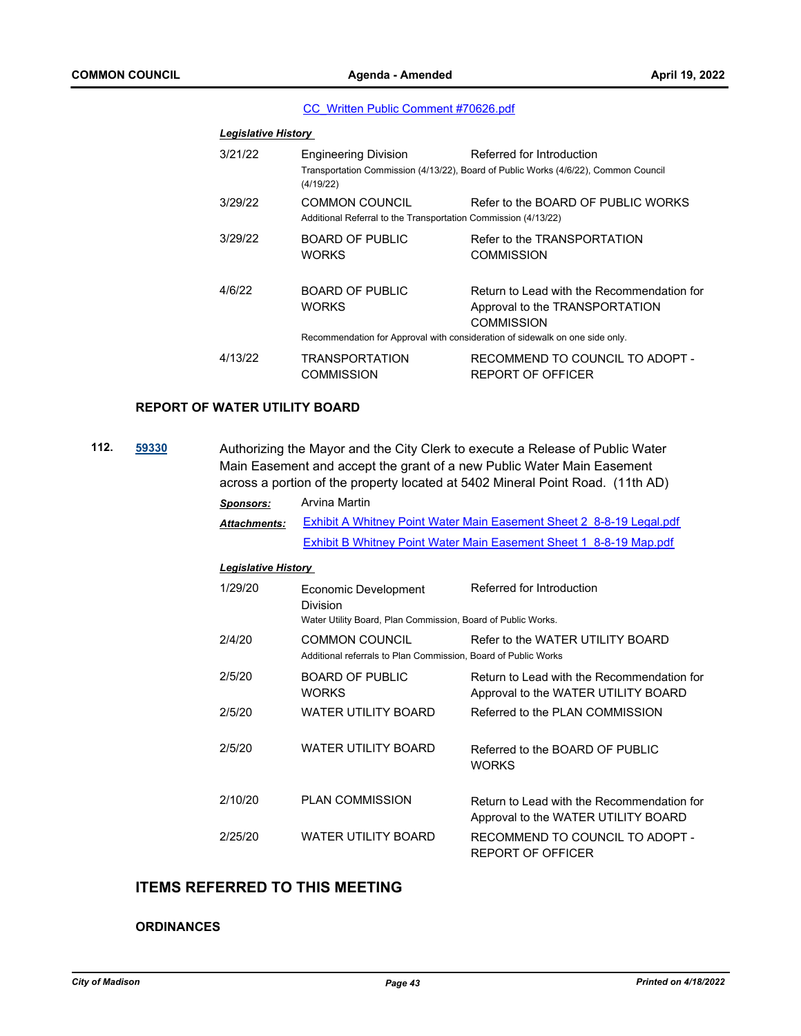[CC_Written Public Comment #70626.pdf](CC_Written Public Comment #70626.pdf)

***Legislative History***

| Date | Body | Action |
|---|---|---|
| 3/21/22 | Engineering Division | Referred for Introduction |
| | Transportation Commission (4/13/22), Board of Public Works (4/6/22), Common Council (4/19/22) | |
| 3/29/22 | COMMON COUNCIL | Refer to the BOARD OF PUBLIC WORKS |
| | Additional Referral to the Transportation Commission (4/13/22) | |
| 3/29/22 | BOARD OF PUBLIC WORKS | Refer to the TRANSPORTATION COMMISSION |
| 4/6/22 | BOARD OF PUBLIC WORKS | Return to Lead with the Recommendation for Approval to the TRANSPORTATION COMMISSION |
| | Recommendation for Approval with consideration of sidewalk on one side only. | |
| 4/13/22 | TRANSPORTATION COMMISSION | RECOMMEND TO COUNCIL TO ADOPT - REPORT OF OFFICER |

### REPORT OF WATER UTILITY BOARD

**112.** **59330** Authorizing the Mayor and the City Clerk to execute a Release of Public Water Main Easement and accept the grant of a new Public Water Main Easement across a portion of the property located at 5402 Mineral Point Road. (11th AD)

***Sponsors:*** Arvina Martin

***Attachments:*** Exhibit A Whitney Point Water Main Easement Sheet 2_8-8-19 Legal.pdf
Exhibit B Whitney Point Water Main Easement Sheet 1_8-8-19 Map.pdf

***Legislative History***

| Date | Body | Action |
|---|---|---|
| 1/29/20 | Economic Development Division | Referred for Introduction |
| | Water Utility Board, Plan Commission, Board of Public Works. | |
| 2/4/20 | COMMON COUNCIL | Refer to the WATER UTILITY BOARD |
| | Additional referrals to Plan Commission, Board of Public Works | |
| 2/5/20 | BOARD OF PUBLIC WORKS | Return to Lead with the Recommendation for Approval to the WATER UTILITY BOARD |
| 2/5/20 | WATER UTILITY BOARD | Referred to the PLAN COMMISSION |
| 2/5/20 | WATER UTILITY BOARD | Referred to the BOARD OF PUBLIC WORKS |
| 2/10/20 | PLAN COMMISSION | Return to Lead with the Recommendation for Approval to the WATER UTILITY BOARD |
| 2/25/20 | WATER UTILITY BOARD | RECOMMEND TO COUNCIL TO ADOPT - REPORT OF OFFICER |

## ITEMS REFERRED TO THIS MEETING

### ORDINANCES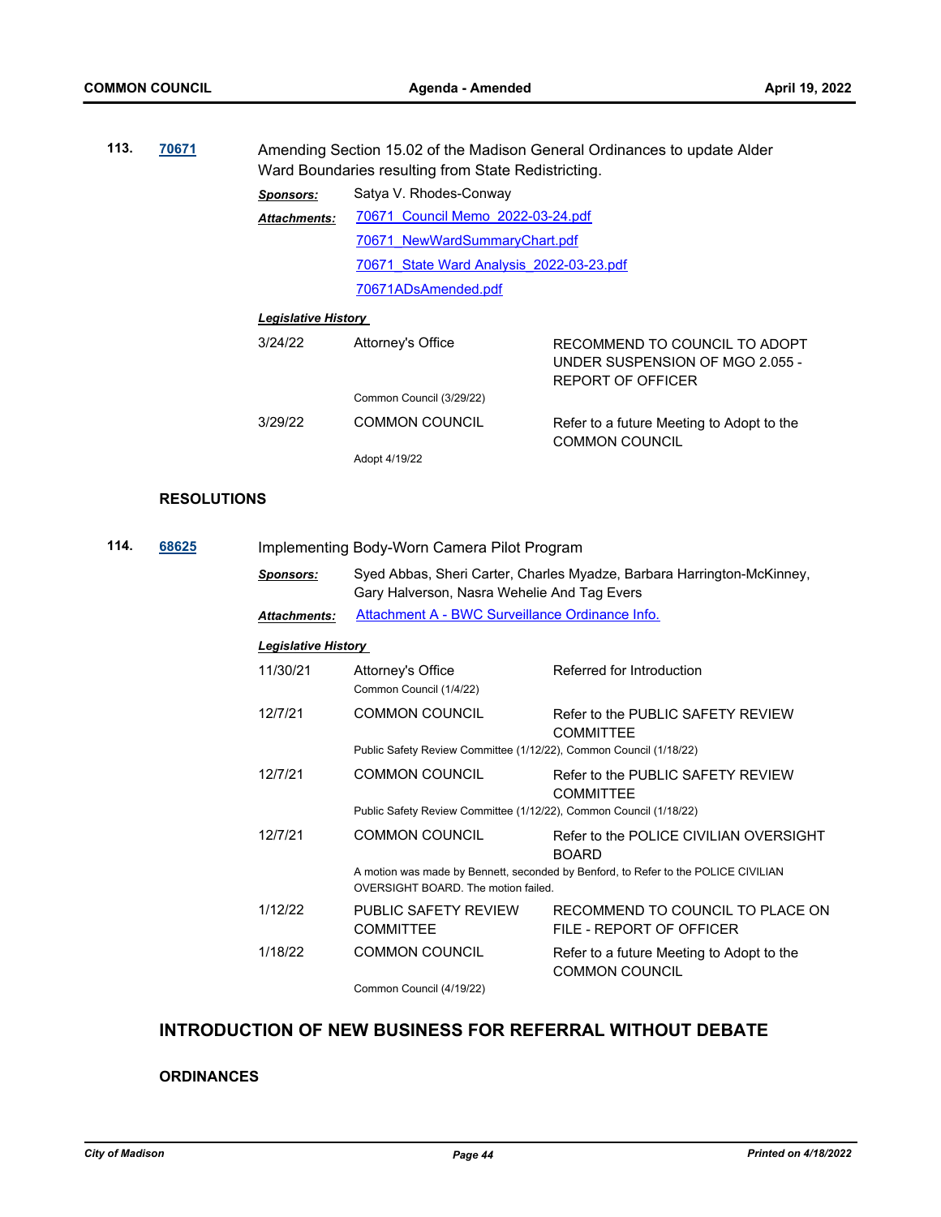**113.** **70671** Amending Section 15.02 of the Madison General Ordinances to update Alder Ward Boundaries resulting from State Redistricting.

***Sponsors:*** Satya V. Rhodes-Conway

***Attachments:*** 70671_Council Memo_2022-03-24.pdf
70671_NewWardSummaryChart.pdf
70671_State Ward Analysis_2022-03-23.pdf
70671ADsAmended.pdf

***Legislative History***

| | | |
|---|---|---|
| 3/24/22 | Attorney's Office | RECOMMEND TO COUNCIL TO ADOPT UNDER SUSPENSION OF MGO 2.055 - REPORT OF OFFICER |
| | Common Council (3/29/22) | |
| 3/29/22 | COMMON COUNCIL | Refer to a future Meeting to Adopt to the COMMON COUNCIL |
| | Adopt 4/19/22 | |

### RESOLUTIONS

**114.** **68625** Implementing Body-Worn Camera Pilot Program

***Sponsors:*** Syed Abbas, Sheri Carter, Charles Myadze, Barbara Harrington-McKinney, Gary Halverson, Nasra Wehelie And Tag Evers

***Attachments:*** Attachment A - BWC Surveillance Ordinance Info.

***Legislative History***

| | | |
|---|---|---|
| 11/30/21 | Attorney's Office | Referred for Introduction |
| | Common Council (1/4/22) | |
| 12/7/21 | COMMON COUNCIL | Refer to the PUBLIC SAFETY REVIEW COMMITTEE |
| | Public Safety Review Committee (1/12/22), Common Council (1/18/22) | |
| 12/7/21 | COMMON COUNCIL | Refer to the PUBLIC SAFETY REVIEW COMMITTEE |
| | Public Safety Review Committee (1/12/22), Common Council (1/18/22) | |
| 12/7/21 | COMMON COUNCIL | Refer to the POLICE CIVILIAN OVERSIGHT BOARD |
| | A motion was made by Bennett, seconded by Benford, to Refer to the POLICE CIVILIAN OVERSIGHT BOARD. The motion failed. | |
| 1/12/22 | PUBLIC SAFETY REVIEW COMMITTEE | RECOMMEND TO COUNCIL TO PLACE ON FILE - REPORT OF OFFICER |
| 1/18/22 | COMMON COUNCIL | Refer to a future Meeting to Adopt to the COMMON COUNCIL |
| | Common Council (4/19/22) | |

## INTRODUCTION OF NEW BUSINESS FOR REFERRAL WITHOUT DEBATE

### ORDINANCES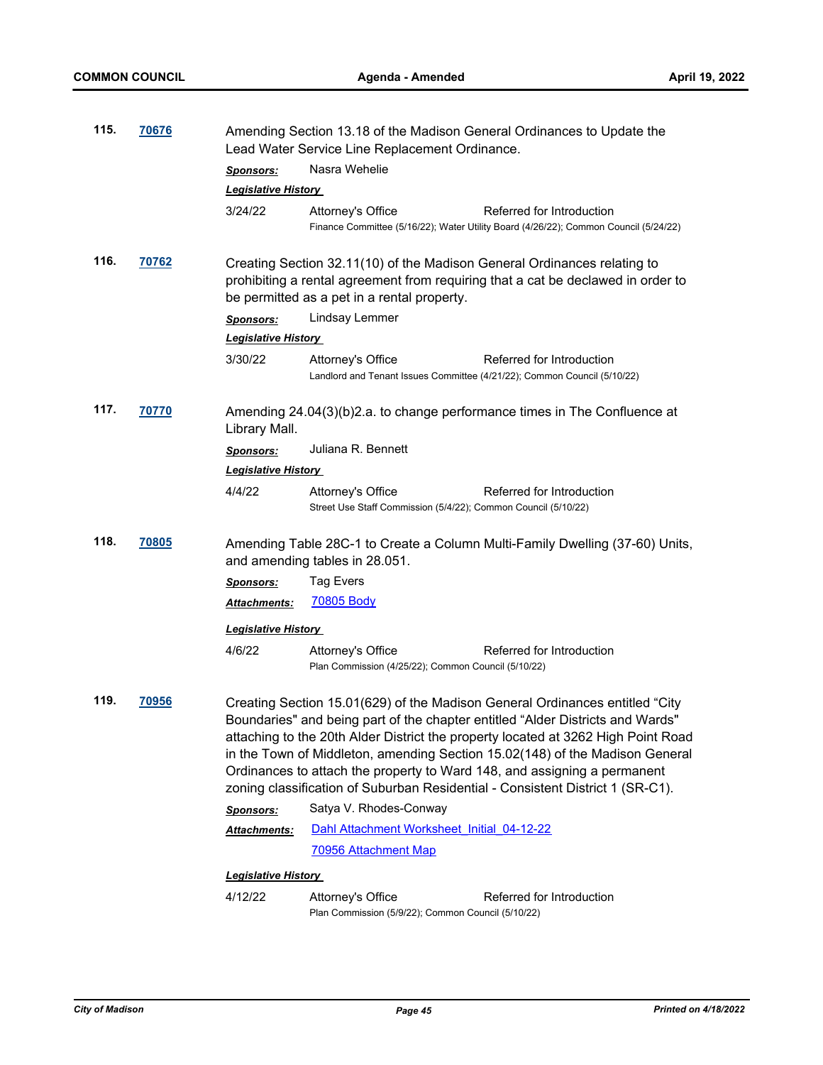**115.** **70676**

Amending Section 13.18 of the Madison General Ordinances to Update the Lead Water Service Line Replacement Ordinance.

***Sponsors:*** Nasra Wehelie

***Legislative History***

3/24/22 Attorney's Office Referred for Introduction

Finance Committee (5/16/22); Water Utility Board (4/26/22); Common Council (5/24/22)

**116.** **70762**

Creating Section 32.11(10) of the Madison General Ordinances relating to prohibiting a rental agreement from requiring that a cat be declawed in order to be permitted as a pet in a rental property.

***Sponsors:*** Lindsay Lemmer

***Legislative History***

3/30/22 Attorney's Office Referred for Introduction

Landlord and Tenant Issues Committee (4/21/22); Common Council (5/10/22)

**117.** **70770**

Amending 24.04(3)(b)2.a. to change performance times in The Confluence at Library Mall.

***Sponsors:*** Juliana R. Bennett

***Legislative History***

4/4/22 Attorney's Office Referred for Introduction

Street Use Staff Commission (5/4/22); Common Council (5/10/22)

**118.** **70805**

Amending Table 28C-1 to Create a Column Multi-Family Dwelling (37-60) Units, and amending tables in 28.051.

***Sponsors:*** Tag Evers

***Attachments:*** 70805 Body

***Legislative History***

4/6/22 Attorney's Office Referred for Introduction

Plan Commission (4/25/22); Common Council (5/10/22)

**119.** **70956**

Creating Section 15.01(629) of the Madison General Ordinances entitled "City Boundaries" and being part of the chapter entitled "Alder Districts and Wards" attaching to the 20th Alder District the property located at 3262 High Point Road in the Town of Middleton, amending Section 15.02(148) of the Madison General Ordinances to attach the property to Ward 148, and assigning a permanent zoning classification of Suburban Residential - Consistent District 1 (SR-C1).

***Sponsors:*** Satya V. Rhodes-Conway

***Attachments:*** Dahl Attachment Worksheet_Initial_04-12-22

70956 Attachment Map

***Legislative History***

4/12/22 Attorney's Office Referred for Introduction

Plan Commission (5/9/22); Common Council (5/10/22)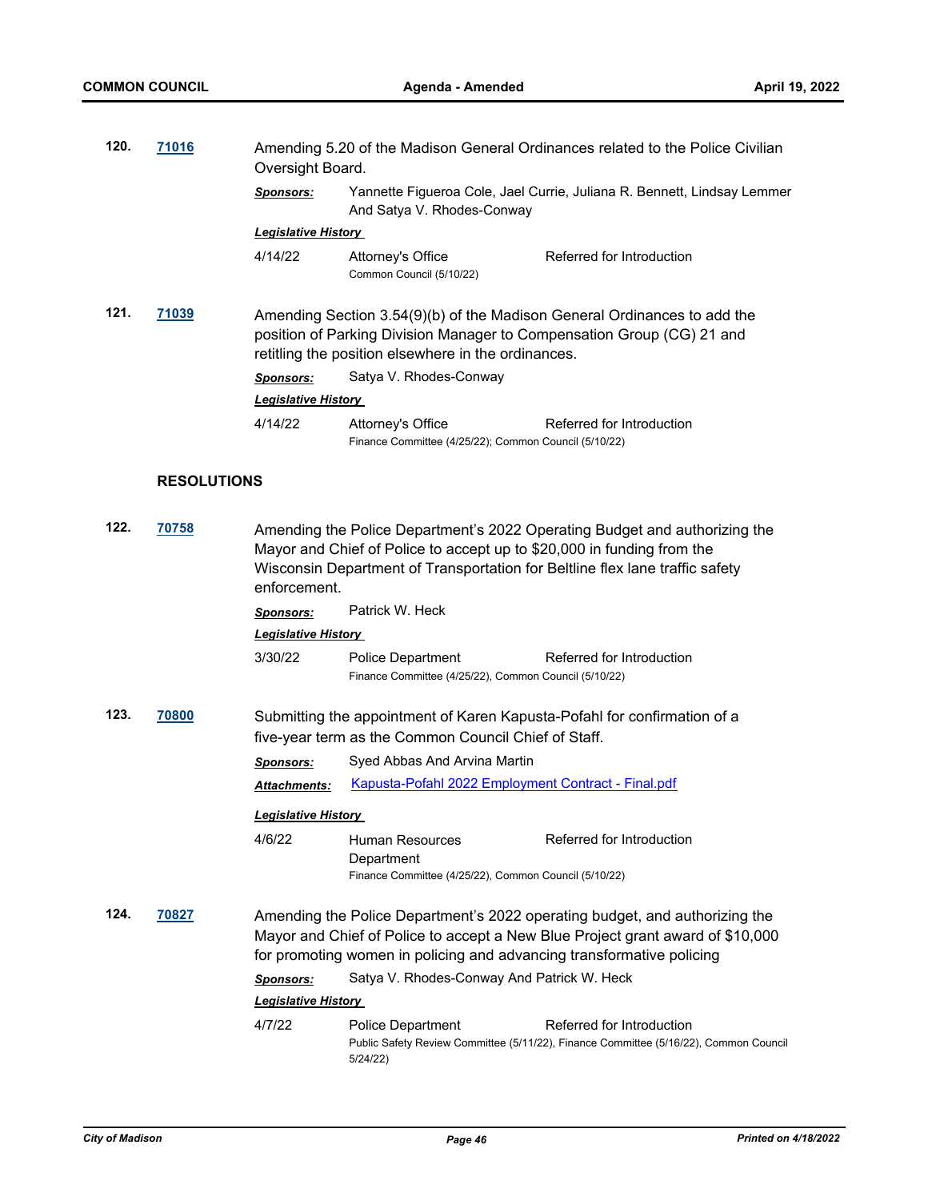**120.** **71016** Amending 5.20 of the Madison General Ordinances related to the Police Civilian Oversight Board.

***Sponsors:*** Yannette Figueroa Cole, Jael Currie, Juliana R. Bennett, Lindsay Lemmer And Satya V. Rhodes-Conway

***Legislative History***

| | | |
|---|---|---|
| 4/14/22 | Attorney's Office<br>Common Council (5/10/22) | Referred for Introduction |

**121.** **71039** Amending Section 3.54(9)(b) of the Madison General Ordinances to add the position of Parking Division Manager to Compensation Group (CG) 21 and retitling the position elsewhere in the ordinances.

***Sponsors:*** Satya V. Rhodes-Conway

***Legislative History***

| | | |
|---|---|---|
| 4/14/22 | Attorney's Office<br>Finance Committee (4/25/22); Common Council (5/10/22) | Referred for Introduction |

## RESOLUTIONS

**122.** **70758** Amending the Police Department's 2022 Operating Budget and authorizing the Mayor and Chief of Police to accept up to $20,000 in funding from the Wisconsin Department of Transportation for Beltline flex lane traffic safety enforcement.

***Sponsors:*** Patrick W. Heck

***Legislative History***

| | | |
|---|---|---|
| 3/30/22 | Police Department<br>Finance Committee (4/25/22), Common Council (5/10/22) | Referred for Introduction |

**123.** **70800** Submitting the appointment of Karen Kapusta-Pofahl for confirmation of a five-year term as the Common Council Chief of Staff.

***Sponsors:*** Syed Abbas And Arvina Martin

***Attachments:*** Kapusta-Pofahl 2022 Employment Contract - Final.pdf

***Legislative History***

| | | |
|---|---|---|
| 4/6/22 | Human Resources Department<br>Finance Committee (4/25/22), Common Council (5/10/22) | Referred for Introduction |

**124.** **70827** Amending the Police Department's 2022 operating budget, and authorizing the Mayor and Chief of Police to accept a New Blue Project grant award of $10,000 for promoting women in policing and advancing transformative policing

***Sponsors:*** Satya V. Rhodes-Conway And Patrick W. Heck

***Legislative History***

| | | |
|---|---|---|
| 4/7/22 | Police Department<br>Public Safety Review Committee (5/11/22), Finance Committee (5/16/22), Common Council 5/24/22) | Referred for Introduction |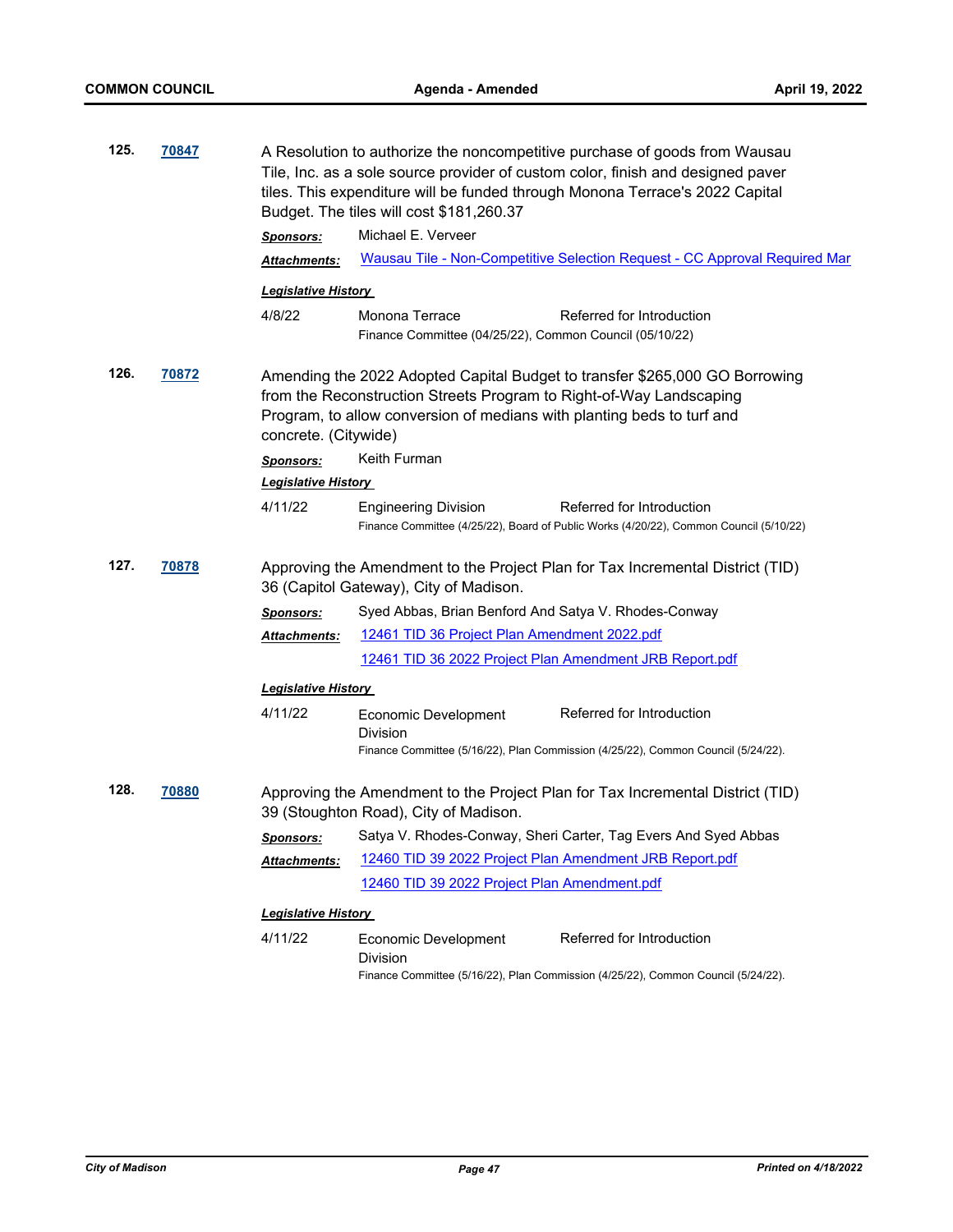**125.** **70847**

A Resolution to authorize the noncompetitive purchase of goods from Wausau Tile, Inc. as a sole source provider of custom color, finish and designed paver tiles. This expenditure will be funded through Monona Terrace's 2022 Capital Budget. The tiles will cost $181,260.37

***Sponsors:*** Michael E. Verveer

***Attachments:*** Wausau Tile - Non-Competitive Selection Request - CC Approval Required Mar

***Legislative History***

4/8/22 Monona Terrace Referred for Introduction
Finance Committee (04/25/22), Common Council (05/10/22)

**126.** **70872**

Amending the 2022 Adopted Capital Budget to transfer $265,000 GO Borrowing from the Reconstruction Streets Program to Right-of-Way Landscaping Program, to allow conversion of medians with planting beds to turf and concrete. (Citywide)

***Sponsors:*** Keith Furman

***Legislative History***

4/11/22 Engineering Division Referred for Introduction
Finance Committee (4/25/22), Board of Public Works (4/20/22), Common Council (5/10/22)

**127.** **70878**

Approving the Amendment to the Project Plan for Tax Incremental District (TID) 36 (Capitol Gateway), City of Madison.

***Sponsors:*** Syed Abbas, Brian Benford And Satya V. Rhodes-Conway

***Attachments:*** 12461 TID 36 Project Plan Amendment 2022.pdf
12461 TID 36 2022 Project Plan Amendment JRB Report.pdf

***Legislative History***

4/11/22 Economic Development Division Referred for Introduction
Finance Committee (5/16/22), Plan Commission (4/25/22), Common Council (5/24/22).

**128.** **70880**

Approving the Amendment to the Project Plan for Tax Incremental District (TID) 39 (Stoughton Road), City of Madison.

***Sponsors:*** Satya V. Rhodes-Conway, Sheri Carter, Tag Evers And Syed Abbas

***Attachments:*** 12460 TID 39 2022 Project Plan Amendment JRB Report.pdf
12460 TID 39 2022 Project Plan Amendment.pdf

***Legislative History***

4/11/22 Economic Development Division Referred for Introduction
Finance Committee (5/16/22), Plan Commission (4/25/22), Common Council (5/24/22).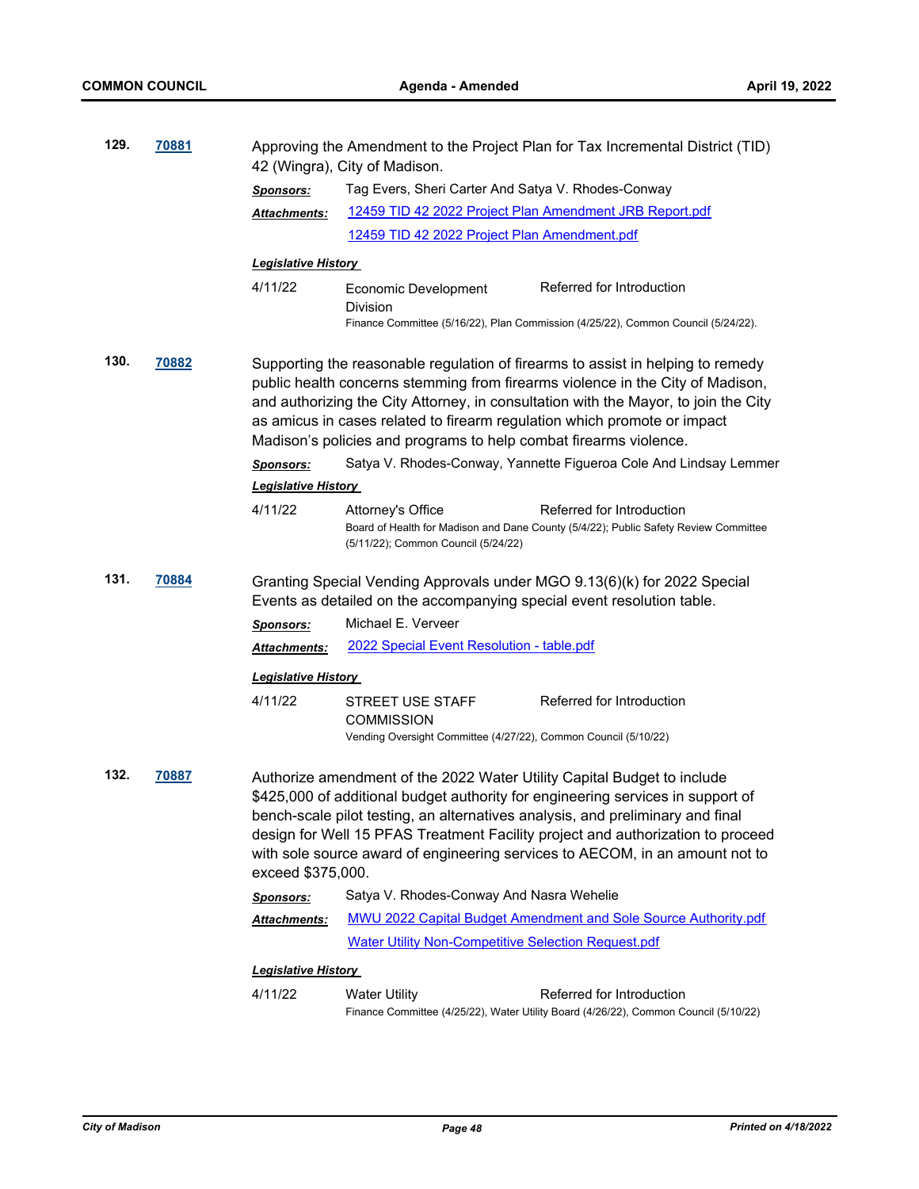**129.** **70881**

Approving the Amendment to the Project Plan for Tax Incremental District (TID) 42 (Wingra), City of Madison.

***Sponsors:*** Tag Evers, Sheri Carter And Satya V. Rhodes-Conway

***Attachments:*** 12459 TID 42 2022 Project Plan Amendment JRB Report.pdf
12459 TID 42 2022 Project Plan Amendment.pdf

***Legislative History***

4/11/22 — Economic Development Division — Referred for Introduction
Finance Committee (5/16/22), Plan Commission (4/25/22), Common Council (5/24/22).

**130.** **70882**

Supporting the reasonable regulation of firearms to assist in helping to remedy public health concerns stemming from firearms violence in the City of Madison, and authorizing the City Attorney, in consultation with the Mayor, to join the City as amicus in cases related to firearm regulation which promote or impact Madison's policies and programs to help combat firearms violence.

***Sponsors:*** Satya V. Rhodes-Conway, Yannette Figueroa Cole And Lindsay Lemmer

***Legislative History***

4/11/22 — Attorney's Office — Referred for Introduction
Board of Health for Madison and Dane County (5/4/22); Public Safety Review Committee (5/11/22); Common Council (5/24/22)

**131.** **70884**

Granting Special Vending Approvals under MGO 9.13(6)(k) for 2022 Special Events as detailed on the accompanying special event resolution table.

***Sponsors:*** Michael E. Verveer

***Attachments:*** 2022 Special Event Resolution - table.pdf

***Legislative History***

4/11/22 — STREET USE STAFF COMMISSION — Referred for Introduction
Vending Oversight Committee (4/27/22), Common Council (5/10/22)

**132.** **70887**

Authorize amendment of the 2022 Water Utility Capital Budget to include $425,000 of additional budget authority for engineering services in support of bench-scale pilot testing, an alternatives analysis, and preliminary and final design for Well 15 PFAS Treatment Facility project and authorization to proceed with sole source award of engineering services to AECOM, in an amount not to exceed $375,000.

***Sponsors:*** Satya V. Rhodes-Conway And Nasra Wehelie

***Attachments:*** MWU 2022 Capital Budget Amendment and Sole Source Authority.pdf
Water Utility Non-Competitive Selection Request.pdf

***Legislative History***

4/11/22 — Water Utility — Referred for Introduction
Finance Committee (4/25/22), Water Utility Board (4/26/22), Common Council (5/10/22)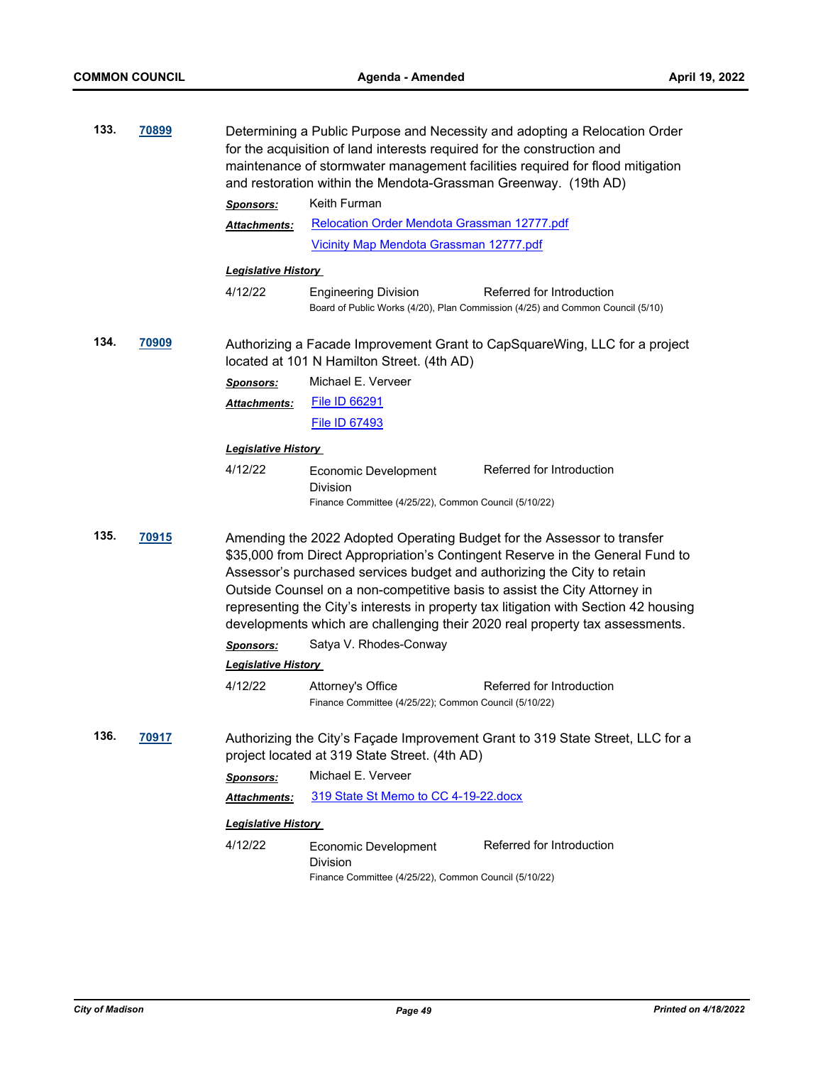**133. 70899**

Determining a Public Purpose and Necessity and adopting a Relocation Order for the acquisition of land interests required for the construction and maintenance of stormwater management facilities required for flood mitigation and restoration within the Mendota-Grassman Greenway. (19th AD)

***Sponsors:*** Keith Furman

***Attachments:*** Relocation Order Mendota Grassman 12777.pdf
Vicinity Map Mendota Grassman 12777.pdf

***Legislative History***

| 4/12/22 | Engineering Division | Referred for Introduction |
|---|---|---|

Board of Public Works (4/20), Plan Commission (4/25) and Common Council (5/10)

**134. 70909**

Authorizing a Facade Improvement Grant to CapSquareWing, LLC for a project located at 101 N Hamilton Street. (4th AD)

***Sponsors:*** Michael E. Verveer

***Attachments:*** File ID 66291
File ID 67493

***Legislative History***

| 4/12/22 | Economic Development Division | Referred for Introduction |
|---|---|---|

Finance Committee (4/25/22), Common Council (5/10/22)

**135. 70915**

Amending the 2022 Adopted Operating Budget for the Assessor to transfer $35,000 from Direct Appropriation's Contingent Reserve in the General Fund to Assessor's purchased services budget and authorizing the City to retain Outside Counsel on a non-competitive basis to assist the City Attorney in representing the City's interests in property tax litigation with Section 42 housing developments which are challenging their 2020 real property tax assessments.

***Sponsors:*** Satya V. Rhodes-Conway

***Legislative History***

| 4/12/22 | Attorney's Office | Referred for Introduction |
|---|---|---|

Finance Committee (4/25/22); Common Council (5/10/22)

**136. 70917**

Authorizing the City's Façade Improvement Grant to 319 State Street, LLC for a project located at 319 State Street. (4th AD)

***Sponsors:*** Michael E. Verveer

***Attachments:*** 319 State St Memo to CC 4-19-22.docx

***Legislative History***

| 4/12/22 | Economic Development Division | Referred for Introduction |
|---|---|---|

Finance Committee (4/25/22), Common Council (5/10/22)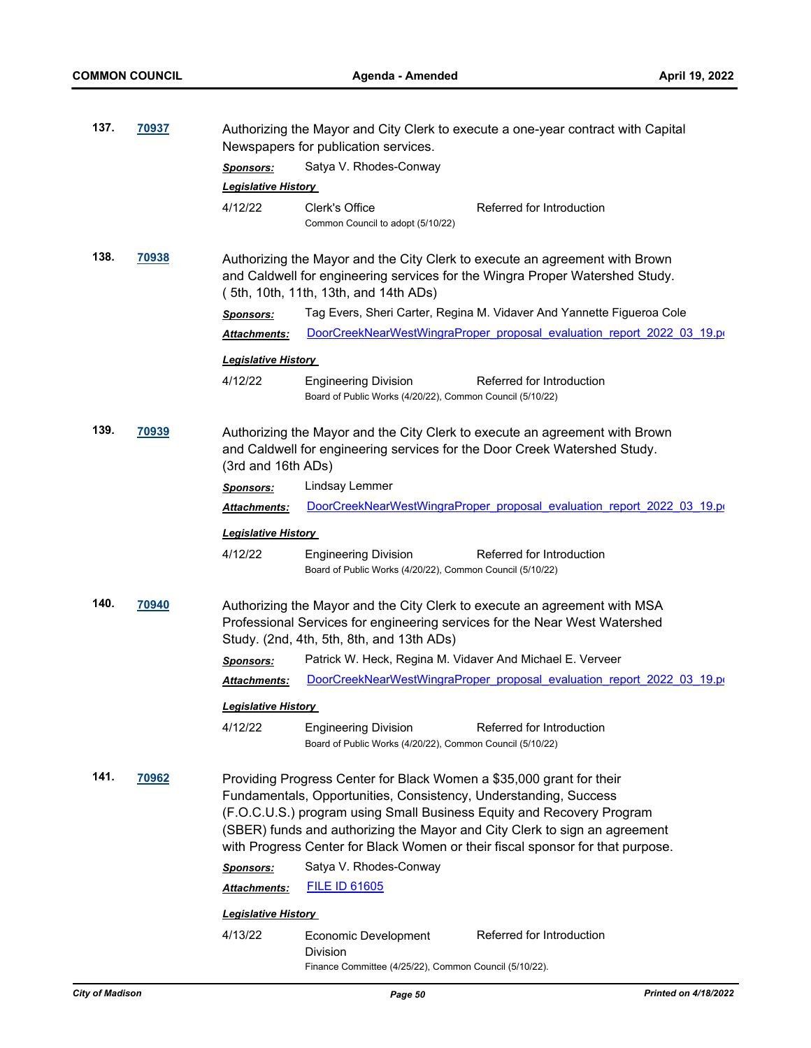**137.** **70937**

Authorizing the Mayor and City Clerk to execute a one-year contract with Capital Newspapers for publication services.

***Sponsors:*** Satya V. Rhodes-Conway

***Legislative History***

4/12/22 Clerk's Office Referred for Introduction
Common Council to adopt (5/10/22)

**138.** **70938**

Authorizing the Mayor and the City Clerk to execute an agreement with Brown and Caldwell for engineering services for the Wingra Proper Watershed Study. ( 5th, 10th, 11th, 13th, and 14th ADs)

***Sponsors:*** Tag Evers, Sheri Carter, Regina M. Vidaver And Yannette Figueroa Cole

***Attachments:*** DoorCreekNearWestWingraProper_proposal_evaluation_report_2022_03_19.pd

***Legislative History***

4/12/22 Engineering Division Referred for Introduction
Board of Public Works (4/20/22), Common Council (5/10/22)

**139.** **70939**

Authorizing the Mayor and the City Clerk to execute an agreement with Brown and Caldwell for engineering services for the Door Creek Watershed Study. (3rd and 16th ADs)

***Sponsors:*** Lindsay Lemmer

***Attachments:*** DoorCreekNearWestWingraProper_proposal_evaluation_report_2022_03_19.pd

***Legislative History***

4/12/22 Engineering Division Referred for Introduction
Board of Public Works (4/20/22), Common Council (5/10/22)

**140.** **70940**

Authorizing the Mayor and the City Clerk to execute an agreement with MSA Professional Services for engineering services for the Near West Watershed Study. (2nd, 4th, 5th, 8th, and 13th ADs)

***Sponsors:*** Patrick W. Heck, Regina M. Vidaver And Michael E. Verveer

***Attachments:*** DoorCreekNearWestWingraProper_proposal_evaluation_report_2022_03_19.pd

***Legislative History***

4/12/22 Engineering Division Referred for Introduction
Board of Public Works (4/20/22), Common Council (5/10/22)

**141.** **70962**

Providing Progress Center for Black Women a $35,000 grant for their Fundamentals, Opportunities, Consistency, Understanding, Success (F.O.C.U.S.) program using Small Business Equity and Recovery Program (SBER) funds and authorizing the Mayor and City Clerk to sign an agreement with Progress Center for Black Women or their fiscal sponsor for that purpose.

***Sponsors:*** Satya V. Rhodes-Conway

***Attachments:*** FILE ID 61605

***Legislative History***

4/13/22 Economic Development Division Referred for Introduction
Finance Committee (4/25/22), Common Council (5/10/22).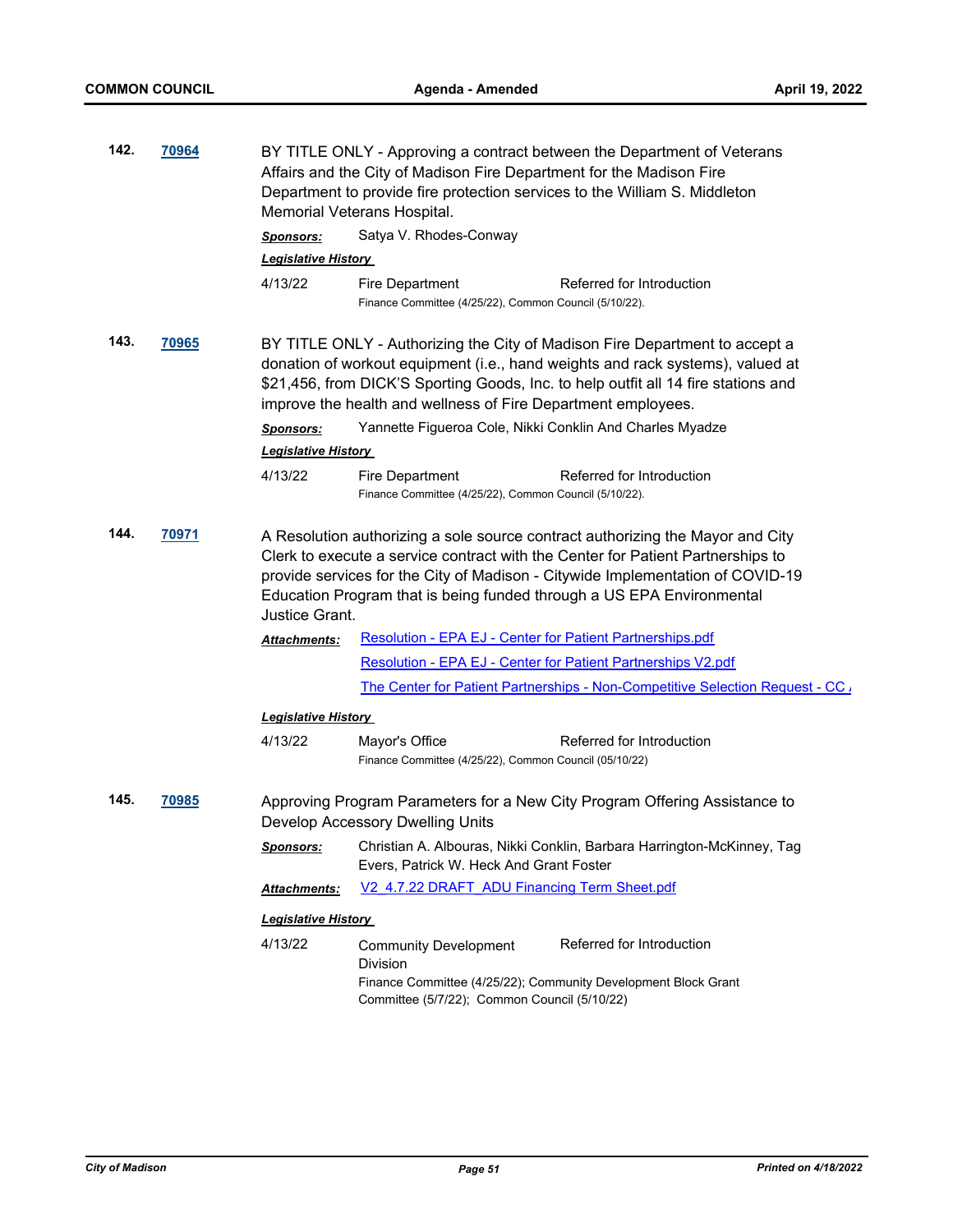**142.** **70964** BY TITLE ONLY - Approving a contract between the Department of Veterans Affairs and the City of Madison Fire Department for the Madison Fire Department to provide fire protection services to the William S. Middleton Memorial Veterans Hospital.

***Sponsors:*** Satya V. Rhodes-Conway

***Legislative History***

4/13/22 Fire Department Referred for Introduction
Finance Committee (4/25/22), Common Council (5/10/22).

**143.** **70965** BY TITLE ONLY - Authorizing the City of Madison Fire Department to accept a donation of workout equipment (i.e., hand weights and rack systems), valued at $21,456, from DICK'S Sporting Goods, Inc. to help outfit all 14 fire stations and improve the health and wellness of Fire Department employees.

***Sponsors:*** Yannette Figueroa Cole, Nikki Conklin And Charles Myadze

***Legislative History***

4/13/22 Fire Department Referred for Introduction
Finance Committee (4/25/22), Common Council (5/10/22).

**144.** **70971** A Resolution authorizing a sole source contract authorizing the Mayor and City Clerk to execute a service contract with the Center for Patient Partnerships to provide services for the City of Madison - Citywide Implementation of COVID-19 Education Program that is being funded through a US EPA Environmental Justice Grant.

***Attachments:*** Resolution - EPA EJ - Center for Patient Partnerships.pdf
Resolution - EPA EJ - Center for Patient Partnerships V2.pdf
The Center for Patient Partnerships - Non-Competitive Selection Request - CC

***Legislative History***

4/13/22 Mayor's Office Referred for Introduction
Finance Committee (4/25/22), Common Council (05/10/22)

**145.** **70985** Approving Program Parameters for a New City Program Offering Assistance to Develop Accessory Dwelling Units

***Sponsors:*** Christian A. Albouras, Nikki Conklin, Barbara Harrington-McKinney, Tag Evers, Patrick W. Heck And Grant Foster

***Attachments:*** V2_4.7.22 DRAFT_ADU Financing Term Sheet.pdf

***Legislative History***

4/13/22 Community Development Division Referred for Introduction
Finance Committee (4/25/22); Community Development Block Grant Committee (5/7/22); Common Council (5/10/22)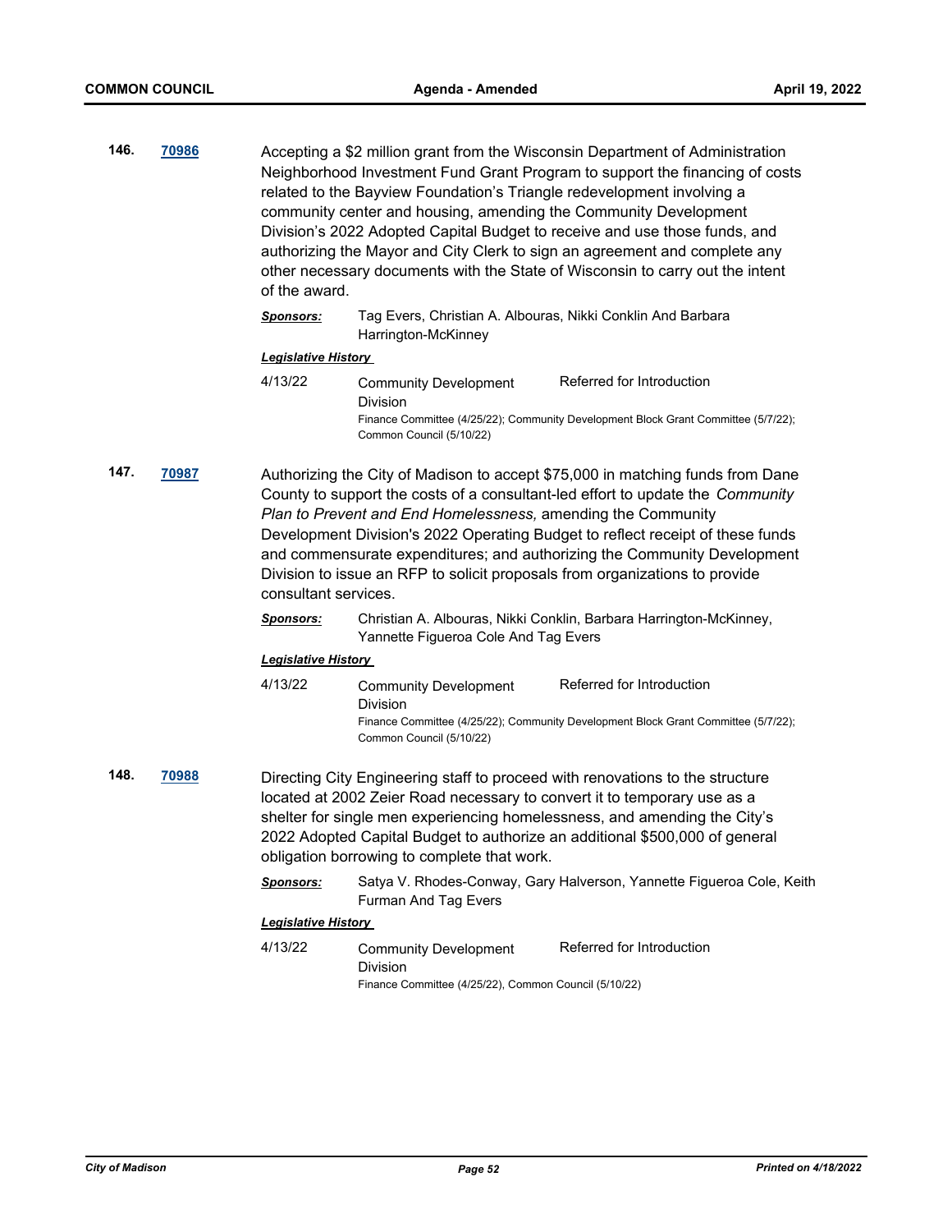**146.** **70986**

Accepting a $2 million grant from the Wisconsin Department of Administration Neighborhood Investment Fund Grant Program to support the financing of costs related to the Bayview Foundation's Triangle redevelopment involving a community center and housing, amending the Community Development Division's 2022 Adopted Capital Budget to receive and use those funds, and authorizing the Mayor and City Clerk to sign an agreement and complete any other necessary documents with the State of Wisconsin to carry out the intent of the award.

***Sponsors:*** Tag Evers, Christian A. Albouras, Nikki Conklin And Barbara Harrington-McKinney

***Legislative History***

4/13/22 — Community Development Division — Referred for Introduction

Finance Committee (4/25/22); Community Development Block Grant Committee (5/7/22); Common Council (5/10/22)

**147.** **70987**

Authorizing the City of Madison to accept $75,000 in matching funds from Dane County to support the costs of a consultant-led effort to update the *Community Plan to Prevent and End Homelessness,* amending the Community Development Division's 2022 Operating Budget to reflect receipt of these funds and commensurate expenditures; and authorizing the Community Development Division to issue an RFP to solicit proposals from organizations to provide consultant services.

***Sponsors:*** Christian A. Albouras, Nikki Conklin, Barbara Harrington-McKinney, Yannette Figueroa Cole And Tag Evers

***Legislative History***

4/13/22 — Community Development Division — Referred for Introduction

Finance Committee (4/25/22); Community Development Block Grant Committee (5/7/22); Common Council (5/10/22)

**148.** **70988**

Directing City Engineering staff to proceed with renovations to the structure located at 2002 Zeier Road necessary to convert it to temporary use as a shelter for single men experiencing homelessness, and amending the City's 2022 Adopted Capital Budget to authorize an additional $500,000 of general obligation borrowing to complete that work.

***Sponsors:*** Satya V. Rhodes-Conway, Gary Halverson, Yannette Figueroa Cole, Keith Furman And Tag Evers

***Legislative History***

4/13/22 — Community Development Division — Referred for Introduction

Finance Committee (4/25/22), Common Council (5/10/22)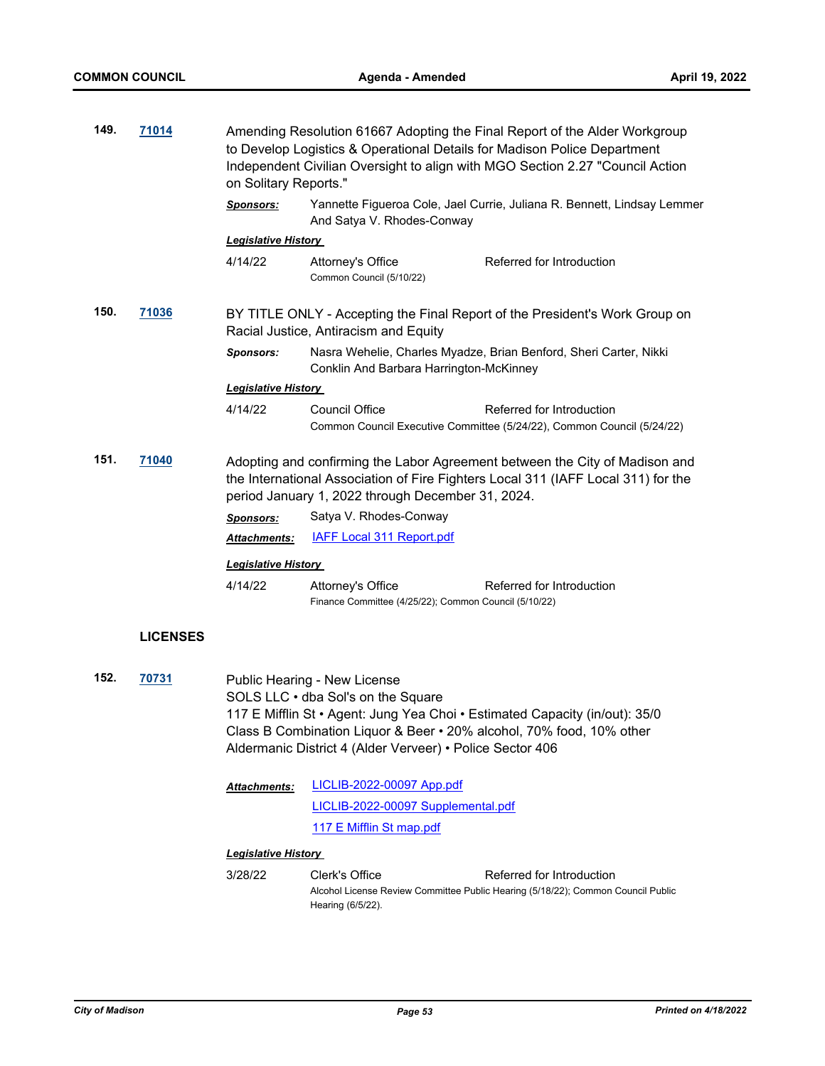**149.** **71014** Amending Resolution 61667 Adopting the Final Report of the Alder Workgroup to Develop Logistics & Operational Details for Madison Police Department Independent Civilian Oversight to align with MGO Section 2.27 "Council Action on Solitary Reports."

***Sponsors:*** Yannette Figueroa Cole, Jael Currie, Juliana R. Bennett, Lindsay Lemmer And Satya V. Rhodes-Conway

***Legislative History***

| | | |
|---|---|---|
| 4/14/22 | Attorney's Office | Referred for Introduction |
| | Common Council (5/10/22) | |

**150.** **71036** BY TITLE ONLY - Accepting the Final Report of the President's Work Group on Racial Justice, Antiracism and Equity

***Sponsors:*** Nasra Wehelie, Charles Myadze, Brian Benford, Sheri Carter, Nikki Conklin And Barbara Harrington-McKinney

***Legislative History***

| | | |
|---|---|---|
| 4/14/22 | Council Office | Referred for Introduction |
| | Common Council Executive Committee (5/24/22), Common Council (5/24/22) | |

**151.** **71040** Adopting and confirming the Labor Agreement between the City of Madison and the International Association of Fire Fighters Local 311 (IAFF Local 311) for the period January 1, 2022 through December 31, 2024.

***Sponsors:*** Satya V. Rhodes-Conway

***Attachments:*** IAFF Local 311 Report.pdf

***Legislative History***

| | | |
|---|---|---|
| 4/14/22 | Attorney's Office | Referred for Introduction |
| | Finance Committee (4/25/22); Common Council (5/10/22) | |

## LICENSES

**152.** **70731** Public Hearing - New License
SOLS LLC • dba Sol's on the Square
117 E Mifflin St • Agent: Jung Yea Choi • Estimated Capacity (in/out): 35/0
Class B Combination Liquor & Beer • 20% alcohol, 70% food, 10% other
Aldermanic District 4 (Alder Verveer) • Police Sector 406

***Attachments:*** LICLIB-2022-00097 App.pdf
LICLIB-2022-00097 Supplemental.pdf
117 E Mifflin St map.pdf

***Legislative History***

| | | |
|---|---|---|
| 3/28/22 | Clerk's Office | Referred for Introduction |
| | Alcohol License Review Committee Public Hearing (5/18/22); Common Council Public Hearing (6/5/22). | |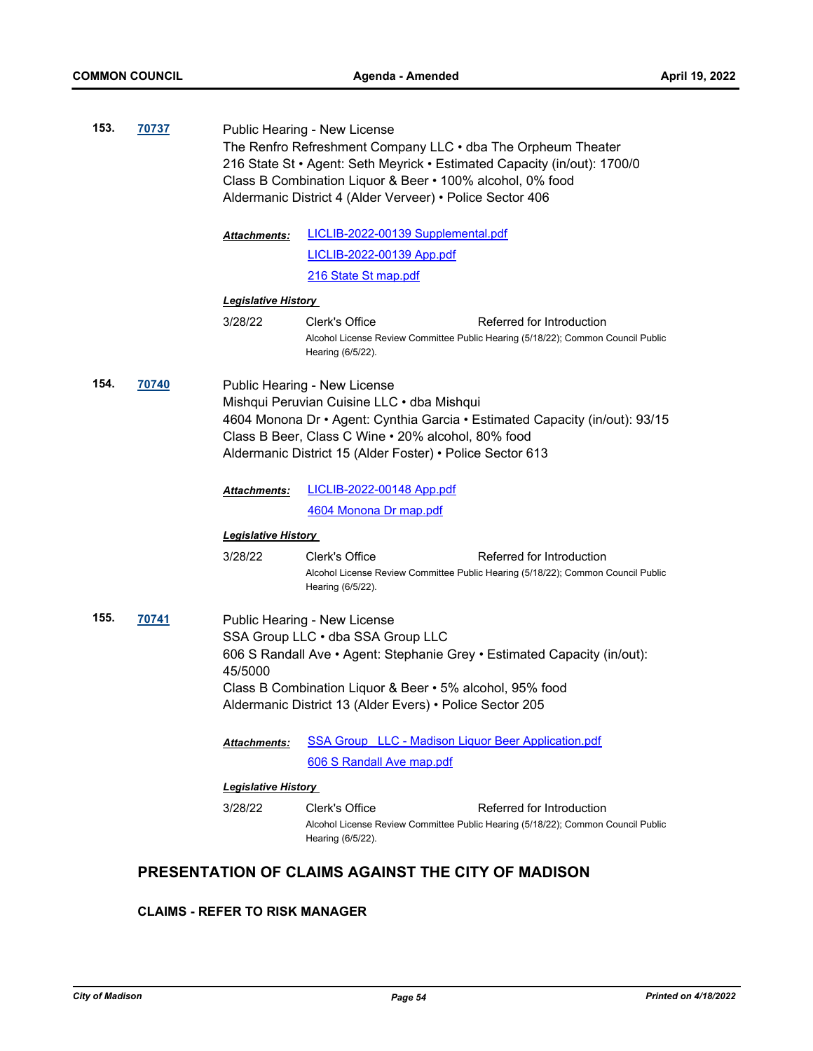**153.** **70737**

Public Hearing - New License
The Renfro Refreshment Company LLC • dba The Orpheum Theater
216 State St • Agent: Seth Meyrick • Estimated Capacity (in/out): 1700/0
Class B Combination Liquor & Beer • 100% alcohol, 0% food
Aldermanic District 4 (Alder Verveer) • Police Sector 406

***Attachments:*** LICLIB-2022-00139 Supplemental.pdf
LICLIB-2022-00139 App.pdf
216 State St map.pdf

***Legislative History***

3/28/22 Clerk's Office Referred for Introduction
Alcohol License Review Committee Public Hearing (5/18/22); Common Council Public Hearing (6/5/22).

**154.** **70740**

Public Hearing - New License
Mishqui Peruvian Cuisine LLC • dba Mishqui
4604 Monona Dr • Agent: Cynthia Garcia • Estimated Capacity (in/out): 93/15
Class B Beer, Class C Wine • 20% alcohol, 80% food
Aldermanic District 15 (Alder Foster) • Police Sector 613

***Attachments:*** LICLIB-2022-00148 App.pdf
4604 Monona Dr map.pdf

***Legislative History***

3/28/22 Clerk's Office Referred for Introduction
Alcohol License Review Committee Public Hearing (5/18/22); Common Council Public Hearing (6/5/22).

**155.** **70741**

Public Hearing - New License
SSA Group LLC • dba SSA Group LLC
606 S Randall Ave • Agent: Stephanie Grey • Estimated Capacity (in/out): 45/5000
Class B Combination Liquor & Beer • 5% alcohol, 95% food
Aldermanic District 13 (Alder Evers) • Police Sector 205

***Attachments:*** SSA Group LLC - Madison Liquor Beer Application.pdf
606 S Randall Ave map.pdf

***Legislative History***

3/28/22 Clerk's Office Referred for Introduction
Alcohol License Review Committee Public Hearing (5/18/22); Common Council Public Hearing (6/5/22).

## PRESENTATION OF CLAIMS AGAINST THE CITY OF MADISON

### CLAIMS - REFER TO RISK MANAGER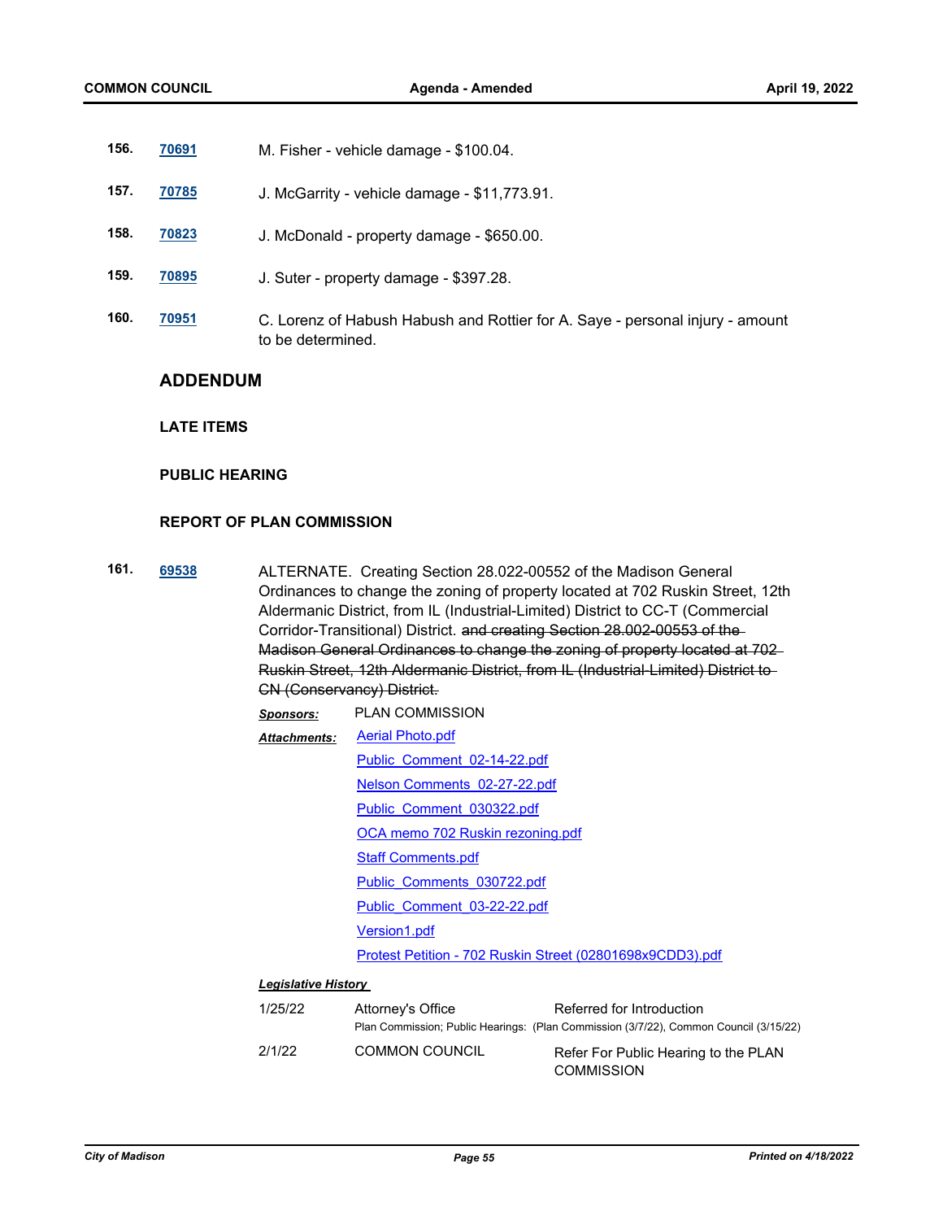156. **70691** M. Fisher - vehicle damage - $100.04.

157. **70785** J. McGarrity - vehicle damage - $11,773.91.

158. **70823** J. McDonald - property damage - $650.00.

159. **70895** J. Suter - property damage - $397.28.

160. **70951** C. Lorenz of Habush Habush and Rottier for A. Saye - personal injury - amount to be determined.

## ADDENDUM

### LATE ITEMS

### PUBLIC HEARING

### REPORT OF PLAN COMMISSION

161. **69538** ALTERNATE. Creating Section 28.022-00552 of the Madison General Ordinances to change the zoning of property located at 702 Ruskin Street, 12th Aldermanic District, from IL (Industrial-Limited) District to CC-T (Commercial Corridor-Transitional) District. ~~and creating Section 28.002-00553 of the Madison General Ordinances to change the zoning of property located at 702 Ruskin Street, 12th Aldermanic District, from IL (Industrial-Limited) District to CN (Conservancy) District.~~

***Sponsors:*** PLAN COMMISSION

***Attachments:*** Aerial Photo.pdf
Public_Comment_02-14-22.pdf
Nelson Comments_02-27-22.pdf
Public_Comment_030322.pdf
OCA memo 702 Ruskin rezoning.pdf
Staff Comments.pdf
Public_Comments_030722.pdf
Public_Comment_03-22-22.pdf
Version1.pdf
Protest Petition - 702 Ruskin Street (02801698x9CDD3).pdf

***Legislative History***

| | | |
|---|---|---|
| 1/25/22 | Attorney's Office | Referred for Introduction |
| | Plan Commission; Public Hearings: (Plan Commission (3/7/22), Common Council (3/15/22) | |
| 2/1/22 | COMMON COUNCIL | Refer For Public Hearing to the PLAN COMMISSION |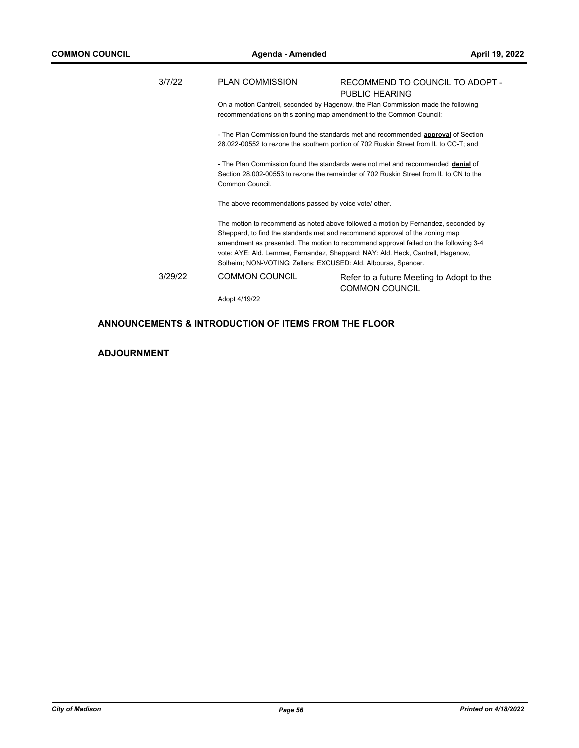| | | |
|---|---|---|
| 3/7/22 | PLAN COMMISSION | RECOMMEND TO COUNCIL TO ADOPT - PUBLIC HEARING |

On a motion Cantrell, seconded by Hagenow, the Plan Commission made the following recommendations on this zoning map amendment to the Common Council:

- The Plan Commission found the standards met and recommended **approval** of Section 28.022-00552 to rezone the southern portion of 702 Ruskin Street from IL to CC-T; and

- The Plan Commission found the standards were not met and recommended **denial** of Section 28.002-00553 to rezone the remainder of 702 Ruskin Street from IL to CN to the Common Council.

The above recommendations passed by voice vote/ other.

The motion to recommend as noted above followed a motion by Fernandez, seconded by Sheppard, to find the standards met and recommend approval of the zoning map amendment as presented. The motion to recommend approval failed on the following 3-4 vote: AYE: Ald. Lemmer, Fernandez, Sheppard; NAY: Ald. Heck, Cantrell, Hagenow, Solheim; NON-VOTING: Zellers; EXCUSED: Ald. Albouras, Spencer.

| | | |
|---|---|---|
| 3/29/22 | COMMON COUNCIL | Refer to a future Meeting to Adopt to the COMMON COUNCIL |

Adopt 4/19/22

## ANNOUNCEMENTS & INTRODUCTION OF ITEMS FROM THE FLOOR

## ADJOURNMENT